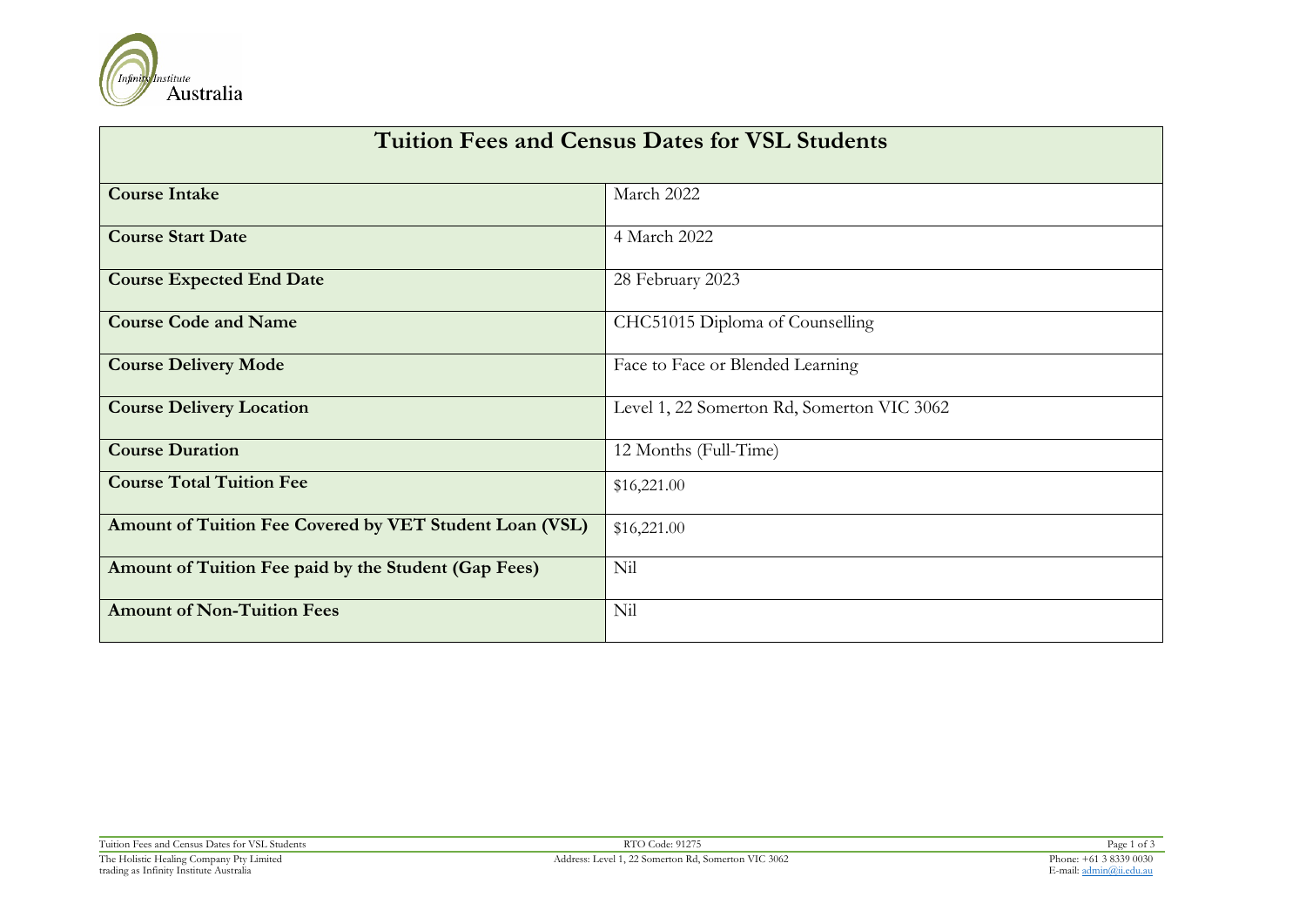| Tuition Fees and Census Dates for VSL Students | |
|---|---|
| **Course Intake** | March 2022 |
| **Course Start Date** | 4 March 2022 |
| **Course Expected End Date** | 28 February 2023 |
| **Course Code and Name** | CHC51015 Diploma of Counselling |
| **Course Delivery Mode** | Face to Face or Blended Learning |
| **Course Delivery Location** | Level 1, 22 Somerton Rd, Somerton VIC 3062 |
| **Course Duration** | 12 Months (Full-Time) |
| **Course Total Tuition Fee** | $16,221.00 |
| **Amount of Tuition Fee Covered by VET Student Loan (VSL)** | $16,221.00 |
| **Amount of Tuition Fee paid by the Student (Gap Fees)** | Nil |
| **Amount of Non-Tuition Fees** | Nil |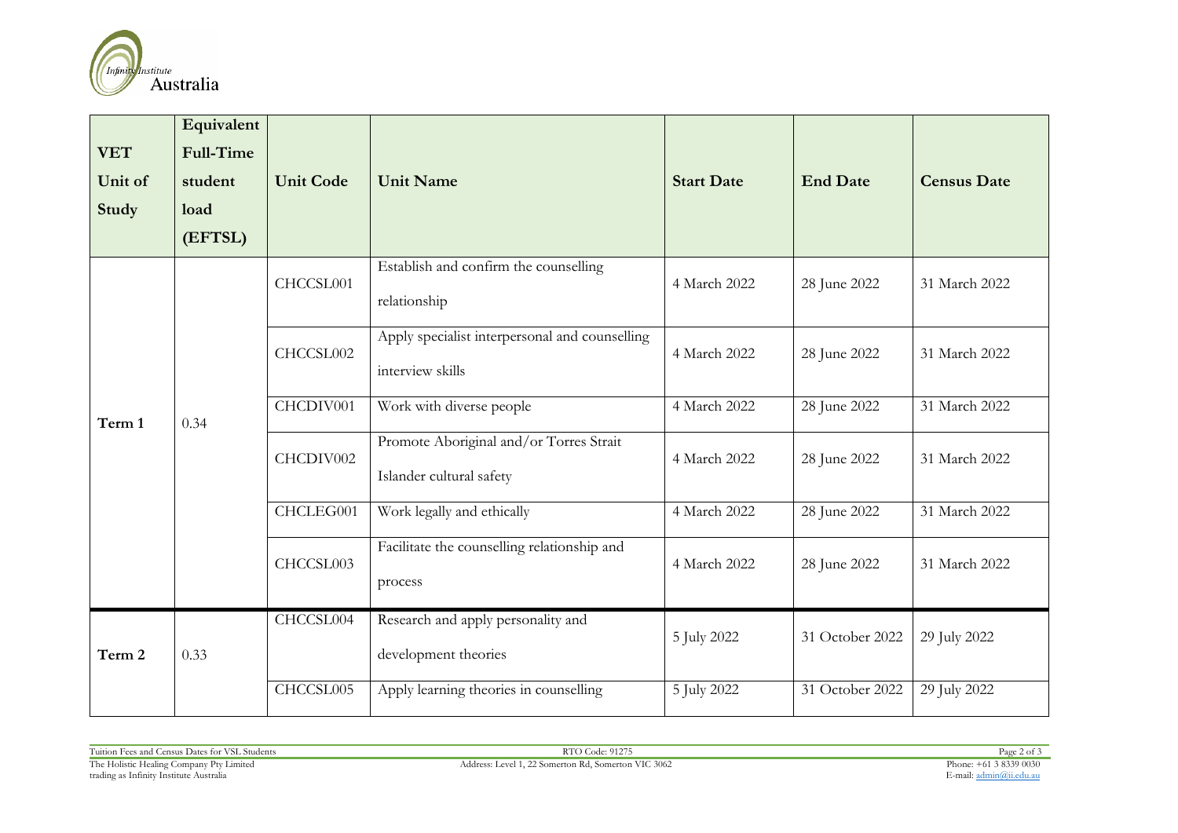| VET Unit of Study | Equivalent Full-Time student load (EFTSL) | Unit Code | Unit Name | Start Date | End Date | Census Date |
|---|---|---|---|---|---|---|
| Term 1 | 0.34 | CHCCSL001 | Establish and confirm the counselling relationship | 4 March 2022 | 28 June 2022 | 31 March 2022 |
| | | CHCCSL002 | Apply specialist interpersonal and counselling interview skills | 4 March 2022 | 28 June 2022 | 31 March 2022 |
| | | CHCDIV001 | Work with diverse people | 4 March 2022 | 28 June 2022 | 31 March 2022 |
| | | CHCDIV002 | Promote Aboriginal and/or Torres Strait Islander cultural safety | 4 March 2022 | 28 June 2022 | 31 March 2022 |
| | | CHCLEG001 | Work legally and ethically | 4 March 2022 | 28 June 2022 | 31 March 2022 |
| | | CHCCSL003 | Facilitate the counselling relationship and process | 4 March 2022 | 28 June 2022 | 31 March 2022 |
| Term 2 | 0.33 | CHCCSL004 | Research and apply personality and development theories | 5 July 2022 | 31 October 2022 | 29 July 2022 |
| | | CHCCSL005 | Apply learning theories in counselling | 5 July 2022 | 31 October 2022 | 29 July 2022 |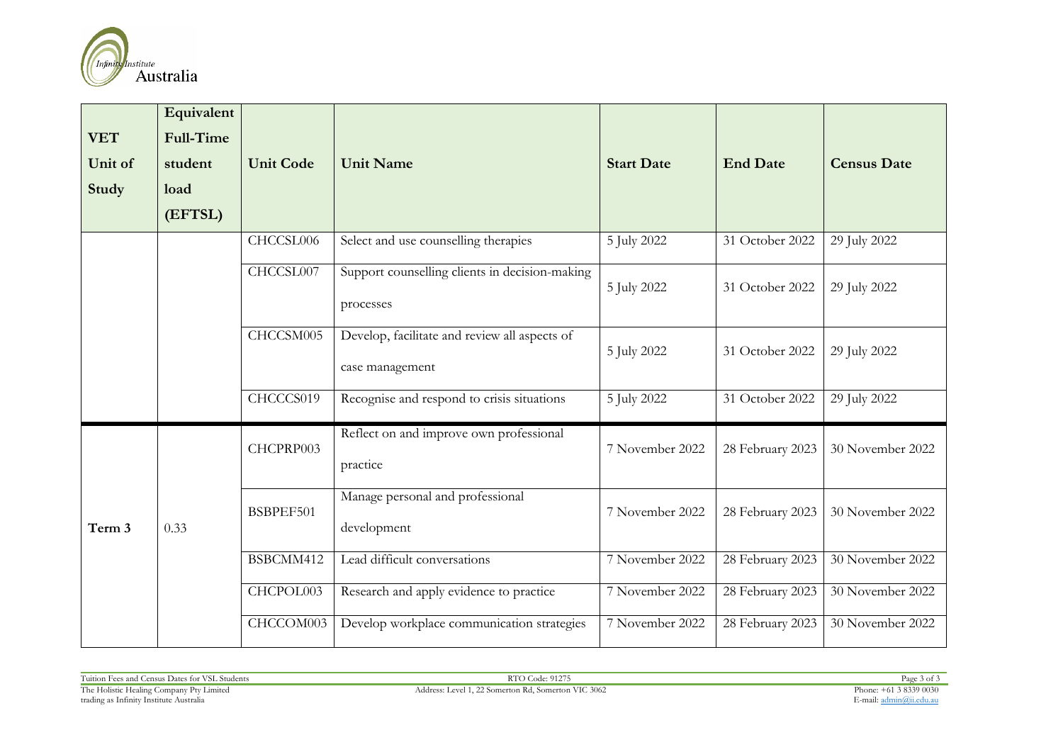| VET Unit of Study | Equivalent Full-Time student load (EFTSL) | Unit Code | Unit Name | Start Date | End Date | Census Date |
|---|---|---|---|---|---|---|
| | | CHCCSL006 | Select and use counselling therapies | 5 July 2022 | 31 October 2022 | 29 July 2022 |
| | | CHCCSL007 | Support counselling clients in decision-making processes | 5 July 2022 | 31 October 2022 | 29 July 2022 |
| | | CHCCSM005 | Develop, facilitate and review all aspects of case management | 5 July 2022 | 31 October 2022 | 29 July 2022 |
| | | CHCCCS019 | Recognise and respond to crisis situations | 5 July 2022 | 31 October 2022 | 29 July 2022 |
| Term 3 | 0.33 | CHCPRP003 | Reflect on and improve own professional practice | 7 November 2022 | 28 February 2023 | 30 November 2022 |
| | | BSBPEF501 | Manage personal and professional development | 7 November 2022 | 28 February 2023 | 30 November 2022 |
| | | BSBCMM412 | Lead difficult conversations | 7 November 2022 | 28 February 2023 | 30 November 2022 |
| | | CHCPOL003 | Research and apply evidence to practice | 7 November 2022 | 28 February 2023 | 30 November 2022 |
| | | CHCCOM003 | Develop workplace communication strategies | 7 November 2022 | 28 February 2023 | 30 November 2022 |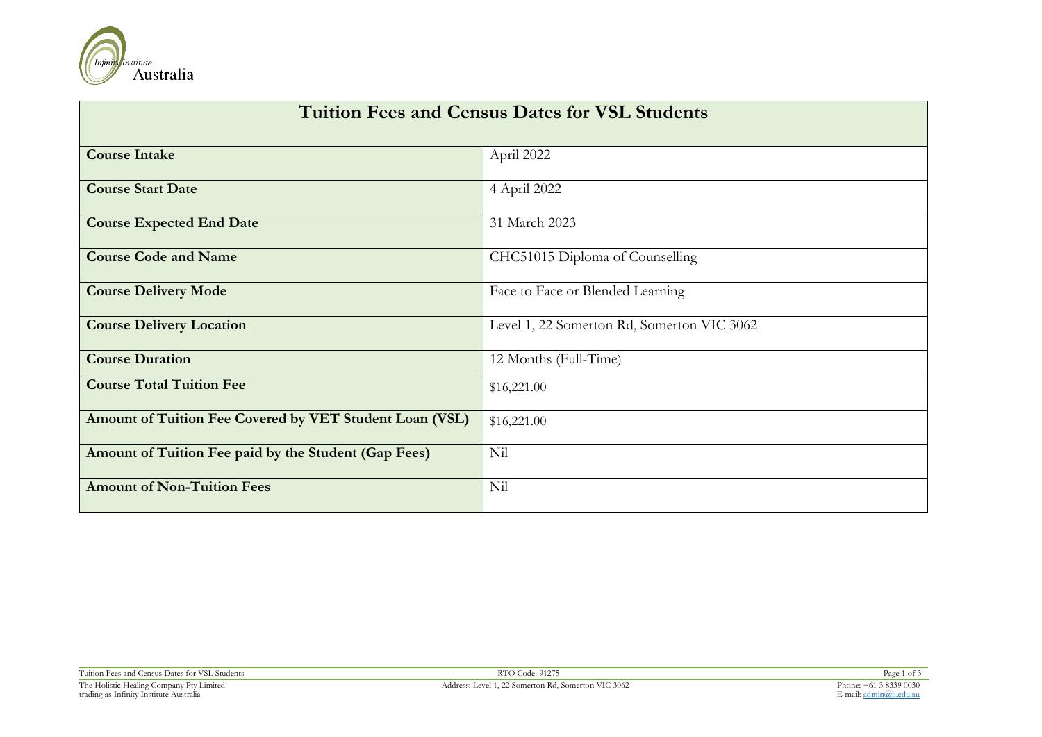| Tuition Fees and Census Dates for VSL Students | |
|---|---|
| **Course Intake** | April 2022 |
| **Course Start Date** | 4 April 2022 |
| **Course Expected End Date** | 31 March 2023 |
| **Course Code and Name** | CHC51015 Diploma of Counselling |
| **Course Delivery Mode** | Face to Face or Blended Learning |
| **Course Delivery Location** | Level 1, 22 Somerton Rd, Somerton VIC 3062 |
| **Course Duration** | 12 Months (Full-Time) |
| **Course Total Tuition Fee** | $16,221.00 |
| **Amount of Tuition Fee Covered by VET Student Loan (VSL)** | $16,221.00 |
| **Amount of Tuition Fee paid by the Student (Gap Fees)** | Nil |
| **Amount of Non-Tuition Fees** | Nil |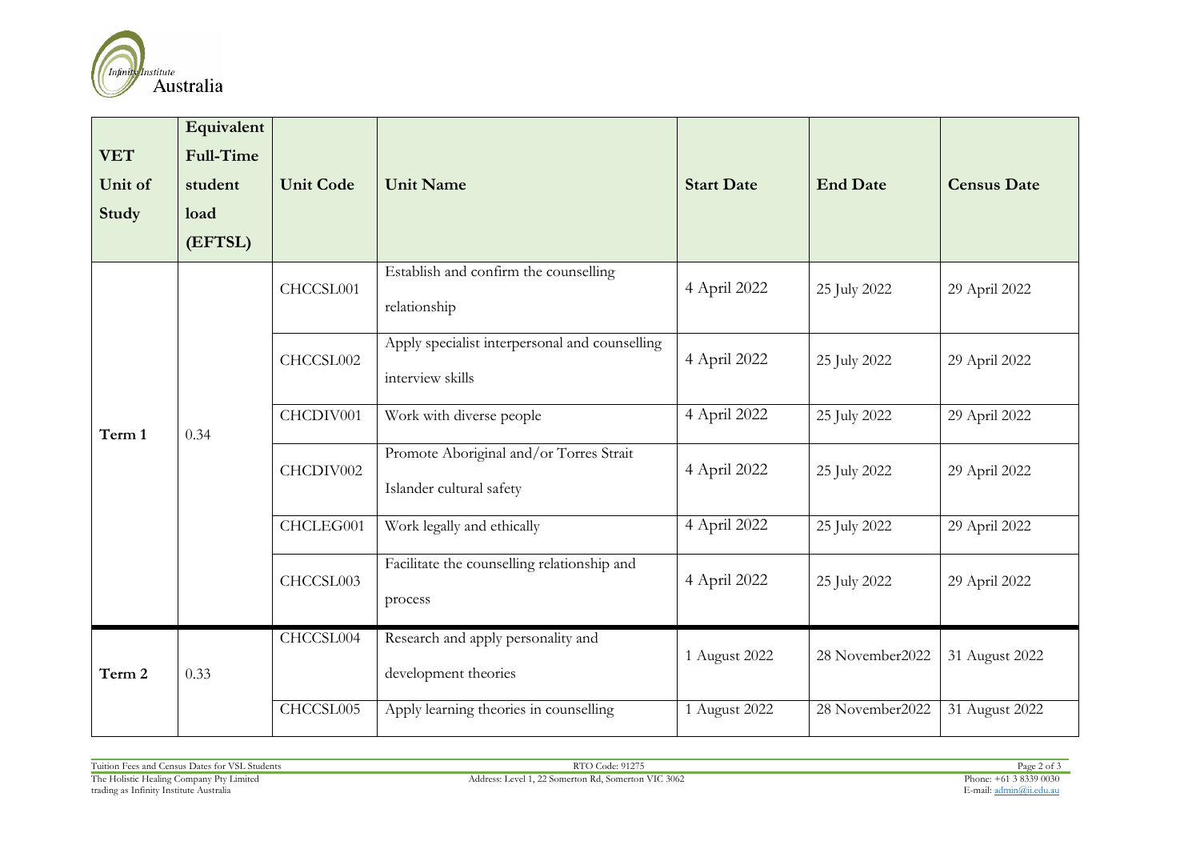| VET Unit of Study | Equivalent Full-Time student load (EFTSL) | Unit Code | Unit Name | Start Date | End Date | Census Date |
|---|---|---|---|---|---|---|
| Term 1 | 0.34 | CHCCSL001 | Establish and confirm the counselling relationship | 4 April 2022 | 25 July 2022 | 29 April 2022 |
| | | CHCCSL002 | Apply specialist interpersonal and counselling interview skills | 4 April 2022 | 25 July 2022 | 29 April 2022 |
| | | CHCDIV001 | Work with diverse people | 4 April 2022 | 25 July 2022 | 29 April 2022 |
| | | CHCDIV002 | Promote Aboriginal and/or Torres Strait Islander cultural safety | 4 April 2022 | 25 July 2022 | 29 April 2022 |
| | | CHCLEG001 | Work legally and ethically | 4 April 2022 | 25 July 2022 | 29 April 2022 |
| | | CHCCSL003 | Facilitate the counselling relationship and process | 4 April 2022 | 25 July 2022 | 29 April 2022 |
| Term 2 | 0.33 | CHCCSL004 | Research and apply personality and development theories | 1 August 2022 | 28 November2022 | 31 August 2022 |
| | | CHCCSL005 | Apply learning theories in counselling | 1 August 2022 | 28 November2022 | 31 August 2022 |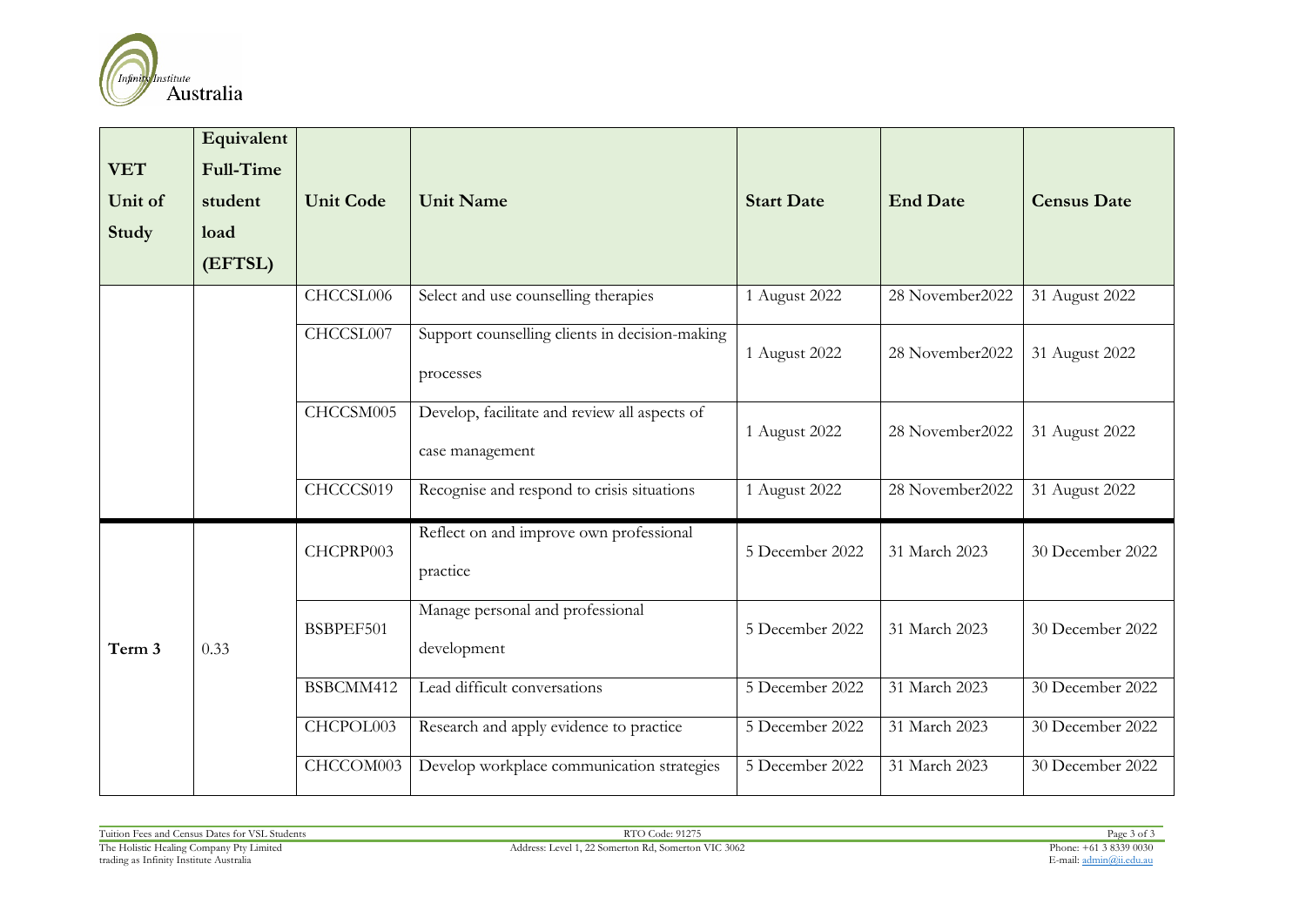| VET Unit of Study | Equivalent Full-Time student load (EFTSL) | Unit Code | Unit Name | Start Date | End Date | Census Date |
|---|---|---|---|---|---|---|
| | | CHCCSL006 | Select and use counselling therapies | 1 August 2022 | 28 November2022 | 31 August 2022 |
| | | CHCCSL007 | Support counselling clients in decision-making processes | 1 August 2022 | 28 November2022 | 31 August 2022 |
| | | CHCCSM005 | Develop, facilitate and review all aspects of case management | 1 August 2022 | 28 November2022 | 31 August 2022 |
| | | CHCCCS019 | Recognise and respond to crisis situations | 1 August 2022 | 28 November2022 | 31 August 2022 |
| Term 3 | 0.33 | CHCPRP003 | Reflect on and improve own professional practice | 5 December 2022 | 31 March 2023 | 30 December 2022 |
| | | BSBPEF501 | Manage personal and professional development | 5 December 2022 | 31 March 2023 | 30 December 2022 |
| | | BSBCMM412 | Lead difficult conversations | 5 December 2022 | 31 March 2023 | 30 December 2022 |
| | | CHCPOL003 | Research and apply evidence to practice | 5 December 2022 | 31 March 2023 | 30 December 2022 |
| | | CHCCOM003 | Develop workplace communication strategies | 5 December 2022 | 31 March 2023 | 30 December 2022 |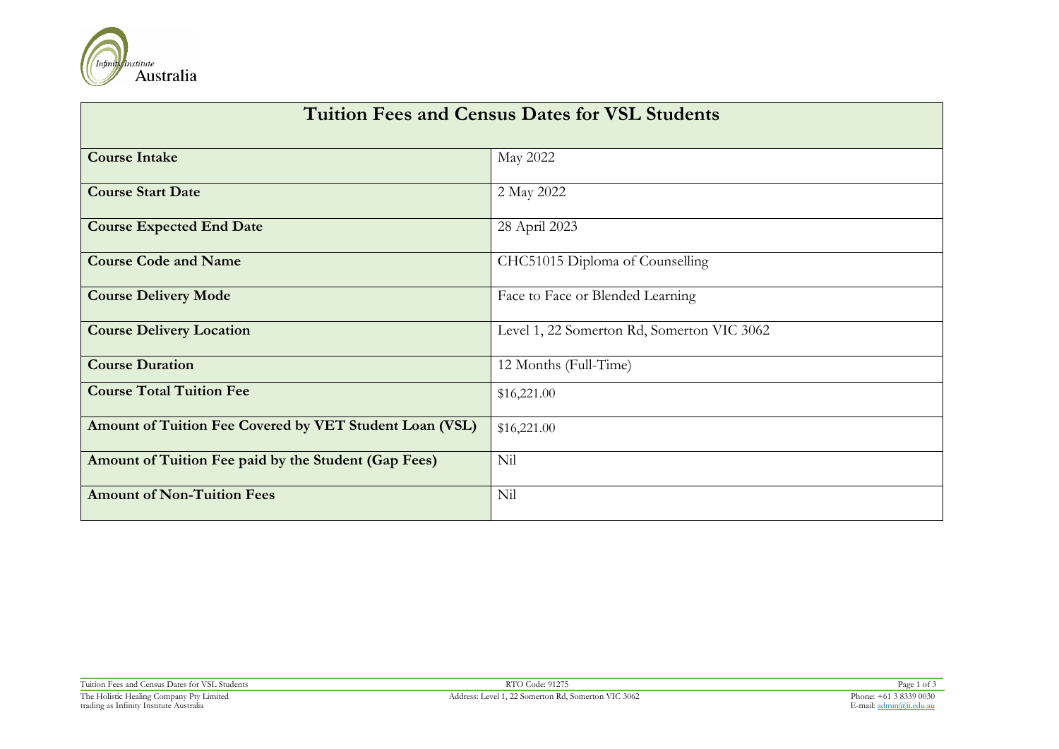| Tuition Fees and Census Dates for VSL Students | |
|---|---|
| **Course Intake** | May 2022 |
| **Course Start Date** | 2 May 2022 |
| **Course Expected End Date** | 28 April 2023 |
| **Course Code and Name** | CHC51015 Diploma of Counselling |
| **Course Delivery Mode** | Face to Face or Blended Learning |
| **Course Delivery Location** | Level 1, 22 Somerton Rd, Somerton VIC 3062 |
| **Course Duration** | 12 Months (Full-Time) |
| **Course Total Tuition Fee** | $16,221.00 |
| **Amount of Tuition Fee Covered by VET Student Loan (VSL)** | $16,221.00 |
| **Amount of Tuition Fee paid by the Student (Gap Fees)** | Nil |
| **Amount of Non-Tuition Fees** | Nil |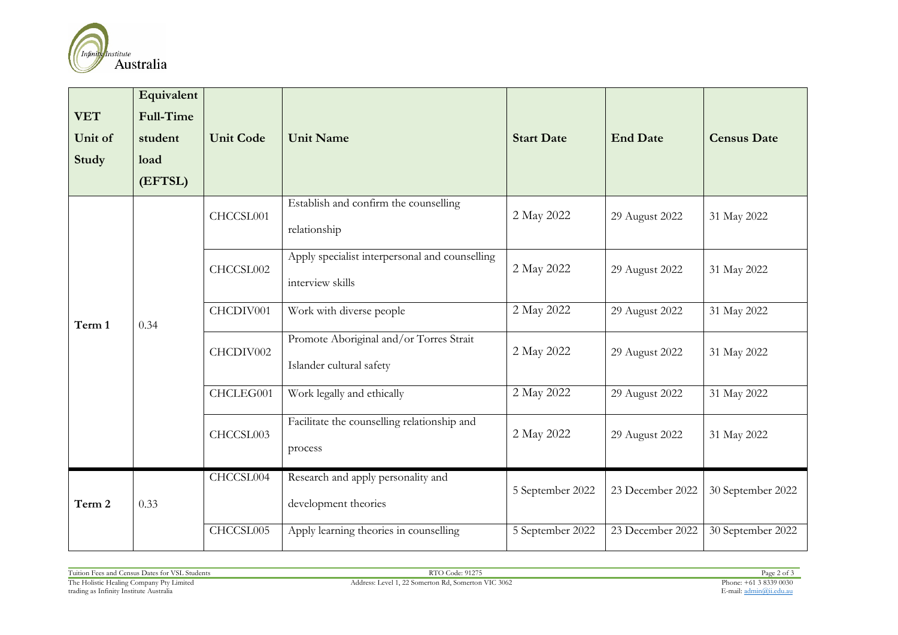| VET Unit of Study | Equivalent Full-Time student load (EFTSL) | Unit Code | Unit Name | Start Date | End Date | Census Date |
|---|---|---|---|---|---|---|
| Term 1 | 0.34 | CHCCSL001 | Establish and confirm the counselling relationship | 2 May 2022 | 29 August 2022 | 31 May 2022 |
| | | CHCCSL002 | Apply specialist interpersonal and counselling interview skills | 2 May 2022 | 29 August 2022 | 31 May 2022 |
| | | CHCDIV001 | Work with diverse people | 2 May 2022 | 29 August 2022 | 31 May 2022 |
| | | CHCDIV002 | Promote Aboriginal and/or Torres Strait Islander cultural safety | 2 May 2022 | 29 August 2022 | 31 May 2022 |
| | | CHCLEG001 | Work legally and ethically | 2 May 2022 | 29 August 2022 | 31 May 2022 |
| | | CHCCSL003 | Facilitate the counselling relationship and process | 2 May 2022 | 29 August 2022 | 31 May 2022 |
| Term 2 | 0.33 | CHCCSL004 | Research and apply personality and development theories | 5 September 2022 | 23 December 2022 | 30 September 2022 |
| | | CHCCSL005 | Apply learning theories in counselling | 5 September 2022 | 23 December 2022 | 30 September 2022 |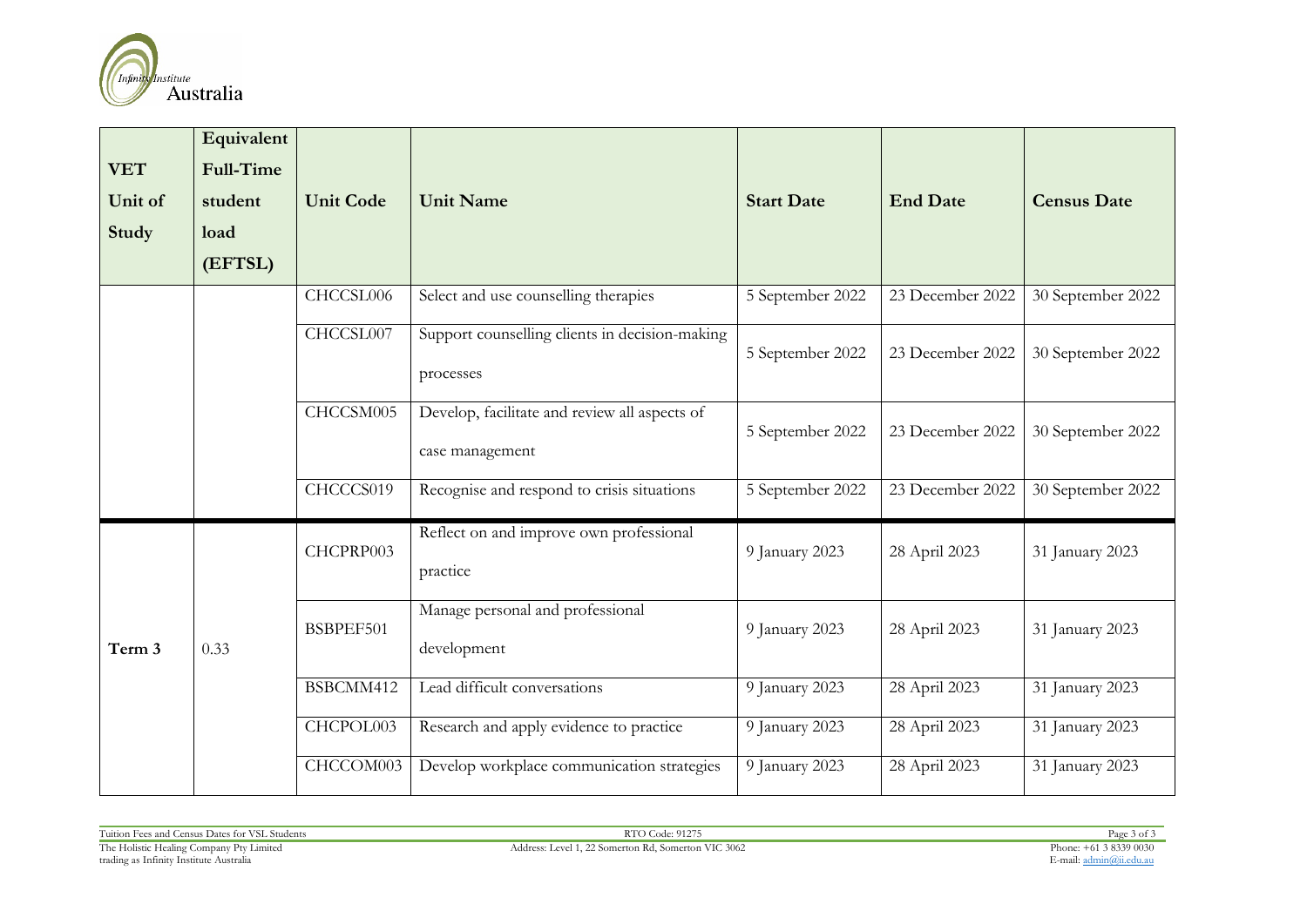| VET Unit of Study | Equivalent Full-Time student load (EFTSL) | Unit Code | Unit Name | Start Date | End Date | Census Date |
|---|---|---|---|---|---|---|
| | | CHCCSL006 | Select and use counselling therapies | 5 September 2022 | 23 December 2022 | 30 September 2022 |
| | | CHCCSL007 | Support counselling clients in decision-making processes | 5 September 2022 | 23 December 2022 | 30 September 2022 |
| | | CHCCSM005 | Develop, facilitate and review all aspects of case management | 5 September 2022 | 23 December 2022 | 30 September 2022 |
| | | CHCCCS019 | Recognise and respond to crisis situations | 5 September 2022 | 23 December 2022 | 30 September 2022 |
| Term 3 | 0.33 | CHCPRP003 | Reflect on and improve own professional practice | 9 January 2023 | 28 April 2023 | 31 January 2023 |
| | | BSBPEF501 | Manage personal and professional development | 9 January 2023 | 28 April 2023 | 31 January 2023 |
| | | BSBCMM412 | Lead difficult conversations | 9 January 2023 | 28 April 2023 | 31 January 2023 |
| | | CHCPOL003 | Research and apply evidence to practice | 9 January 2023 | 28 April 2023 | 31 January 2023 |
| | | CHCCOM003 | Develop workplace communication strategies | 9 January 2023 | 28 April 2023 | 31 January 2023 |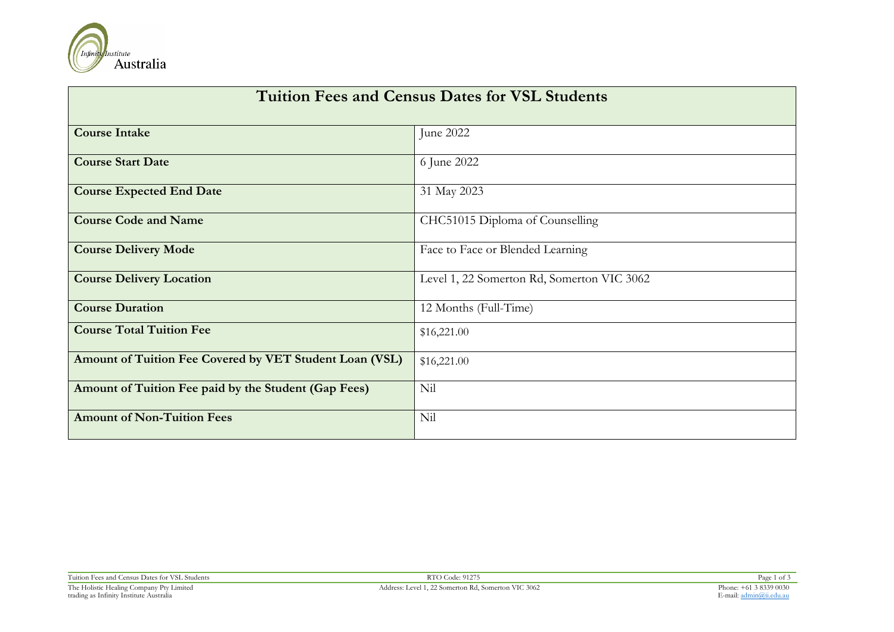| Tuition Fees and Census Dates for VSL Students | |
|---|---|
| **Course Intake** | June 2022 |
| **Course Start Date** | 6 June 2022 |
| **Course Expected End Date** | 31 May 2023 |
| **Course Code and Name** | CHC51015 Diploma of Counselling |
| **Course Delivery Mode** | Face to Face or Blended Learning |
| **Course Delivery Location** | Level 1, 22 Somerton Rd, Somerton VIC 3062 |
| **Course Duration** | 12 Months (Full-Time) |
| **Course Total Tuition Fee** | $16,221.00 |
| **Amount of Tuition Fee Covered by VET Student Loan (VSL)** | $16,221.00 |
| **Amount of Tuition Fee paid by the Student (Gap Fees)** | Nil |
| **Amount of Non-Tuition Fees** | Nil |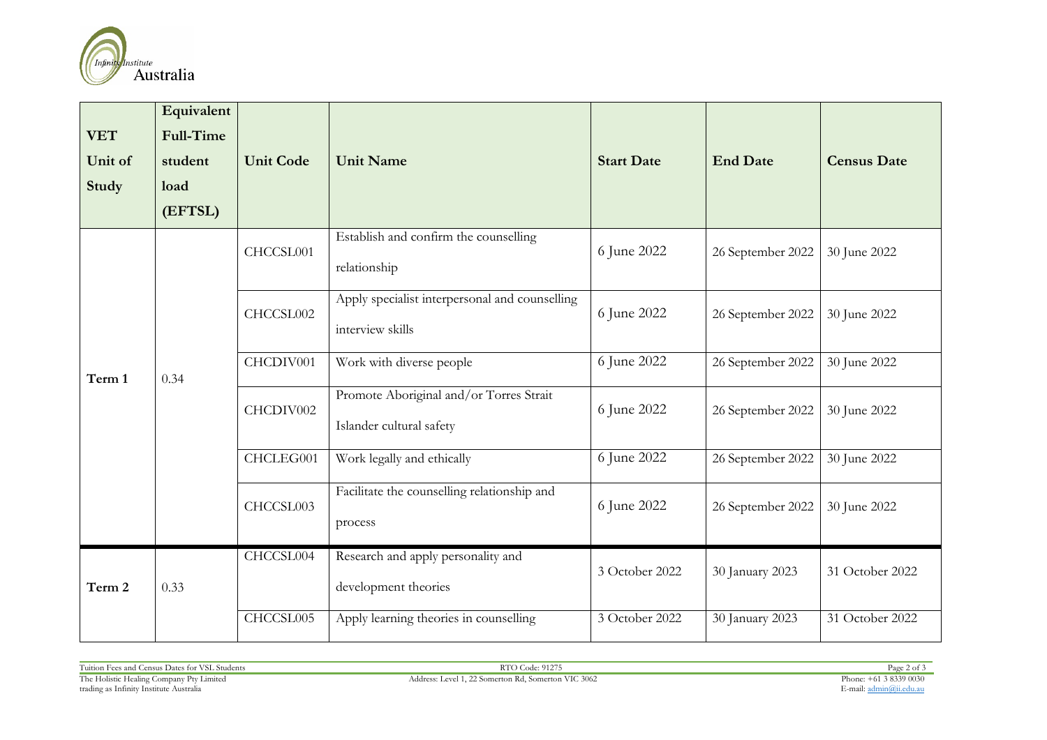| VET Unit of Study | Equivalent Full-Time student load (EFTSL) | Unit Code | Unit Name | Start Date | End Date | Census Date |
|---|---|---|---|---|---|---|
| Term 1 | 0.34 | CHCCSL001 | Establish and confirm the counselling relationship | 6 June 2022 | 26 September 2022 | 30 June 2022 |
| | | CHCCSL002 | Apply specialist interpersonal and counselling interview skills | 6 June 2022 | 26 September 2022 | 30 June 2022 |
| | | CHCDIV001 | Work with diverse people | 6 June 2022 | 26 September 2022 | 30 June 2022 |
| | | CHCDIV002 | Promote Aboriginal and/or Torres Strait Islander cultural safety | 6 June 2022 | 26 September 2022 | 30 June 2022 |
| | | CHCLEG001 | Work legally and ethically | 6 June 2022 | 26 September 2022 | 30 June 2022 |
| | | CHCCSL003 | Facilitate the counselling relationship and process | 6 June 2022 | 26 September 2022 | 30 June 2022 |
| Term 2 | 0.33 | CHCCSL004 | Research and apply personality and development theories | 3 October 2022 | 30 January 2023 | 31 October 2022 |
| | | CHCCSL005 | Apply learning theories in counselling | 3 October 2022 | 30 January 2023 | 31 October 2022 |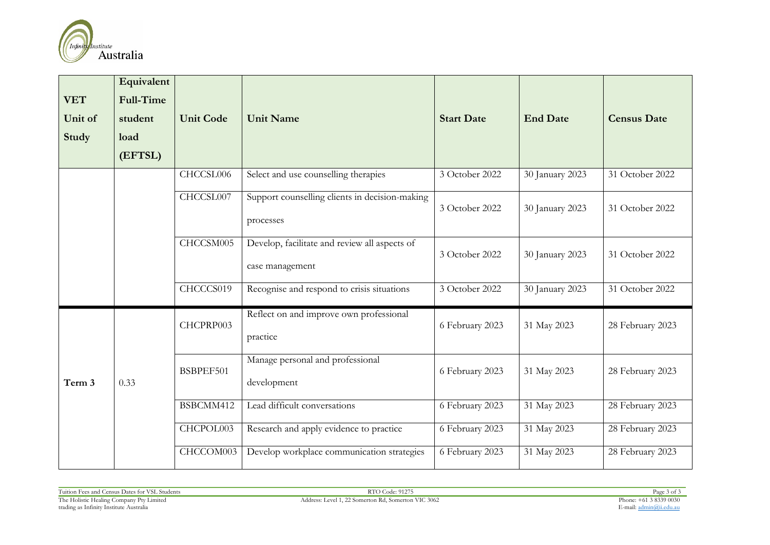| VET Unit of Study | Equivalent Full-Time student load (EFTSL) | Unit Code | Unit Name | Start Date | End Date | Census Date |
|---|---|---|---|---|---|---|
| | | CHCCSL006 | Select and use counselling therapies | 3 October 2022 | 30 January 2023 | 31 October 2022 |
| | | CHCCSL007 | Support counselling clients in decision-making processes | 3 October 2022 | 30 January 2023 | 31 October 2022 |
| | | CHCCSM005 | Develop, facilitate and review all aspects of case management | 3 October 2022 | 30 January 2023 | 31 October 2022 |
| | | CHCCCS019 | Recognise and respond to crisis situations | 3 October 2022 | 30 January 2023 | 31 October 2022 |
| Term 3 | 0.33 | CHCPRP003 | Reflect on and improve own professional practice | 6 February 2023 | 31 May 2023 | 28 February 2023 |
| | | BSBPEF501 | Manage personal and professional development | 6 February 2023 | 31 May 2023 | 28 February 2023 |
| | | BSBCMM412 | Lead difficult conversations | 6 February 2023 | 31 May 2023 | 28 February 2023 |
| | | CHCPOL003 | Research and apply evidence to practice | 6 February 2023 | 31 May 2023 | 28 February 2023 |
| | | CHCCOM003 | Develop workplace communication strategies | 6 February 2023 | 31 May 2023 | 28 February 2023 |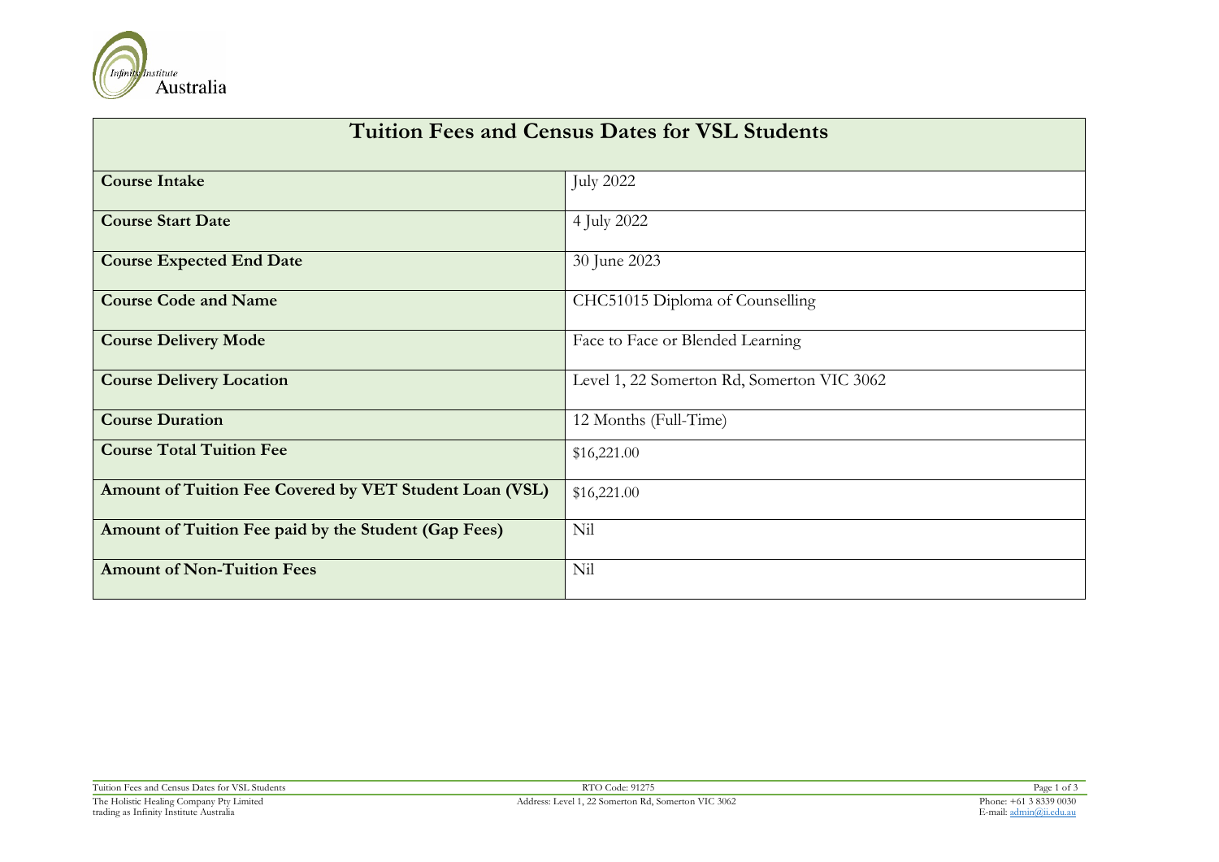| Tuition Fees and Census Dates for VSL Students | |
|---|---|
| **Course Intake** | July 2022 |
| **Course Start Date** | 4 July 2022 |
| **Course Expected End Date** | 30 June 2023 |
| **Course Code and Name** | CHC51015 Diploma of Counselling |
| **Course Delivery Mode** | Face to Face or Blended Learning |
| **Course Delivery Location** | Level 1, 22 Somerton Rd, Somerton VIC 3062 |
| **Course Duration** | 12 Months (Full-Time) |
| **Course Total Tuition Fee** | $16,221.00 |
| **Amount of Tuition Fee Covered by VET Student Loan (VSL)** | $16,221.00 |
| **Amount of Tuition Fee paid by the Student (Gap Fees)** | Nil |
| **Amount of Non-Tuition Fees** | Nil |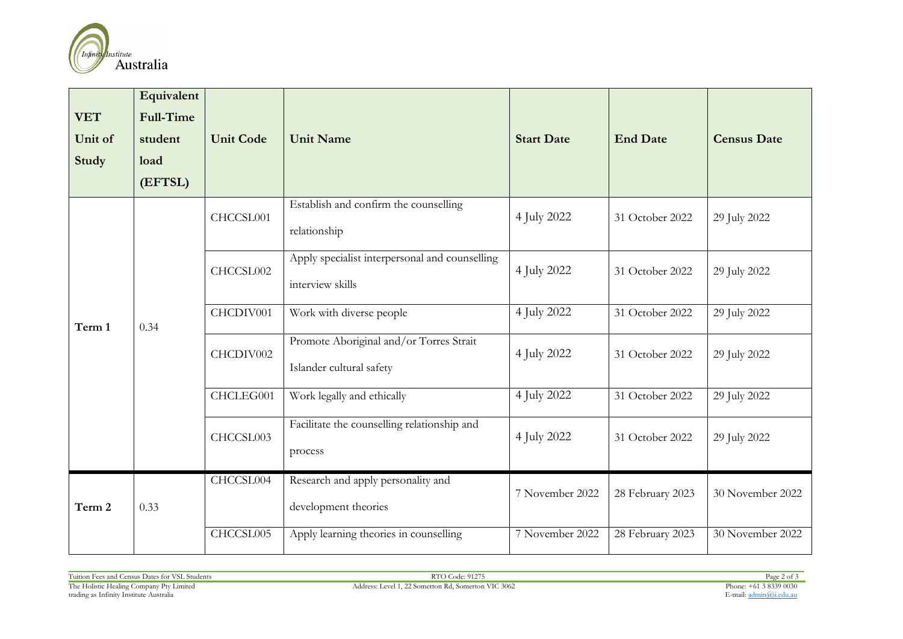| VET Unit of Study | Equivalent Full-Time student load (EFTSL) | Unit Code | Unit Name | Start Date | End Date | Census Date |
|---|---|---|---|---|---|---|
| Term 1 | 0.34 | CHCCSL001 | Establish and confirm the counselling relationship | 4 July 2022 | 31 October 2022 | 29 July 2022 |
| | | CHCCSL002 | Apply specialist interpersonal and counselling interview skills | 4 July 2022 | 31 October 2022 | 29 July 2022 |
| | | CHCDIV001 | Work with diverse people | 4 July 2022 | 31 October 2022 | 29 July 2022 |
| | | CHCDIV002 | Promote Aboriginal and/or Torres Strait Islander cultural safety | 4 July 2022 | 31 October 2022 | 29 July 2022 |
| | | CHCLEG001 | Work legally and ethically | 4 July 2022 | 31 October 2022 | 29 July 2022 |
| | | CHCCSL003 | Facilitate the counselling relationship and process | 4 July 2022 | 31 October 2022 | 29 July 2022 |
| Term 2 | 0.33 | CHCCSL004 | Research and apply personality and development theories | 7 November 2022 | 28 February 2023 | 30 November 2022 |
| | | CHCCSL005 | Apply learning theories in counselling | 7 November 2022 | 28 February 2023 | 30 November 2022 |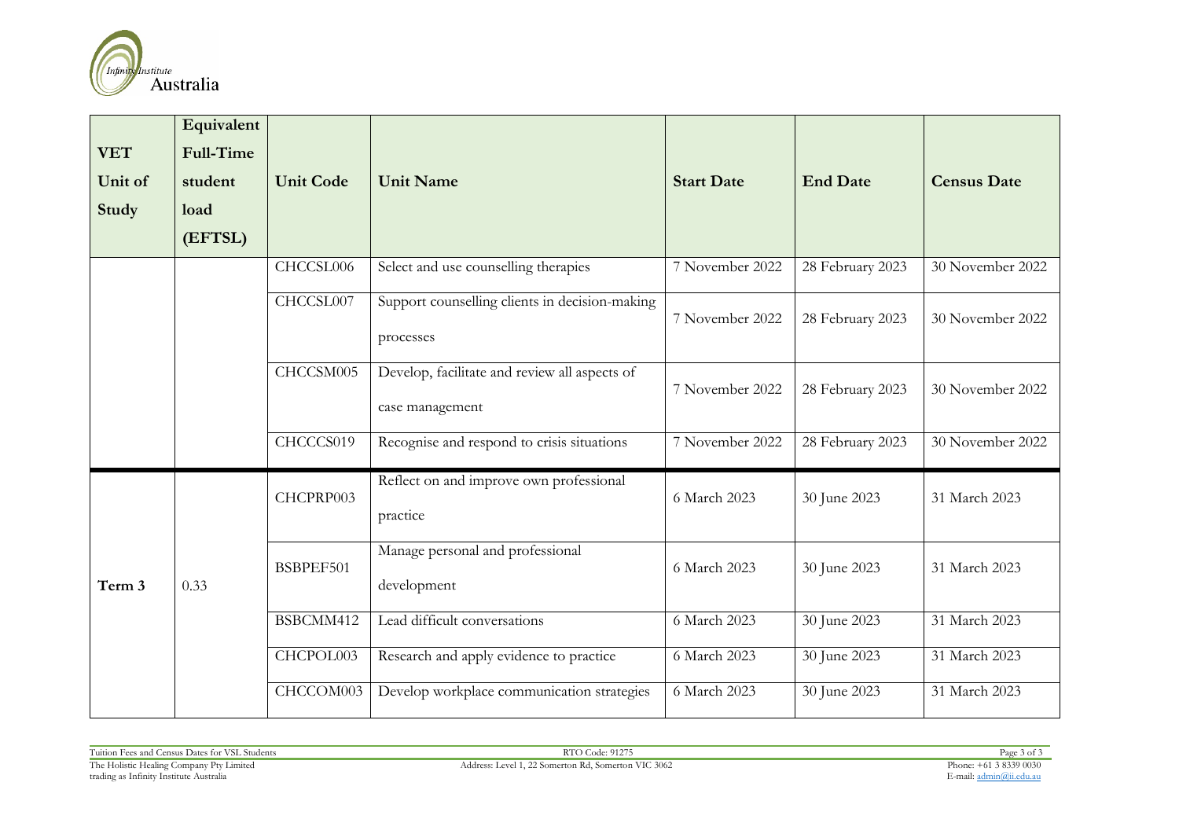| VET Unit of Study | Equivalent Full-Time student load (EFTSL) | Unit Code | Unit Name | Start Date | End Date | Census Date |
|---|---|---|---|---|---|---|
| | | CHCCSL006 | Select and use counselling therapies | 7 November 2022 | 28 February 2023 | 30 November 2022 |
| | | CHCCSL007 | Support counselling clients in decision-making processes | 7 November 2022 | 28 February 2023 | 30 November 2022 |
| | | CHCCSM005 | Develop, facilitate and review all aspects of case management | 7 November 2022 | 28 February 2023 | 30 November 2022 |
| | | CHCCCS019 | Recognise and respond to crisis situations | 7 November 2022 | 28 February 2023 | 30 November 2022 |
| Term 3 | 0.33 | CHCPRP003 | Reflect on and improve own professional practice | 6 March 2023 | 30 June 2023 | 31 March 2023 |
| | | BSBPEF501 | Manage personal and professional development | 6 March 2023 | 30 June 2023 | 31 March 2023 |
| | | BSBCMM412 | Lead difficult conversations | 6 March 2023 | 30 June 2023 | 31 March 2023 |
| | | CHCPOL003 | Research and apply evidence to practice | 6 March 2023 | 30 June 2023 | 31 March 2023 |
| | | CHCCOM003 | Develop workplace communication strategies | 6 March 2023 | 30 June 2023 | 31 March 2023 |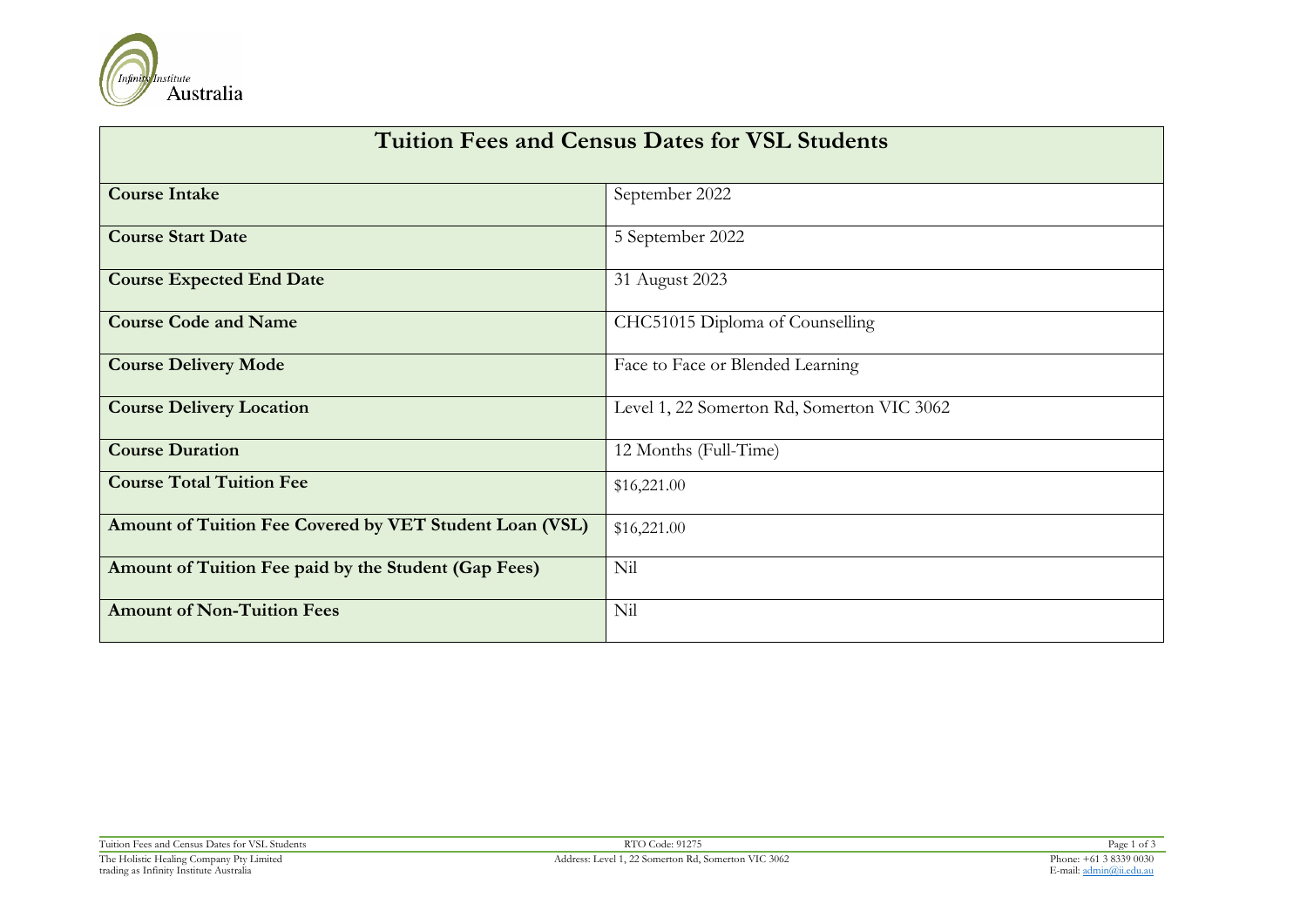| **Tuition Fees and Census Dates for VSL Students** | |
|---|---|
| **Course Intake** | September 2022 |
| **Course Start Date** | 5 September 2022 |
| **Course Expected End Date** | 31 August 2023 |
| **Course Code and Name** | CHC51015 Diploma of Counselling |
| **Course Delivery Mode** | Face to Face or Blended Learning |
| **Course Delivery Location** | Level 1, 22 Somerton Rd, Somerton VIC 3062 |
| **Course Duration** | 12 Months (Full-Time) |
| **Course Total Tuition Fee** | $16,221.00 |
| **Amount of Tuition Fee Covered by VET Student Loan (VSL)** | $16,221.00 |
| **Amount of Tuition Fee paid by the Student (Gap Fees)** | Nil |
| **Amount of Non-Tuition Fees** | Nil |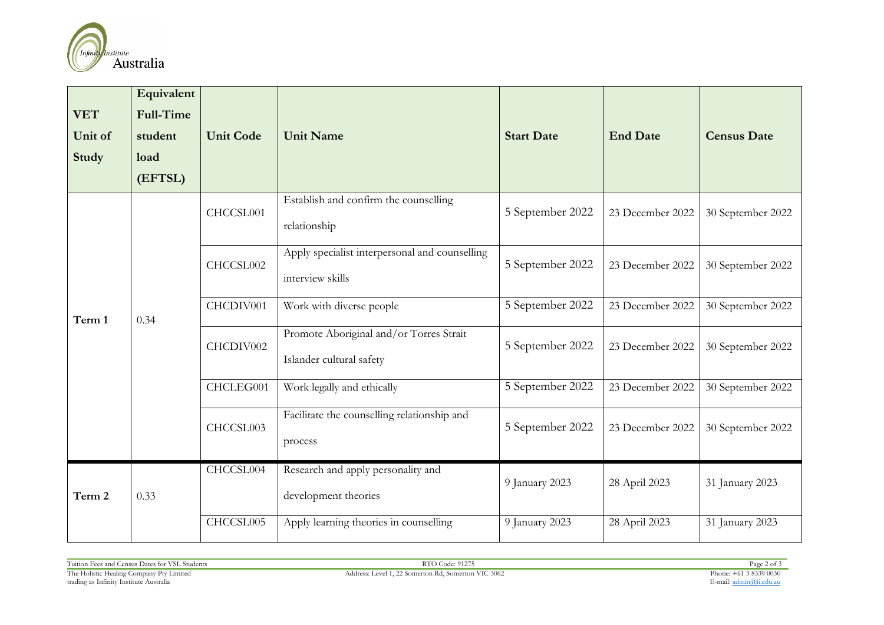| VET Unit of Study | Equivalent Full-Time student load (EFTSL) | Unit Code | Unit Name | Start Date | End Date | Census Date |
|---|---|---|---|---|---|---|
| Term 1 | 0.34 | CHCCSL001 | Establish and confirm the counselling relationship | 5 September 2022 | 23 December 2022 | 30 September 2022 |
| | | CHCCSL002 | Apply specialist interpersonal and counselling interview skills | 5 September 2022 | 23 December 2022 | 30 September 2022 |
| | | CHCDIV001 | Work with diverse people | 5 September 2022 | 23 December 2022 | 30 September 2022 |
| | | CHCDIV002 | Promote Aboriginal and/or Torres Strait Islander cultural safety | 5 September 2022 | 23 December 2022 | 30 September 2022 |
| | | CHCLEG001 | Work legally and ethically | 5 September 2022 | 23 December 2022 | 30 September 2022 |
| | | CHCCSL003 | Facilitate the counselling relationship and process | 5 September 2022 | 23 December 2022 | 30 September 2022 |
| Term 2 | 0.33 | CHCCSL004 | Research and apply personality and development theories | 9 January 2023 | 28 April 2023 | 31 January 2023 |
| | | CHCCSL005 | Apply learning theories in counselling | 9 January 2023 | 28 April 2023 | 31 January 2023 |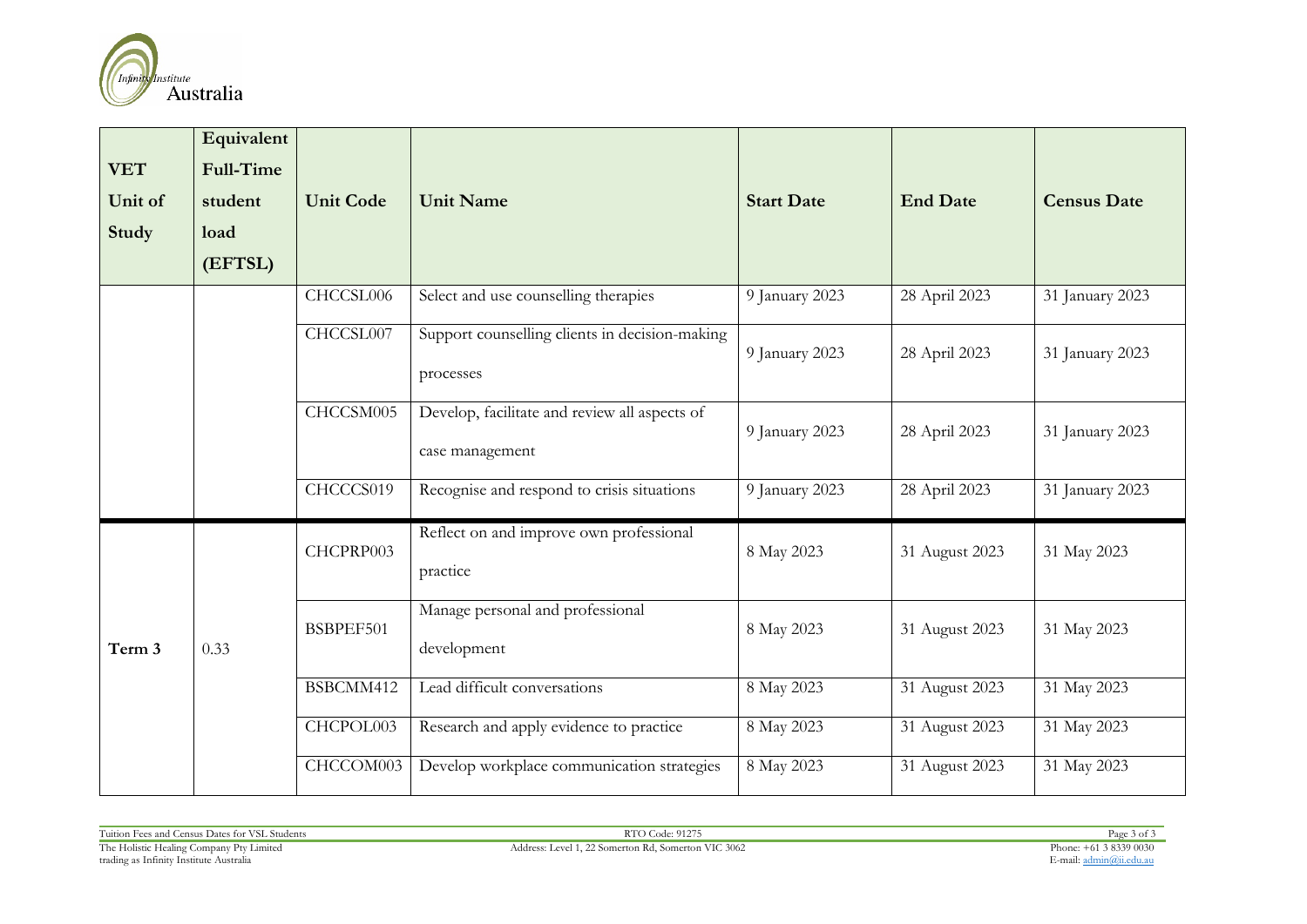| VET Unit of Study | Equivalent Full-Time student load (EFTSL) | Unit Code | Unit Name | Start Date | End Date | Census Date |
|---|---|---|---|---|---|---|
| | | CHCCSL006 | Select and use counselling therapies | 9 January 2023 | 28 April 2023 | 31 January 2023 |
| | | CHCCSL007 | Support counselling clients in decision-making processes | 9 January 2023 | 28 April 2023 | 31 January 2023 |
| | | CHCCSM005 | Develop, facilitate and review all aspects of case management | 9 January 2023 | 28 April 2023 | 31 January 2023 |
| | | CHCCCS019 | Recognise and respond to crisis situations | 9 January 2023 | 28 April 2023 | 31 January 2023 |
| Term 3 | 0.33 | CHCPRP003 | Reflect on and improve own professional practice | 8 May 2023 | 31 August 2023 | 31 May 2023 |
| | | BSBPEF501 | Manage personal and professional development | 8 May 2023 | 31 August 2023 | 31 May 2023 |
| | | BSBCMM412 | Lead difficult conversations | 8 May 2023 | 31 August 2023 | 31 May 2023 |
| | | CHCPOL003 | Research and apply evidence to practice | 8 May 2023 | 31 August 2023 | 31 May 2023 |
| | | CHCCOM003 | Develop workplace communication strategies | 8 May 2023 | 31 August 2023 | 31 May 2023 |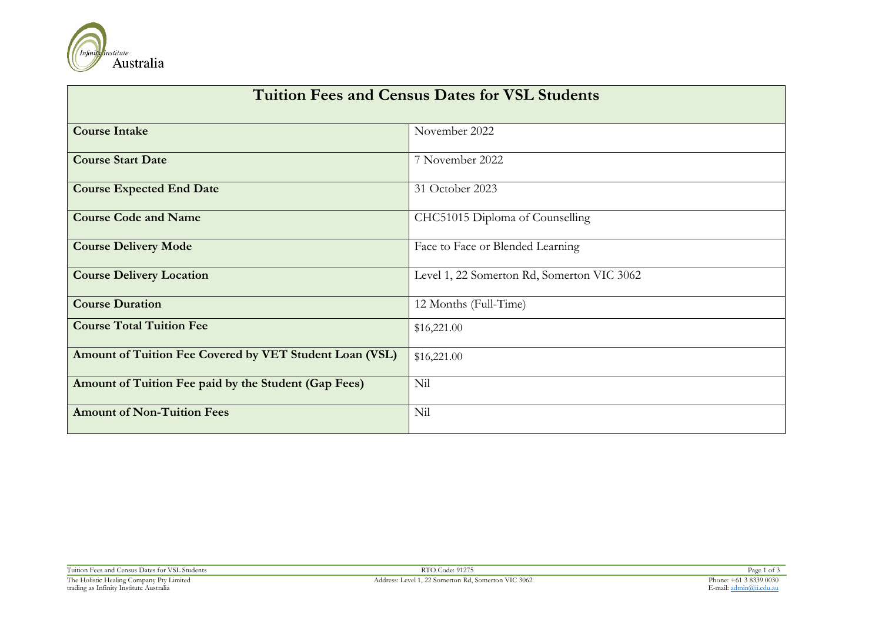| Tuition Fees and Census Dates for VSL Students | |
|---|---|
| **Course Intake** | November 2022 |
| **Course Start Date** | 7 November 2022 |
| **Course Expected End Date** | 31 October 2023 |
| **Course Code and Name** | CHC51015 Diploma of Counselling |
| **Course Delivery Mode** | Face to Face or Blended Learning |
| **Course Delivery Location** | Level 1, 22 Somerton Rd, Somerton VIC 3062 |
| **Course Duration** | 12 Months (Full-Time) |
| **Course Total Tuition Fee** | $16,221.00 |
| **Amount of Tuition Fee Covered by VET Student Loan (VSL)** | $16,221.00 |
| **Amount of Tuition Fee paid by the Student (Gap Fees)** | Nil |
| **Amount of Non-Tuition Fees** | Nil |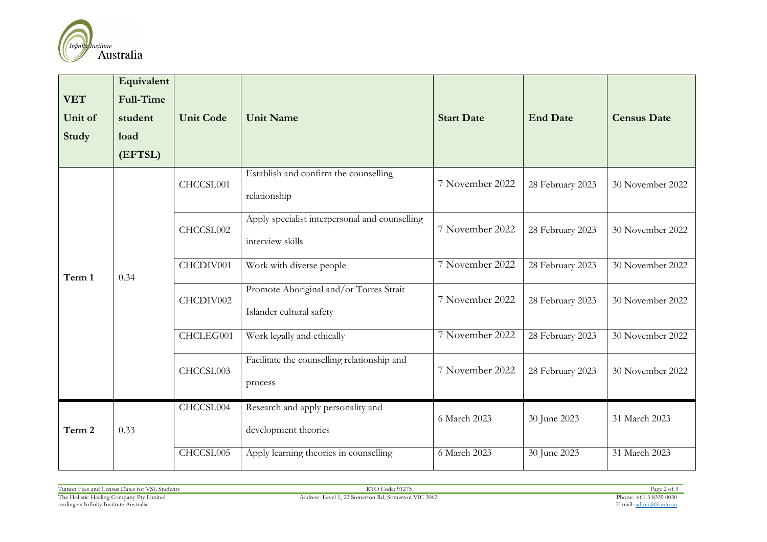| VET Unit of Study | Equivalent Full-Time student load (EFTSL) | Unit Code | Unit Name | Start Date | End Date | Census Date |
|---|---|---|---|---|---|---|
| Term 1 | 0.34 | CHCCSL001 | Establish and confirm the counselling relationship | 7 November 2022 | 28 February 2023 | 30 November 2022 |
| | | CHCCSL002 | Apply specialist interpersonal and counselling interview skills | 7 November 2022 | 28 February 2023 | 30 November 2022 |
| | | CHCDIV001 | Work with diverse people | 7 November 2022 | 28 February 2023 | 30 November 2022 |
| | | CHCDIV002 | Promote Aboriginal and/or Torres Strait Islander cultural safety | 7 November 2022 | 28 February 2023 | 30 November 2022 |
| | | CHCLEG001 | Work legally and ethically | 7 November 2022 | 28 February 2023 | 30 November 2022 |
| | | CHCCSL003 | Facilitate the counselling relationship and process | 7 November 2022 | 28 February 2023 | 30 November 2022 |
| Term 2 | 0.33 | CHCCSL004 | Research and apply personality and development theories | 6 March 2023 | 30 June 2023 | 31 March 2023 |
| | | CHCCSL005 | Apply learning theories in counselling | 6 March 2023 | 30 June 2023 | 31 March 2023 |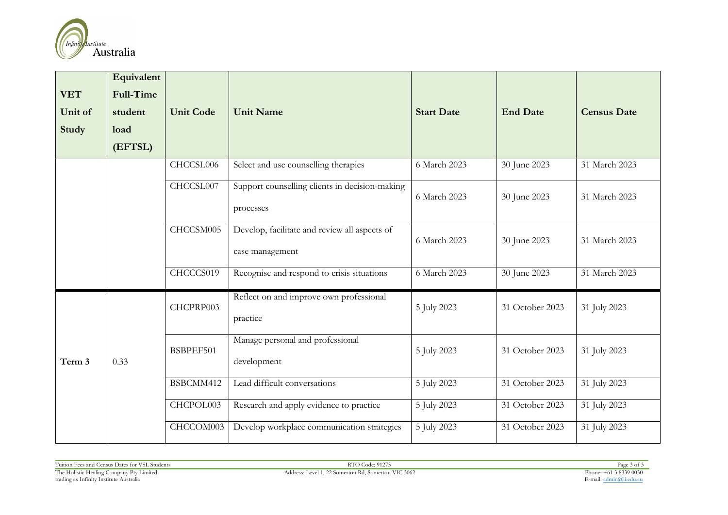| VET Unit of Study | Equivalent Full-Time student load (EFTSL) | Unit Code | Unit Name | Start Date | End Date | Census Date |
|---|---|---|---|---|---|---|
| | | CHCCSL006 | Select and use counselling therapies | 6 March 2023 | 30 June 2023 | 31 March 2023 |
| | | CHCCSL007 | Support counselling clients in decision-making processes | 6 March 2023 | 30 June 2023 | 31 March 2023 |
| | | CHCCSM005 | Develop, facilitate and review all aspects of case management | 6 March 2023 | 30 June 2023 | 31 March 2023 |
| | | CHCCCS019 | Recognise and respond to crisis situations | 6 March 2023 | 30 June 2023 | 31 March 2023 |
| Term 3 | 0.33 | CHCPRP003 | Reflect on and improve own professional practice | 5 July 2023 | 31 October 2023 | 31 July 2023 |
| | | BSBPEF501 | Manage personal and professional development | 5 July 2023 | 31 October 2023 | 31 July 2023 |
| | | BSBCMM412 | Lead difficult conversations | 5 July 2023 | 31 October 2023 | 31 July 2023 |
| | | CHCPOL003 | Research and apply evidence to practice | 5 July 2023 | 31 October 2023 | 31 July 2023 |
| | | CHCCOM003 | Develop workplace communication strategies | 5 July 2023 | 31 October 2023 | 31 July 2023 |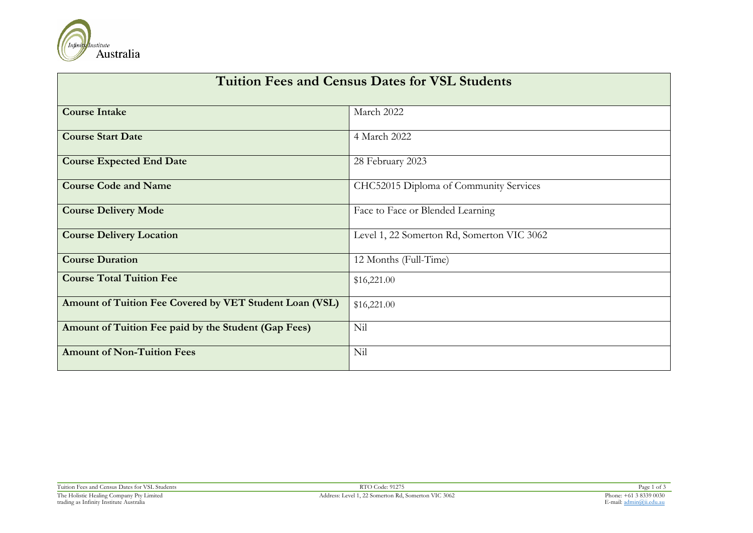| Tuition Fees and Census Dates for VSL Students | |
|---|---|
| **Course Intake** | March 2022 |
| **Course Start Date** | 4 March 2022 |
| **Course Expected End Date** | 28 February 2023 |
| **Course Code and Name** | CHC52015 Diploma of Community Services |
| **Course Delivery Mode** | Face to Face or Blended Learning |
| **Course Delivery Location** | Level 1, 22 Somerton Rd, Somerton VIC 3062 |
| **Course Duration** | 12 Months (Full-Time) |
| **Course Total Tuition Fee** | $16,221.00 |
| **Amount of Tuition Fee Covered by VET Student Loan (VSL)** | $16,221.00 |
| **Amount of Tuition Fee paid by the Student (Gap Fees)** | Nil |
| **Amount of Non-Tuition Fees** | Nil |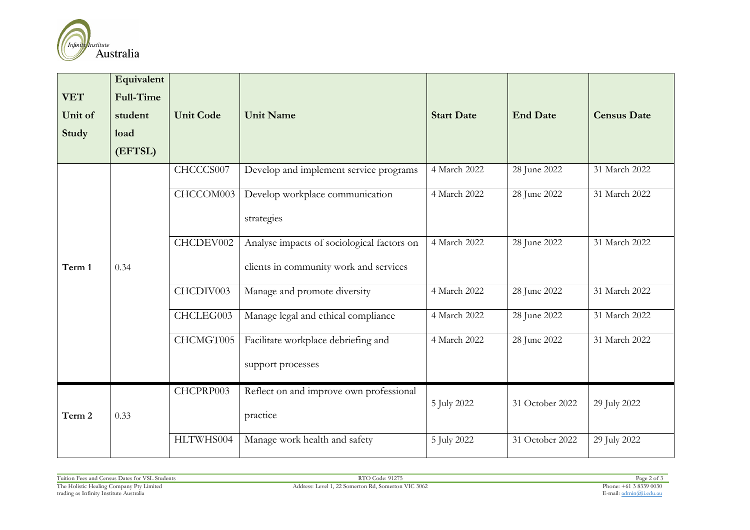| VET Unit of Study | Equivalent Full-Time student load (EFTSL) | Unit Code | Unit Name | Start Date | End Date | Census Date |
|---|---|---|---|---|---|---|
| Term 1 | 0.34 | CHCCCS007 | Develop and implement service programs | 4 March 2022 | 28 June 2022 | 31 March 2022 |
| | | CHCCOM003 | Develop workplace communication strategies | 4 March 2022 | 28 June 2022 | 31 March 2022 |
| | | CHCDEV002 | Analyse impacts of sociological factors on clients in community work and services | 4 March 2022 | 28 June 2022 | 31 March 2022 |
| | | CHCDIV003 | Manage and promote diversity | 4 March 2022 | 28 June 2022 | 31 March 2022 |
| | | CHCLEG003 | Manage legal and ethical compliance | 4 March 2022 | 28 June 2022 | 31 March 2022 |
| | | CHCMGT005 | Facilitate workplace debriefing and support processes | 4 March 2022 | 28 June 2022 | 31 March 2022 |
| Term 2 | 0.33 | CHCPRP003 | Reflect on and improve own professional practice | 5 July 2022 | 31 October 2022 | 29 July 2022 |
| | | HLTWHS004 | Manage work health and safety | 5 July 2022 | 31 October 2022 | 29 July 2022 |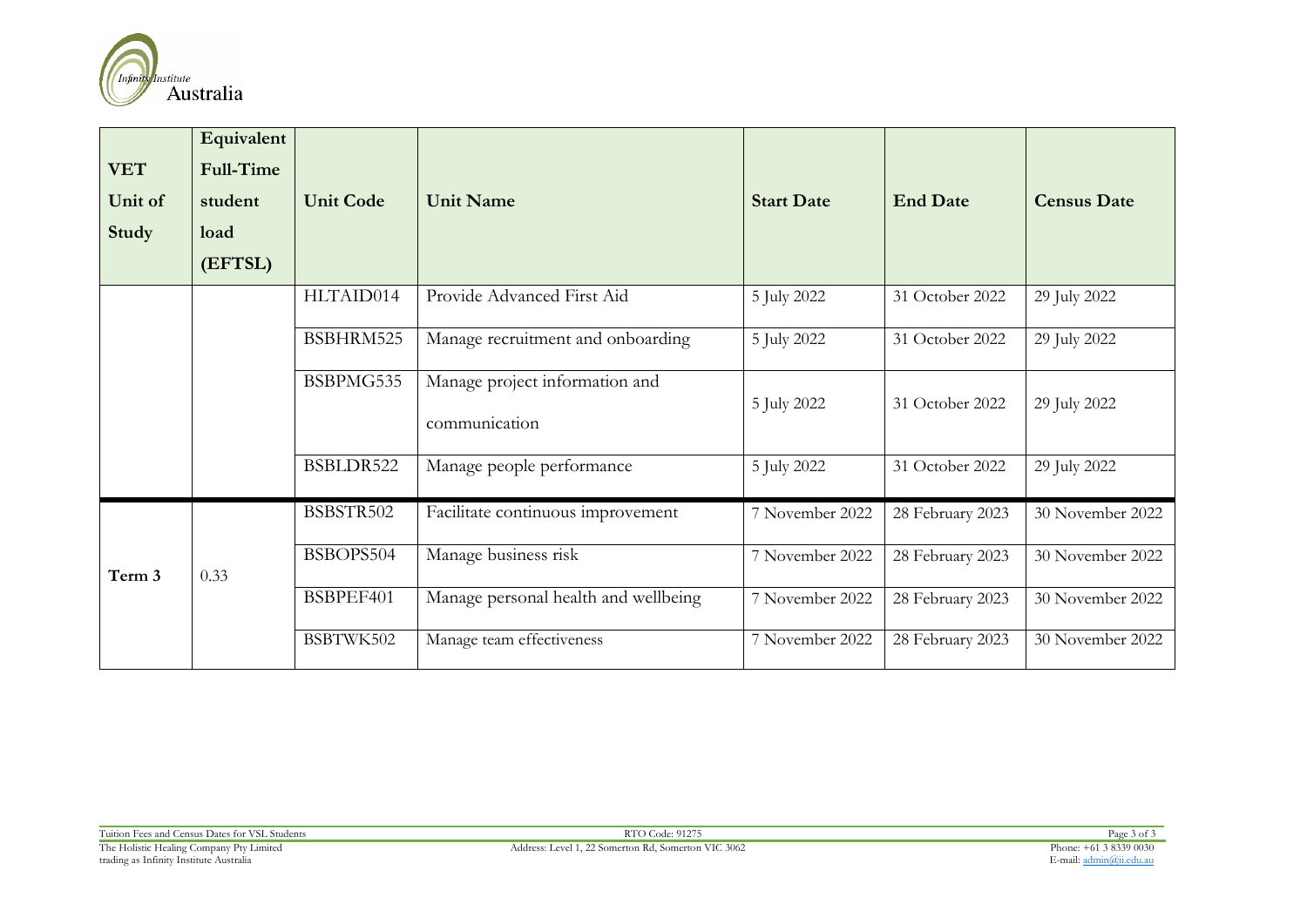| VET Unit of Study | Equivalent Full-Time student load (EFTSL) | Unit Code | Unit Name | Start Date | End Date | Census Date |
|---|---|---|---|---|---|---|
| | | HLTAID014 | Provide Advanced First Aid | 5 July 2022 | 31 October 2022 | 29 July 2022 |
| | | BSBHRM525 | Manage recruitment and onboarding | 5 July 2022 | 31 October 2022 | 29 July 2022 |
| | | BSBPMG535 | Manage project information and communication | 5 July 2022 | 31 October 2022 | 29 July 2022 |
| | | BSBLDR522 | Manage people performance | 5 July 2022 | 31 October 2022 | 29 July 2022 |
| Term 3 | 0.33 | BSBSTR502 | Facilitate continuous improvement | 7 November 2022 | 28 February 2023 | 30 November 2022 |
| | | BSBOPS504 | Manage business risk | 7 November 2022 | 28 February 2023 | 30 November 2022 |
| | | BSBPEF401 | Manage personal health and wellbeing | 7 November 2022 | 28 February 2023 | 30 November 2022 |
| | | BSBTWK502 | Manage team effectiveness | 7 November 2022 | 28 February 2023 | 30 November 2022 |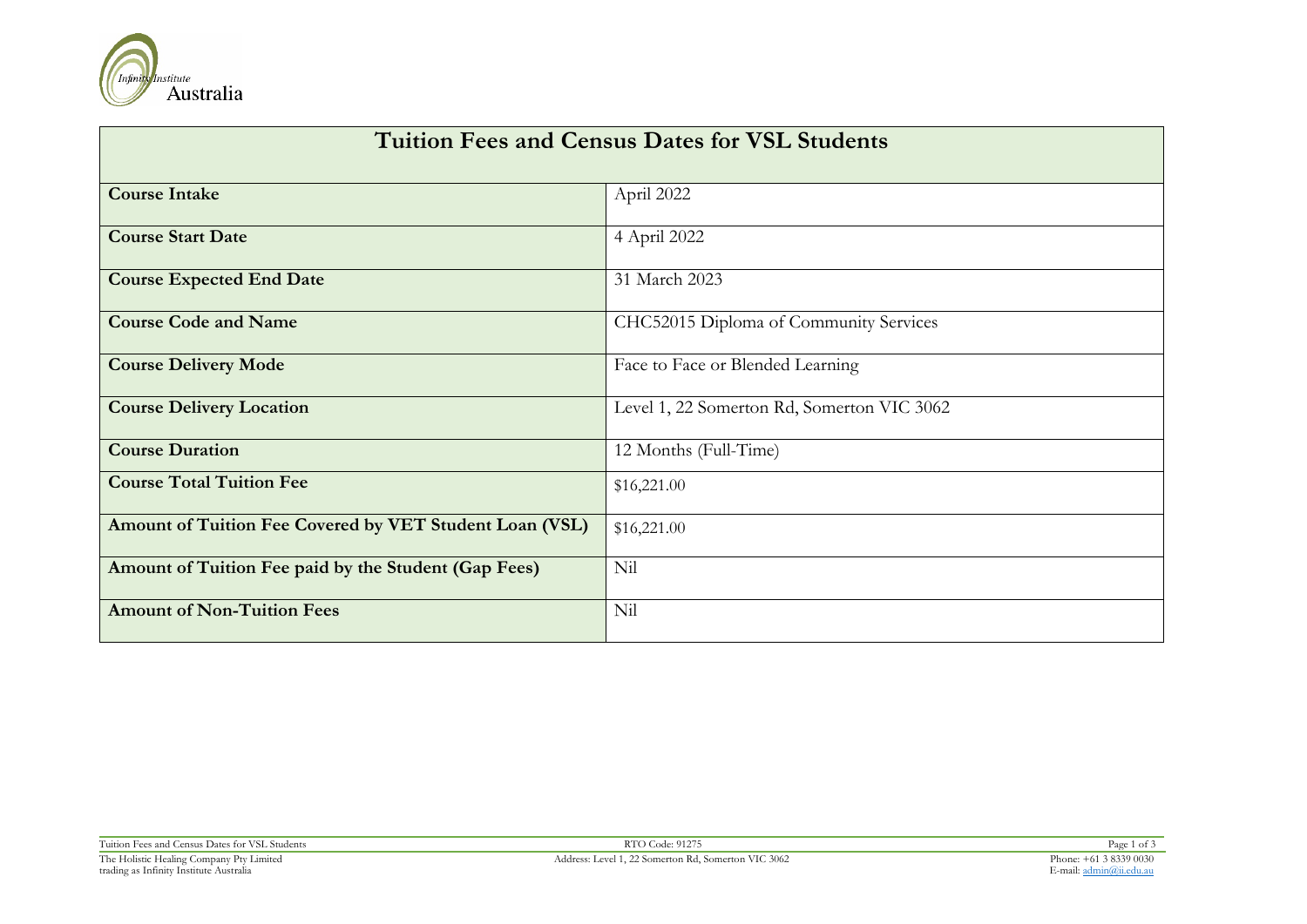| Tuition Fees and Census Dates for VSL Students | |
|---|---|
| **Course Intake** | April 2022 |
| **Course Start Date** | 4 April 2022 |
| **Course Expected End Date** | 31 March 2023 |
| **Course Code and Name** | CHC52015 Diploma of Community Services |
| **Course Delivery Mode** | Face to Face or Blended Learning |
| **Course Delivery Location** | Level 1, 22 Somerton Rd, Somerton VIC 3062 |
| **Course Duration** | 12 Months (Full-Time) |
| **Course Total Tuition Fee** | $16,221.00 |
| **Amount of Tuition Fee Covered by VET Student Loan (VSL)** | $16,221.00 |
| **Amount of Tuition Fee paid by the Student (Gap Fees)** | Nil |
| **Amount of Non-Tuition Fees** | Nil |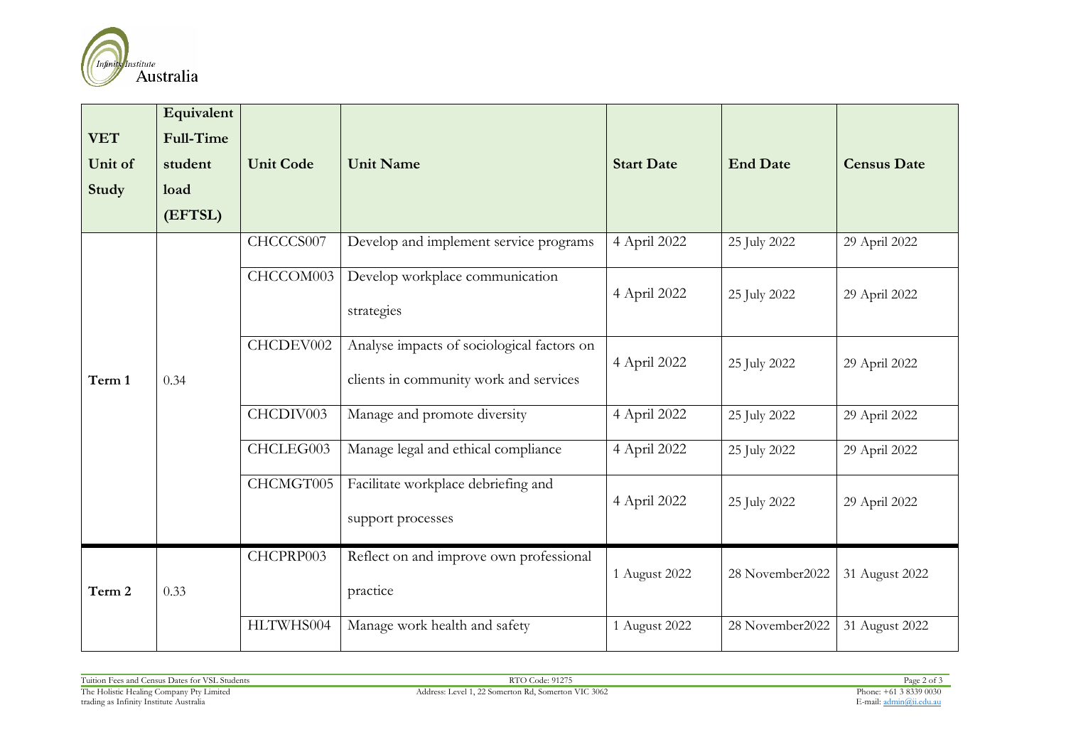| VET Unit of Study | Equivalent Full-Time student load (EFTSL) | Unit Code | Unit Name | Start Date | End Date | Census Date |
|---|---|---|---|---|---|---|
| Term 1 | 0.34 | CHCCCS007 | Develop and implement service programs | 4 April 2022 | 25 July 2022 | 29 April 2022 |
| | | CHCCOM003 | Develop workplace communication strategies | 4 April 2022 | 25 July 2022 | 29 April 2022 |
| | | CHCDEV002 | Analyse impacts of sociological factors on clients in community work and services | 4 April 2022 | 25 July 2022 | 29 April 2022 |
| | | CHCDIV003 | Manage and promote diversity | 4 April 2022 | 25 July 2022 | 29 April 2022 |
| | | CHCLEG003 | Manage legal and ethical compliance | 4 April 2022 | 25 July 2022 | 29 April 2022 |
| | | CHCMGT005 | Facilitate workplace debriefing and support processes | 4 April 2022 | 25 July 2022 | 29 April 2022 |
| Term 2 | 0.33 | CHCPRP003 | Reflect on and improve own professional practice | 1 August 2022 | 28 November2022 | 31 August 2022 |
| | | HLTWHS004 | Manage work health and safety | 1 August 2022 | 28 November2022 | 31 August 2022 |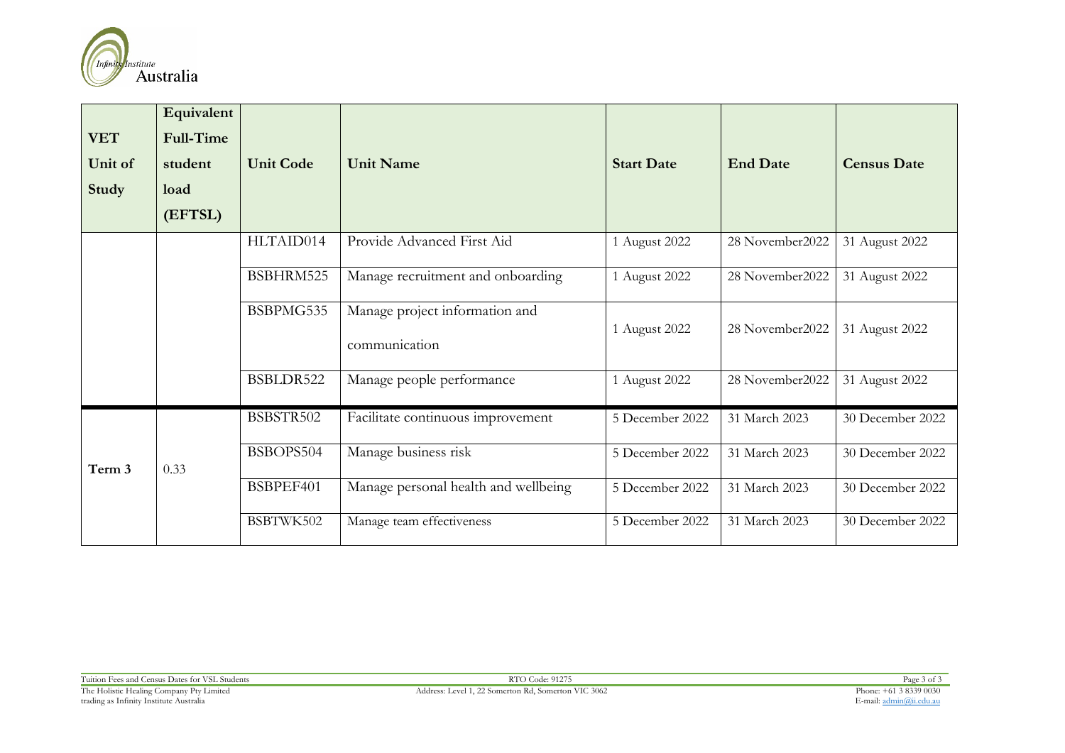| VET Unit of Study | Equivalent Full-Time student load (EFTSL) | Unit Code | Unit Name | Start Date | End Date | Census Date |
|---|---|---|---|---|---|---|
| | | HLTAID014 | Provide Advanced First Aid | 1 August 2022 | 28 November2022 | 31 August 2022 |
| | | BSBHRM525 | Manage recruitment and onboarding | 1 August 2022 | 28 November2022 | 31 August 2022 |
| | | BSBPMG535 | Manage project information and communication | 1 August 2022 | 28 November2022 | 31 August 2022 |
| | | BSBLDR522 | Manage people performance | 1 August 2022 | 28 November2022 | 31 August 2022 |
| Term 3 | 0.33 | BSBSTR502 | Facilitate continuous improvement | 5 December 2022 | 31 March 2023 | 30 December 2022 |
| | | BSBOPS504 | Manage business risk | 5 December 2022 | 31 March 2023 | 30 December 2022 |
| | | BSBPEF401 | Manage personal health and wellbeing | 5 December 2022 | 31 March 2023 | 30 December 2022 |
| | | BSBTWK502 | Manage team effectiveness | 5 December 2022 | 31 March 2023 | 30 December 2022 |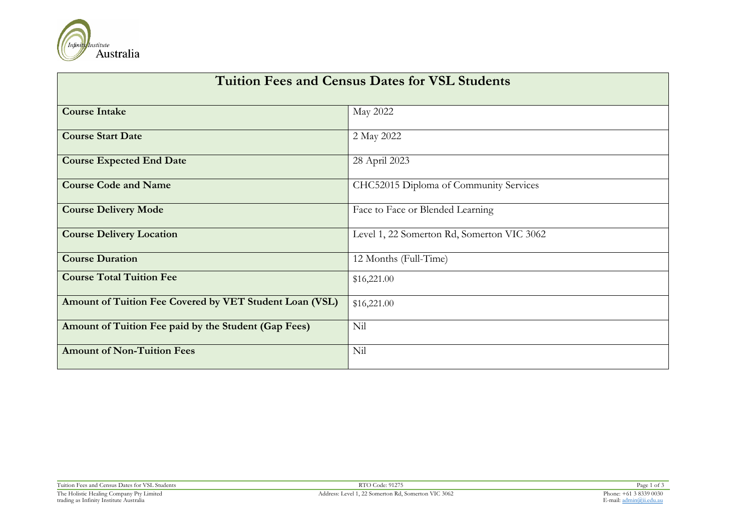| Tuition Fees and Census Dates for VSL Students | |
|---|---|
| **Course Intake** | May 2022 |
| **Course Start Date** | 2 May 2022 |
| **Course Expected End Date** | 28 April 2023 |
| **Course Code and Name** | CHC52015 Diploma of Community Services |
| **Course Delivery Mode** | Face to Face or Blended Learning |
| **Course Delivery Location** | Level 1, 22 Somerton Rd, Somerton VIC 3062 |
| **Course Duration** | 12 Months (Full-Time) |
| **Course Total Tuition Fee** | $16,221.00 |
| **Amount of Tuition Fee Covered by VET Student Loan (VSL)** | $16,221.00 |
| **Amount of Tuition Fee paid by the Student (Gap Fees)** | Nil |
| **Amount of Non-Tuition Fees** | Nil |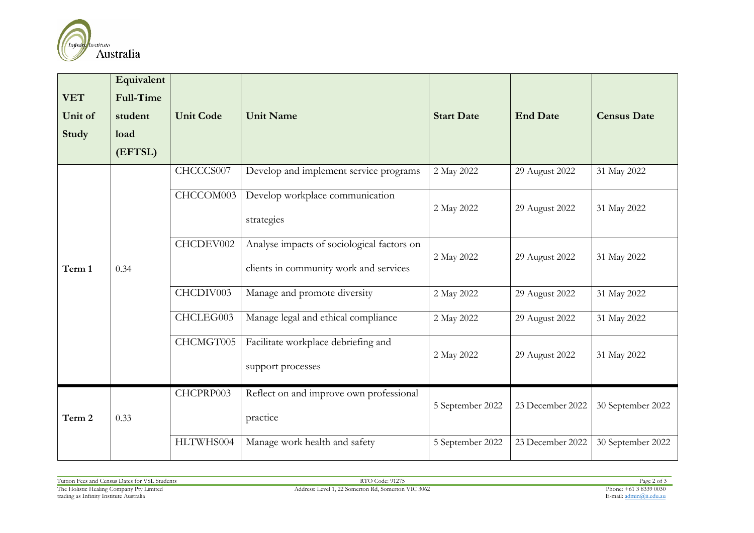| VET Unit of Study | Equivalent Full-Time student load (EFTSL) | Unit Code | Unit Name | Start Date | End Date | Census Date |
|---|---|---|---|---|---|---|
| Term 1 | 0.34 | CHCCCS007 | Develop and implement service programs | 2 May 2022 | 29 August 2022 | 31 May 2022 |
| | | CHCCOM003 | Develop workplace communication strategies | 2 May 2022 | 29 August 2022 | 31 May 2022 |
| | | CHCDEV002 | Analyse impacts of sociological factors on clients in community work and services | 2 May 2022 | 29 August 2022 | 31 May 2022 |
| | | CHCDIV003 | Manage and promote diversity | 2 May 2022 | 29 August 2022 | 31 May 2022 |
| | | CHCLEG003 | Manage legal and ethical compliance | 2 May 2022 | 29 August 2022 | 31 May 2022 |
| | | CHCMGT005 | Facilitate workplace debriefing and support processes | 2 May 2022 | 29 August 2022 | 31 May 2022 |
| Term 2 | 0.33 | CHCPRP003 | Reflect on and improve own professional practice | 5 September 2022 | 23 December 2022 | 30 September 2022 |
| | | HLTWHS004 | Manage work health and safety | 5 September 2022 | 23 December 2022 | 30 September 2022 |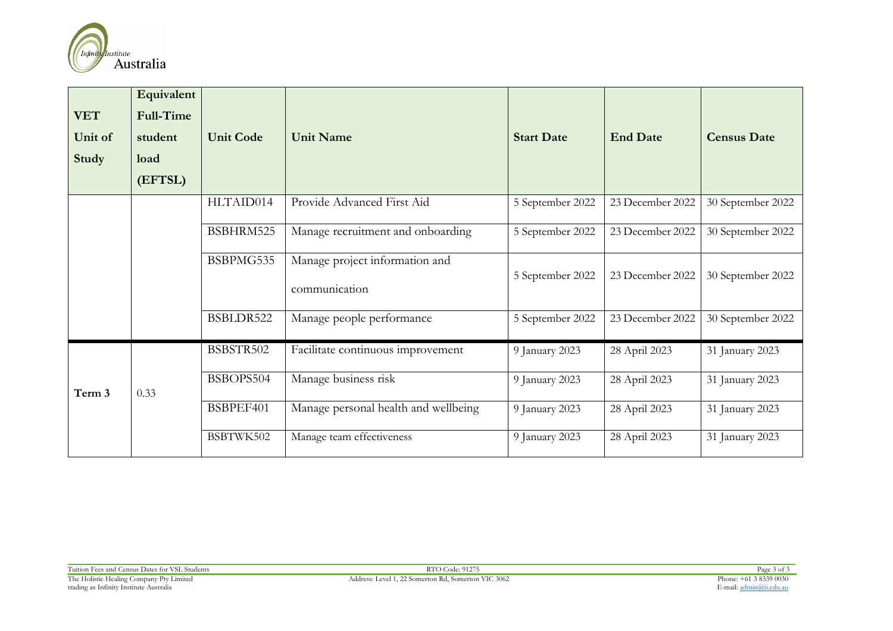| VET Unit of Study | Equivalent Full-Time student load (EFTSL) | Unit Code | Unit Name | Start Date | End Date | Census Date |
|---|---|---|---|---|---|---|
| | | HLTAID014 | Provide Advanced First Aid | 5 September 2022 | 23 December 2022 | 30 September 2022 |
| | | BSBHRM525 | Manage recruitment and onboarding | 5 September 2022 | 23 December 2022 | 30 September 2022 |
| | | BSBPMG535 | Manage project information and communication | 5 September 2022 | 23 December 2022 | 30 September 2022 |
| | | BSBLDR522 | Manage people performance | 5 September 2022 | 23 December 2022 | 30 September 2022 |
| Term 3 | 0.33 | BSBSTR502 | Facilitate continuous improvement | 9 January 2023 | 28 April 2023 | 31 January 2023 |
| | | BSBOPS504 | Manage business risk | 9 January 2023 | 28 April 2023 | 31 January 2023 |
| | | BSBPEF401 | Manage personal health and wellbeing | 9 January 2023 | 28 April 2023 | 31 January 2023 |
| | | BSBTWK502 | Manage team effectiveness | 9 January 2023 | 28 April 2023 | 31 January 2023 |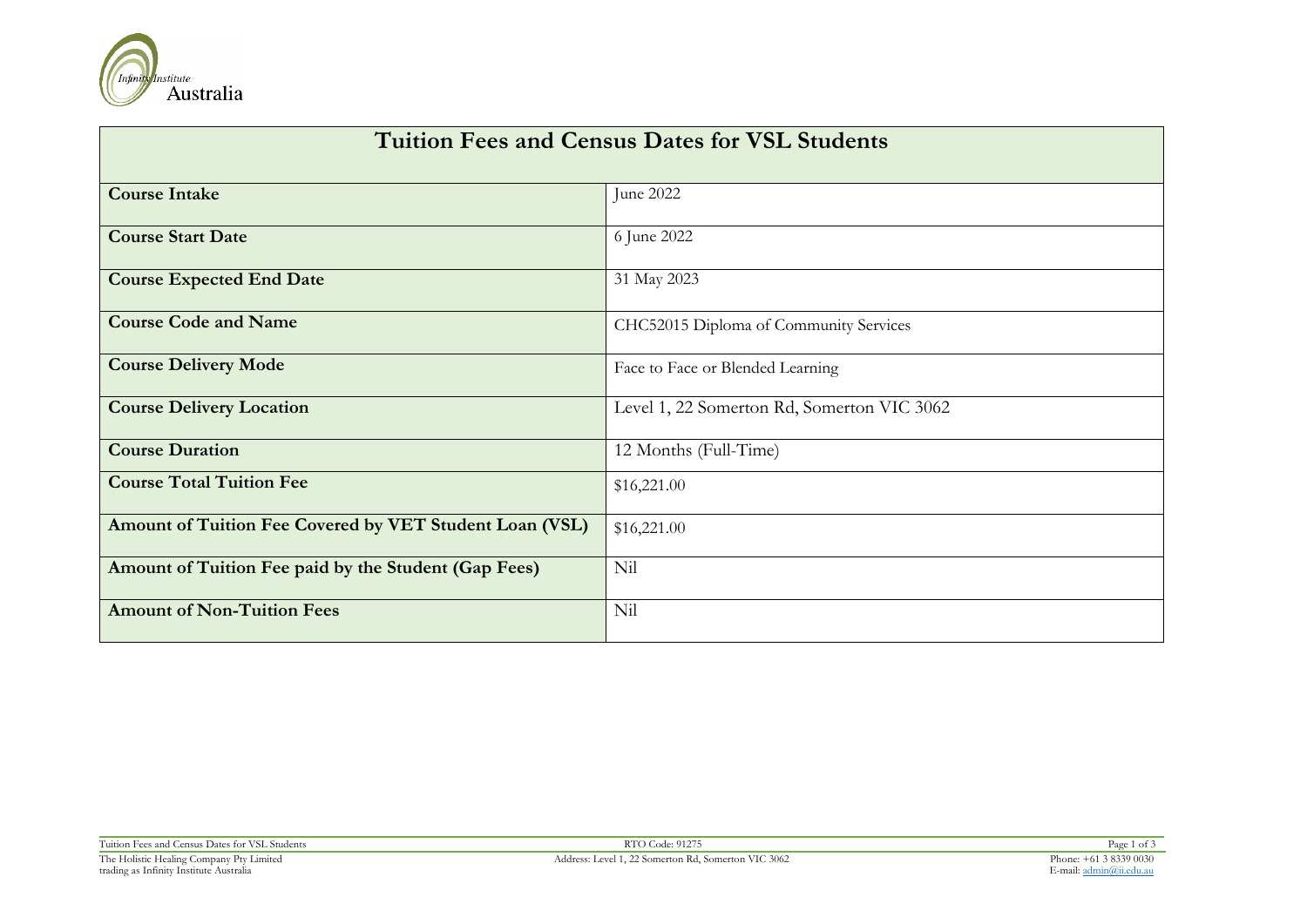| Tuition Fees and Census Dates for VSL Students | |
|---|---|
| **Course Intake** | June 2022 |
| **Course Start Date** | 6 June 2022 |
| **Course Expected End Date** | 31 May 2023 |
| **Course Code and Name** | CHC52015 Diploma of Community Services |
| **Course Delivery Mode** | Face to Face or Blended Learning |
| **Course Delivery Location** | Level 1, 22 Somerton Rd, Somerton VIC 3062 |
| **Course Duration** | 12 Months (Full-Time) |
| **Course Total Tuition Fee** | $16,221.00 |
| **Amount of Tuition Fee Covered by VET Student Loan (VSL)** | $16,221.00 |
| **Amount of Tuition Fee paid by the Student (Gap Fees)** | Nil |
| **Amount of Non-Tuition Fees** | Nil |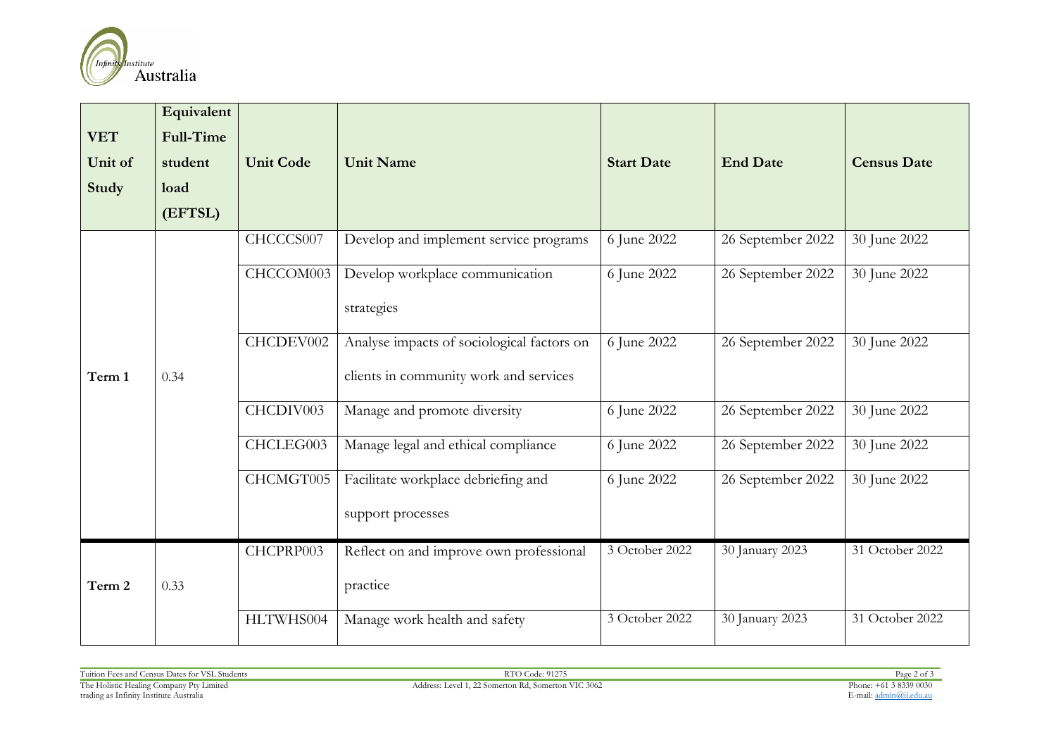| VET Unit of Study | Equivalent Full-Time student load (EFTSL) | Unit Code | Unit Name | Start Date | End Date | Census Date |
|---|---|---|---|---|---|---|
| Term 1 | 0.34 | CHCCCS007 | Develop and implement service programs | 6 June 2022 | 26 September 2022 | 30 June 2022 |
| | | CHCCOM003 | Develop workplace communication strategies | 6 June 2022 | 26 September 2022 | 30 June 2022 |
| | | CHCDEV002 | Analyse impacts of sociological factors on clients in community work and services | 6 June 2022 | 26 September 2022 | 30 June 2022 |
| | | CHCDIV003 | Manage and promote diversity | 6 June 2022 | 26 September 2022 | 30 June 2022 |
| | | CHCLEG003 | Manage legal and ethical compliance | 6 June 2022 | 26 September 2022 | 30 June 2022 |
| | | CHCMGT005 | Facilitate workplace debriefing and support processes | 6 June 2022 | 26 September 2022 | 30 June 2022 |
| Term 2 | 0.33 | CHCPRP003 | Reflect on and improve own professional practice | 3 October 2022 | 30 January 2023 | 31 October 2022 |
| | | HLTWHS004 | Manage work health and safety | 3 October 2022 | 30 January 2023 | 31 October 2022 |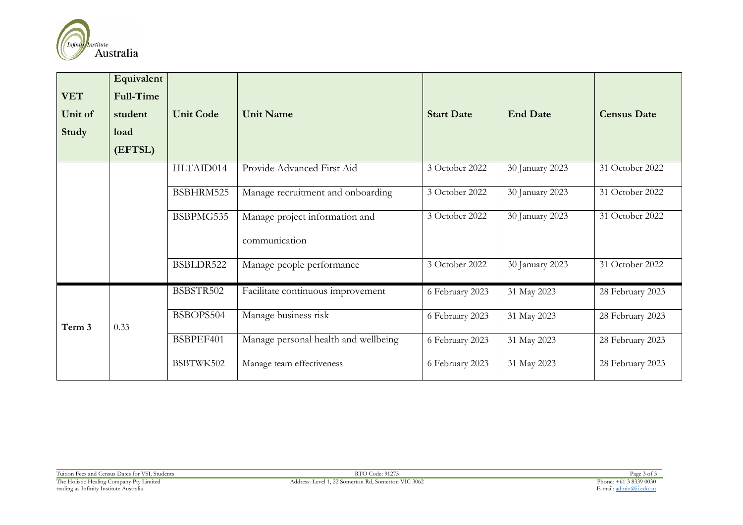| VET Unit of Study | Equivalent Full-Time student load (EFTSL) | Unit Code | Unit Name | Start Date | End Date | Census Date |
|---|---|---|---|---|---|---|
| | | HLTAID014 | Provide Advanced First Aid | 3 October 2022 | 30 January 2023 | 31 October 2022 |
| | | BSBHRM525 | Manage recruitment and onboarding | 3 October 2022 | 30 January 2023 | 31 October 2022 |
| | | BSBPMG535 | Manage project information and communication | 3 October 2022 | 30 January 2023 | 31 October 2022 |
| | | BSBLDR522 | Manage people performance | 3 October 2022 | 30 January 2023 | 31 October 2022 |
| Term 3 | 0.33 | BSBSTR502 | Facilitate continuous improvement | 6 February 2023 | 31 May 2023 | 28 February 2023 |
| | | BSBOPS504 | Manage business risk | 6 February 2023 | 31 May 2023 | 28 February 2023 |
| | | BSBPEF401 | Manage personal health and wellbeing | 6 February 2023 | 31 May 2023 | 28 February 2023 |
| | | BSBTWK502 | Manage team effectiveness | 6 February 2023 | 31 May 2023 | 28 February 2023 |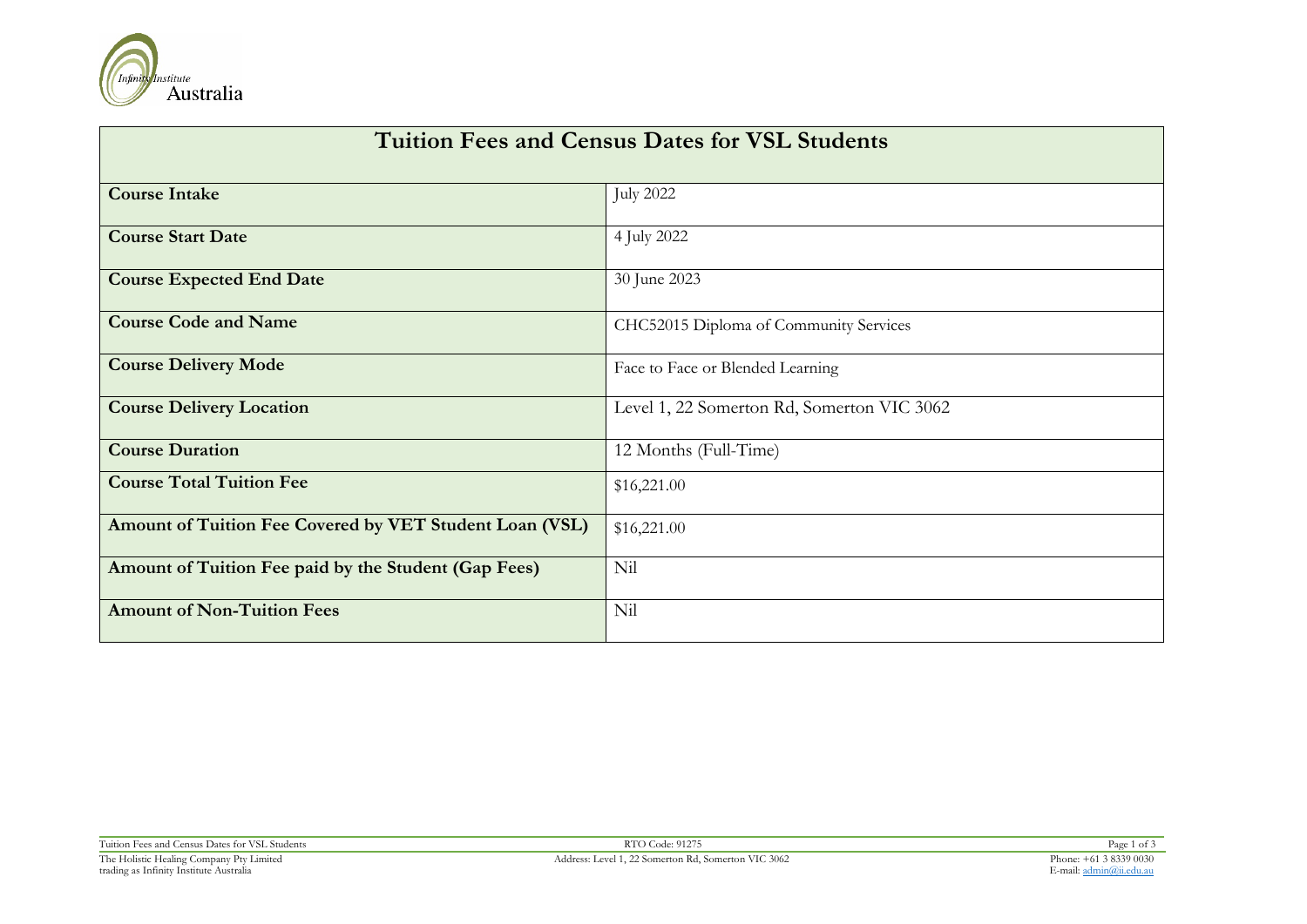| Tuition Fees and Census Dates for VSL Students | |
|---|---|
| **Course Intake** | July 2022 |
| **Course Start Date** | 4 July 2022 |
| **Course Expected End Date** | 30 June 2023 |
| **Course Code and Name** | CHC52015 Diploma of Community Services |
| **Course Delivery Mode** | Face to Face or Blended Learning |
| **Course Delivery Location** | Level 1, 22 Somerton Rd, Somerton VIC 3062 |
| **Course Duration** | 12 Months (Full-Time) |
| **Course Total Tuition Fee** | $16,221.00 |
| **Amount of Tuition Fee Covered by VET Student Loan (VSL)** | $16,221.00 |
| **Amount of Tuition Fee paid by the Student (Gap Fees)** | Nil |
| **Amount of Non-Tuition Fees** | Nil |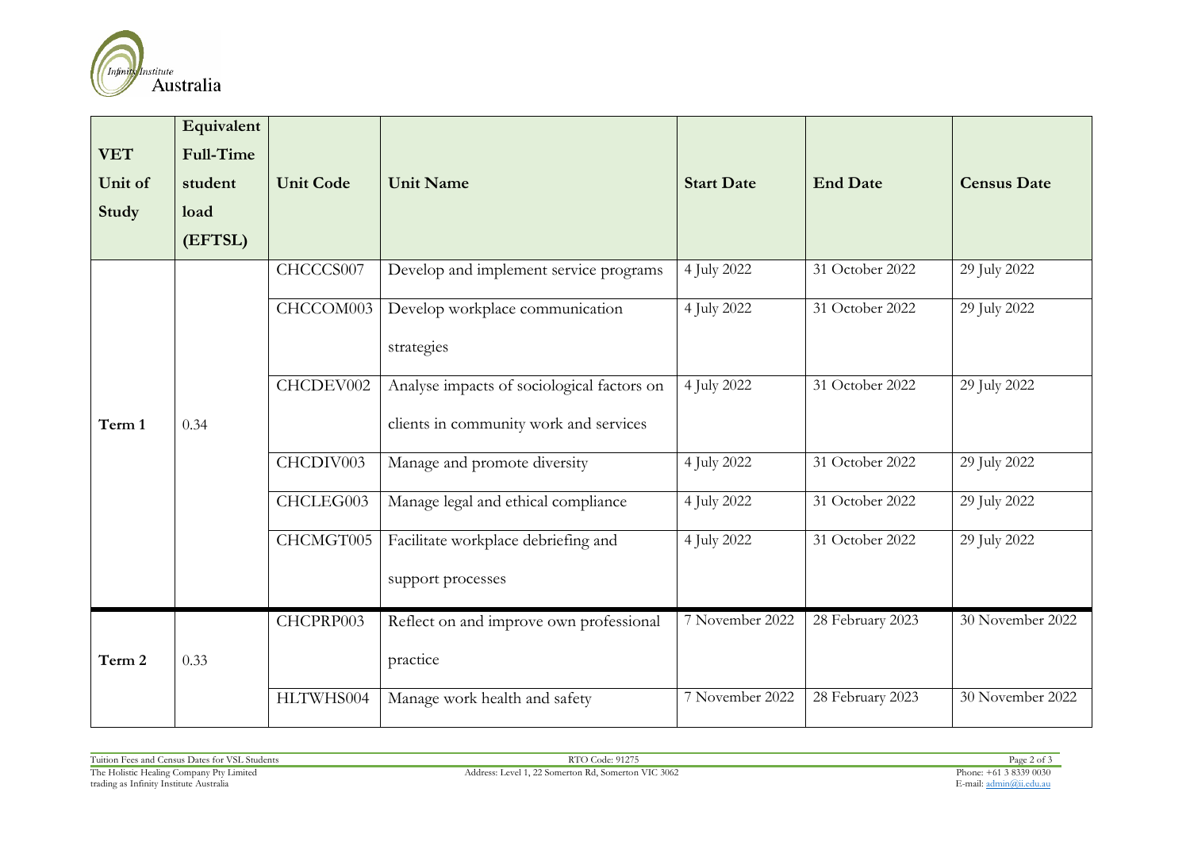| VET Unit of Study | Equivalent Full-Time student load (EFTSL) | Unit Code | Unit Name | Start Date | End Date | Census Date |
|---|---|---|---|---|---|---|
| Term 1 | 0.34 | CHCCCS007 | Develop and implement service programs | 4 July 2022 | 31 October 2022 | 29 July 2022 |
| | | CHCCOM003 | Develop workplace communication strategies | 4 July 2022 | 31 October 2022 | 29 July 2022 |
| | | CHCDEV002 | Analyse impacts of sociological factors on clients in community work and services | 4 July 2022 | 31 October 2022 | 29 July 2022 |
| | | CHCDIV003 | Manage and promote diversity | 4 July 2022 | 31 October 2022 | 29 July 2022 |
| | | CHCLEG003 | Manage legal and ethical compliance | 4 July 2022 | 31 October 2022 | 29 July 2022 |
| | | CHCMGT005 | Facilitate workplace debriefing and support processes | 4 July 2022 | 31 October 2022 | 29 July 2022 |
| Term 2 | 0.33 | CHCPRP003 | Reflect on and improve own professional practice | 7 November 2022 | 28 February 2023 | 30 November 2022 |
| | | HLTWHS004 | Manage work health and safety | 7 November 2022 | 28 February 2023 | 30 November 2022 |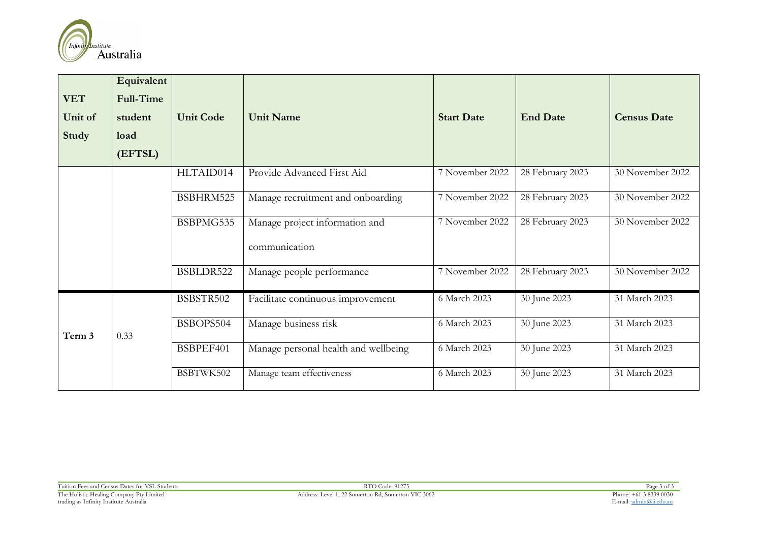| VET Unit of Study | Equivalent Full-Time student load (EFTSL) | Unit Code | Unit Name | Start Date | End Date | Census Date |
|---|---|---|---|---|---|---|
| | | HLTAID014 | Provide Advanced First Aid | 7 November 2022 | 28 February 2023 | 30 November 2022 |
| | | BSBHRM525 | Manage recruitment and onboarding | 7 November 2022 | 28 February 2023 | 30 November 2022 |
| | | BSBPMG535 | Manage project information and communication | 7 November 2022 | 28 February 2023 | 30 November 2022 |
| | | BSBLDR522 | Manage people performance | 7 November 2022 | 28 February 2023 | 30 November 2022 |
| Term 3 | 0.33 | BSBSTR502 | Facilitate continuous improvement | 6 March 2023 | 30 June 2023 | 31 March 2023 |
| | | BSBOPS504 | Manage business risk | 6 March 2023 | 30 June 2023 | 31 March 2023 |
| | | BSBPEF401 | Manage personal health and wellbeing | 6 March 2023 | 30 June 2023 | 31 March 2023 |
| | | BSBTWK502 | Manage team effectiveness | 6 March 2023 | 30 June 2023 | 31 March 2023 |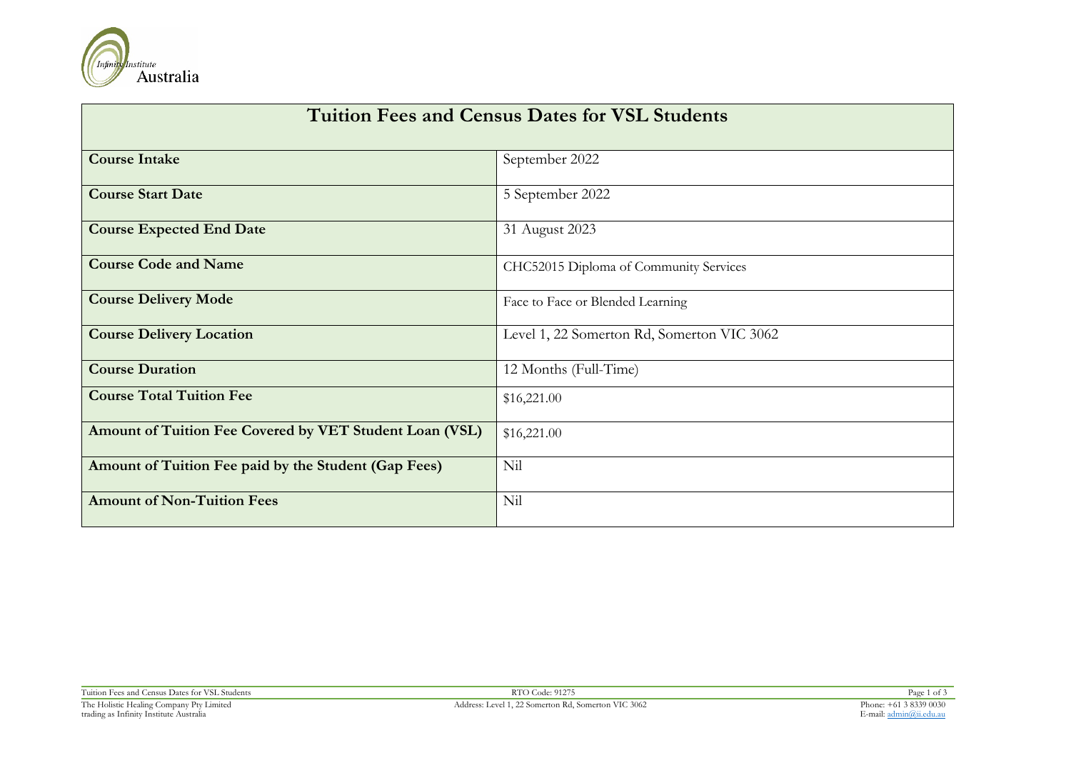| Tuition Fees and Census Dates for VSL Students | |
|---|---|
| **Course Intake** | September 2022 |
| **Course Start Date** | 5 September 2022 |
| **Course Expected End Date** | 31 August 2023 |
| **Course Code and Name** | CHC52015 Diploma of Community Services |
| **Course Delivery Mode** | Face to Face or Blended Learning |
| **Course Delivery Location** | Level 1, 22 Somerton Rd, Somerton VIC 3062 |
| **Course Duration** | 12 Months (Full-Time) |
| **Course Total Tuition Fee** | $16,221.00 |
| **Amount of Tuition Fee Covered by VET Student Loan (VSL)** | $16,221.00 |
| **Amount of Tuition Fee paid by the Student (Gap Fees)** | Nil |
| **Amount of Non-Tuition Fees** | Nil |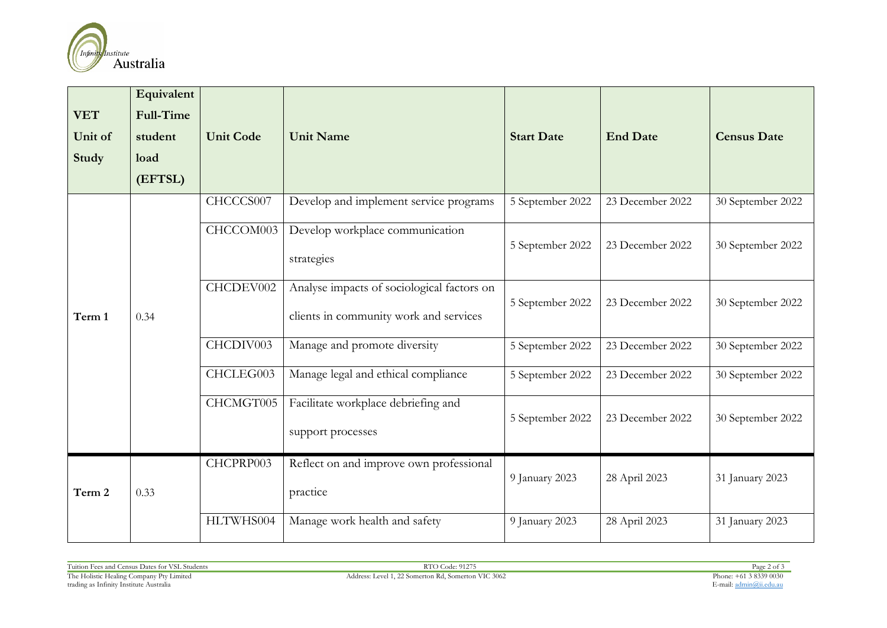| VET Unit of Study | Equivalent Full-Time student load (EFTSL) | Unit Code | Unit Name | Start Date | End Date | Census Date |
|---|---|---|---|---|---|---|
| Term 1 | 0.34 | CHCCCS007 | Develop and implement service programs | 5 September 2022 | 23 December 2022 | 30 September 2022 |
| | | CHCCOM003 | Develop workplace communication strategies | 5 September 2022 | 23 December 2022 | 30 September 2022 |
| | | CHCDEV002 | Analyse impacts of sociological factors on clients in community work and services | 5 September 2022 | 23 December 2022 | 30 September 2022 |
| | | CHCDIV003 | Manage and promote diversity | 5 September 2022 | 23 December 2022 | 30 September 2022 |
| | | CHCLEG003 | Manage legal and ethical compliance | 5 September 2022 | 23 December 2022 | 30 September 2022 |
| | | CHCMGT005 | Facilitate workplace debriefing and support processes | 5 September 2022 | 23 December 2022 | 30 September 2022 |
| Term 2 | 0.33 | CHCPRP003 | Reflect on and improve own professional practice | 9 January 2023 | 28 April 2023 | 31 January 2023 |
| | | HLTWHS004 | Manage work health and safety | 9 January 2023 | 28 April 2023 | 31 January 2023 |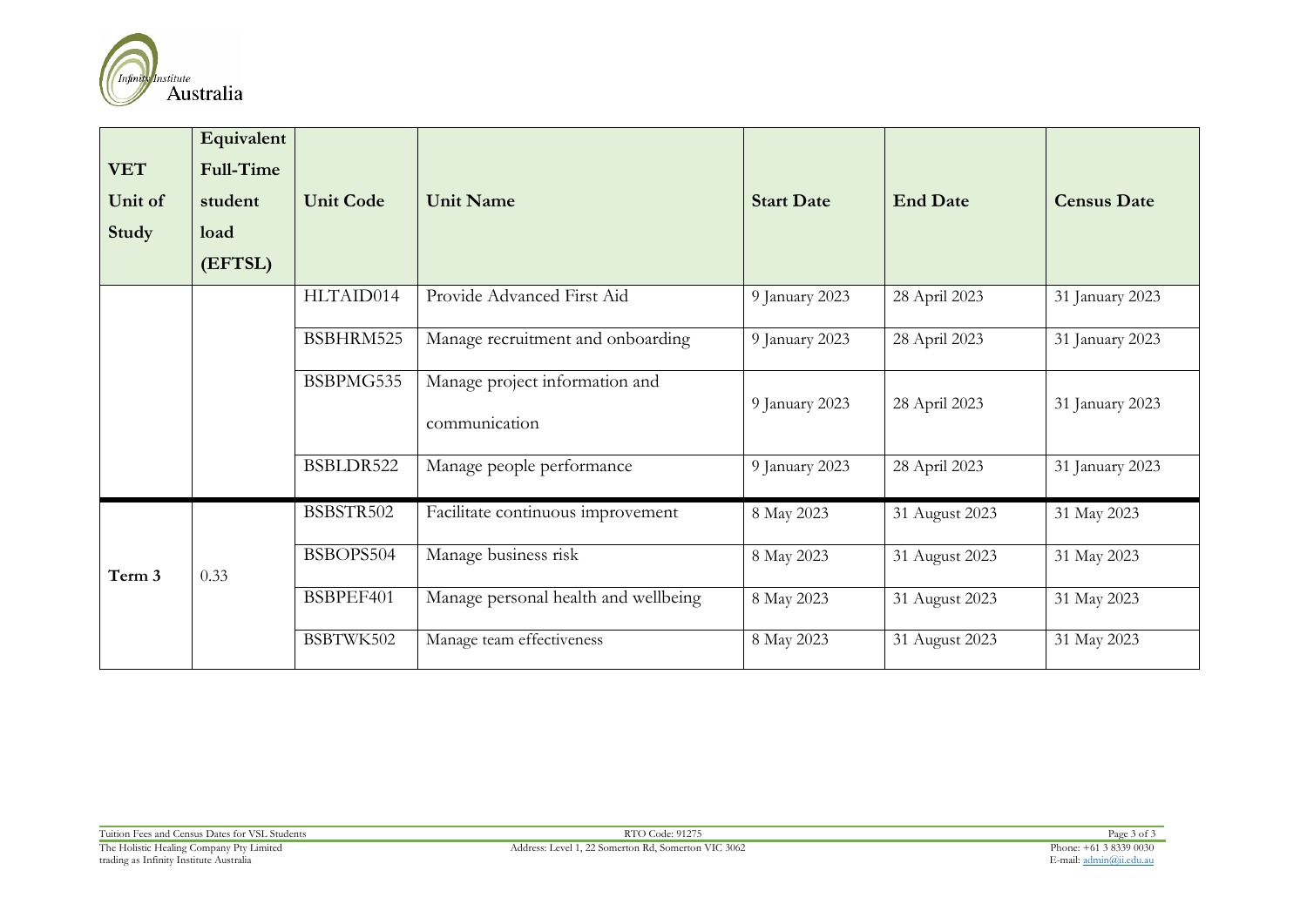| VET Unit of Study | Equivalent Full-Time student load (EFTSL) | Unit Code | Unit Name | Start Date | End Date | Census Date |
|---|---|---|---|---|---|---|
| | | HLTAID014 | Provide Advanced First Aid | 9 January 2023 | 28 April 2023 | 31 January 2023 |
| | | BSBHRM525 | Manage recruitment and onboarding | 9 January 2023 | 28 April 2023 | 31 January 2023 |
| | | BSBPMG535 | Manage project information and communication | 9 January 2023 | 28 April 2023 | 31 January 2023 |
| | | BSBLDR522 | Manage people performance | 9 January 2023 | 28 April 2023 | 31 January 2023 |
| Term 3 | 0.33 | BSBSTR502 | Facilitate continuous improvement | 8 May 2023 | 31 August 2023 | 31 May 2023 |
| | | BSBOPS504 | Manage business risk | 8 May 2023 | 31 August 2023 | 31 May 2023 |
| | | BSBPEF401 | Manage personal health and wellbeing | 8 May 2023 | 31 August 2023 | 31 May 2023 |
| | | BSBTWK502 | Manage team effectiveness | 8 May 2023 | 31 August 2023 | 31 May 2023 |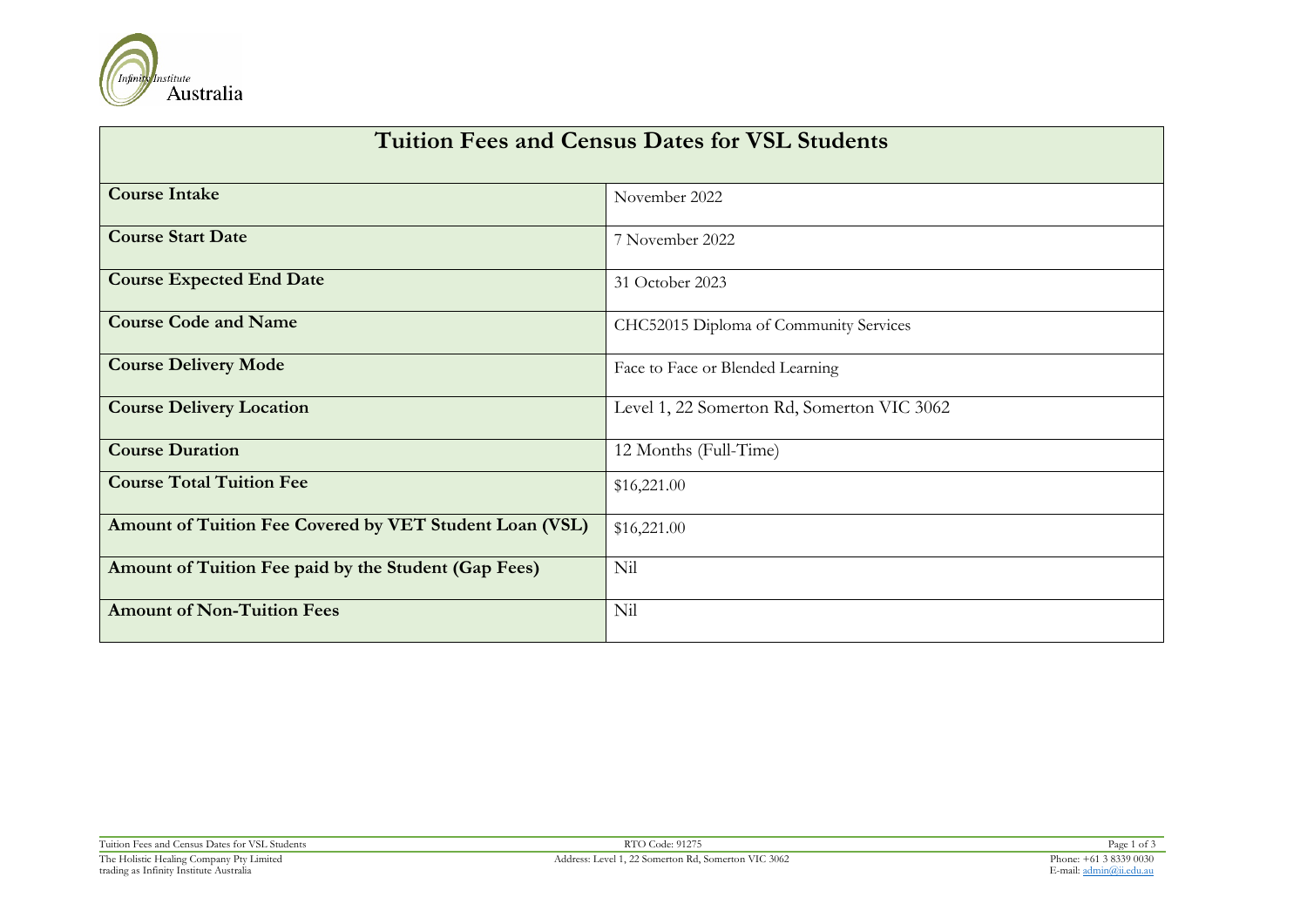| Tuition Fees and Census Dates for VSL Students | |
|---|---|
| **Course Intake** | November 2022 |
| **Course Start Date** | 7 November 2022 |
| **Course Expected End Date** | 31 October 2023 |
| **Course Code and Name** | CHC52015 Diploma of Community Services |
| **Course Delivery Mode** | Face to Face or Blended Learning |
| **Course Delivery Location** | Level 1, 22 Somerton Rd, Somerton VIC 3062 |
| **Course Duration** | 12 Months (Full-Time) |
| **Course Total Tuition Fee** | $16,221.00 |
| **Amount of Tuition Fee Covered by VET Student Loan (VSL)** | $16,221.00 |
| **Amount of Tuition Fee paid by the Student (Gap Fees)** | Nil |
| **Amount of Non-Tuition Fees** | Nil |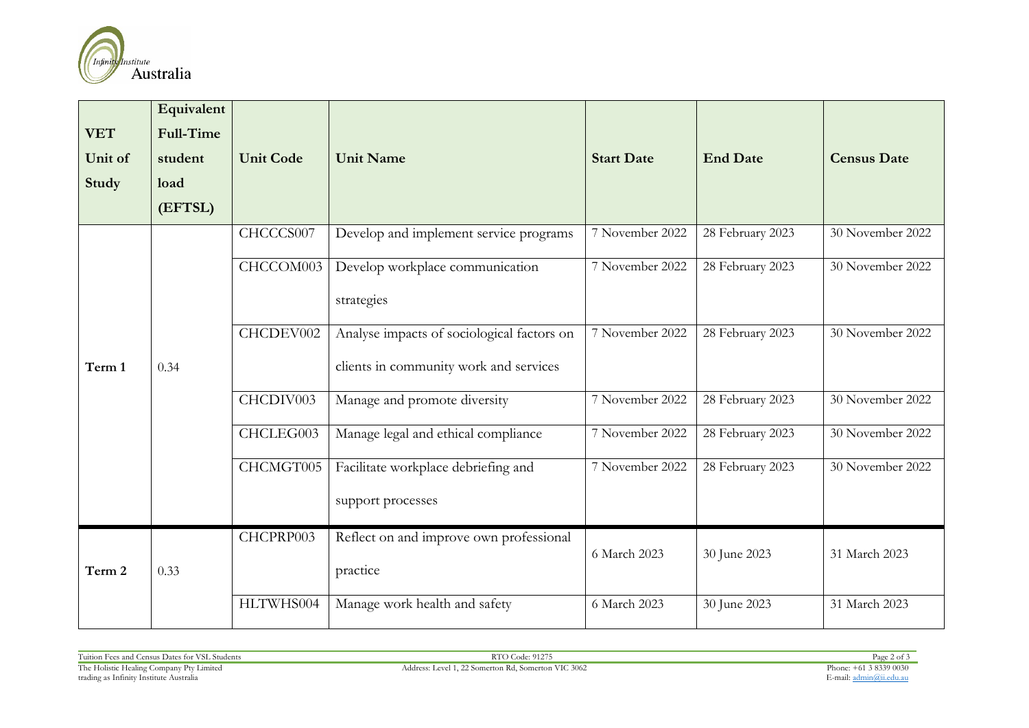| VET Unit of Study | Equivalent Full-Time student load (EFTSL) | Unit Code | Unit Name | Start Date | End Date | Census Date |
|---|---|---|---|---|---|---|
| Term 1 | 0.34 | CHCCCS007 | Develop and implement service programs | 7 November 2022 | 28 February 2023 | 30 November 2022 |
| | | CHCCOM003 | Develop workplace communication strategies | 7 November 2022 | 28 February 2023 | 30 November 2022 |
| | | CHCDEV002 | Analyse impacts of sociological factors on clients in community work and services | 7 November 2022 | 28 February 2023 | 30 November 2022 |
| | | CHCDIV003 | Manage and promote diversity | 7 November 2022 | 28 February 2023 | 30 November 2022 |
| | | CHCLEG003 | Manage legal and ethical compliance | 7 November 2022 | 28 February 2023 | 30 November 2022 |
| | | CHCMGT005 | Facilitate workplace debriefing and support processes | 7 November 2022 | 28 February 2023 | 30 November 2022 |
| Term 2 | 0.33 | CHCPRP003 | Reflect on and improve own professional practice | 6 March 2023 | 30 June 2023 | 31 March 2023 |
| | | HLTWHS004 | Manage work health and safety | 6 March 2023 | 30 June 2023 | 31 March 2023 |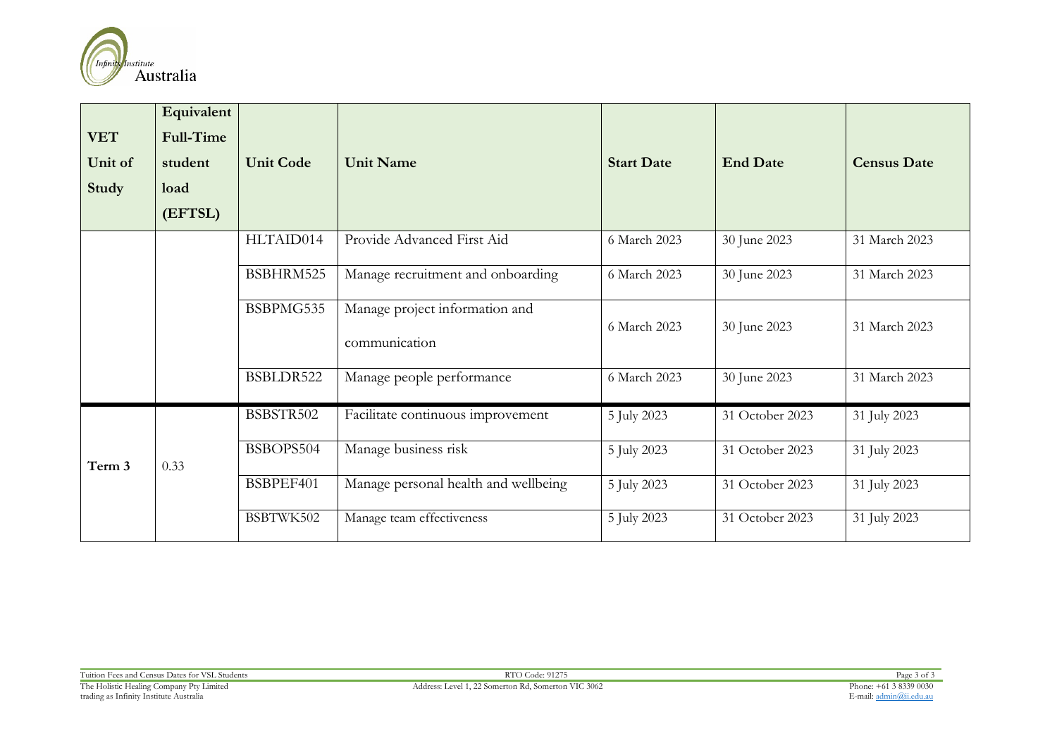| VET Unit of Study | Equivalent Full-Time student load (EFTSL) | Unit Code | Unit Name | Start Date | End Date | Census Date |
|---|---|---|---|---|---|---|
| | | HLTAID014 | Provide Advanced First Aid | 6 March 2023 | 30 June 2023 | 31 March 2023 |
| | | BSBHRM525 | Manage recruitment and onboarding | 6 March 2023 | 30 June 2023 | 31 March 2023 |
| | | BSBPMG535 | Manage project information and communication | 6 March 2023 | 30 June 2023 | 31 March 2023 |
| | | BSBLDR522 | Manage people performance | 6 March 2023 | 30 June 2023 | 31 March 2023 |
| Term 3 | 0.33 | BSBSTR502 | Facilitate continuous improvement | 5 July 2023 | 31 October 2023 | 31 July 2023 |
| | | BSBOPS504 | Manage business risk | 5 July 2023 | 31 October 2023 | 31 July 2023 |
| | | BSBPEF401 | Manage personal health and wellbeing | 5 July 2023 | 31 October 2023 | 31 July 2023 |
| | | BSBTWK502 | Manage team effectiveness | 5 July 2023 | 31 October 2023 | 31 July 2023 |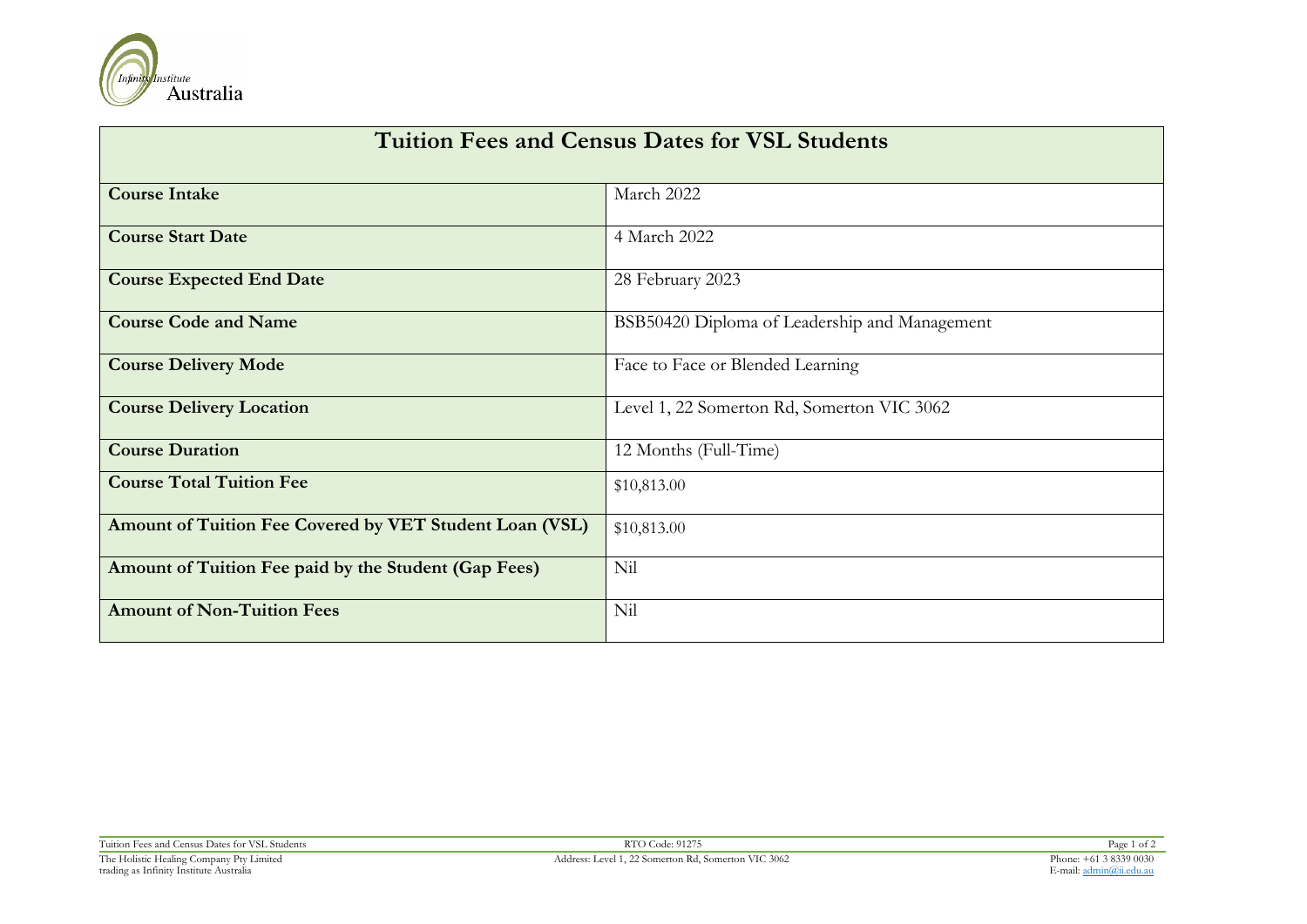| Tuition Fees and Census Dates for VSL Students | |
|---|---|
| **Course Intake** | March 2022 |
| **Course Start Date** | 4 March 2022 |
| **Course Expected End Date** | 28 February 2023 |
| **Course Code and Name** | BSB50420 Diploma of Leadership and Management |
| **Course Delivery Mode** | Face to Face or Blended Learning |
| **Course Delivery Location** | Level 1, 22 Somerton Rd, Somerton VIC 3062 |
| **Course Duration** | 12 Months (Full-Time) |
| **Course Total Tuition Fee** | $10,813.00 |
| **Amount of Tuition Fee Covered by VET Student Loan (VSL)** | $10,813.00 |
| **Amount of Tuition Fee paid by the Student (Gap Fees)** | Nil |
| **Amount of Non-Tuition Fees** | Nil |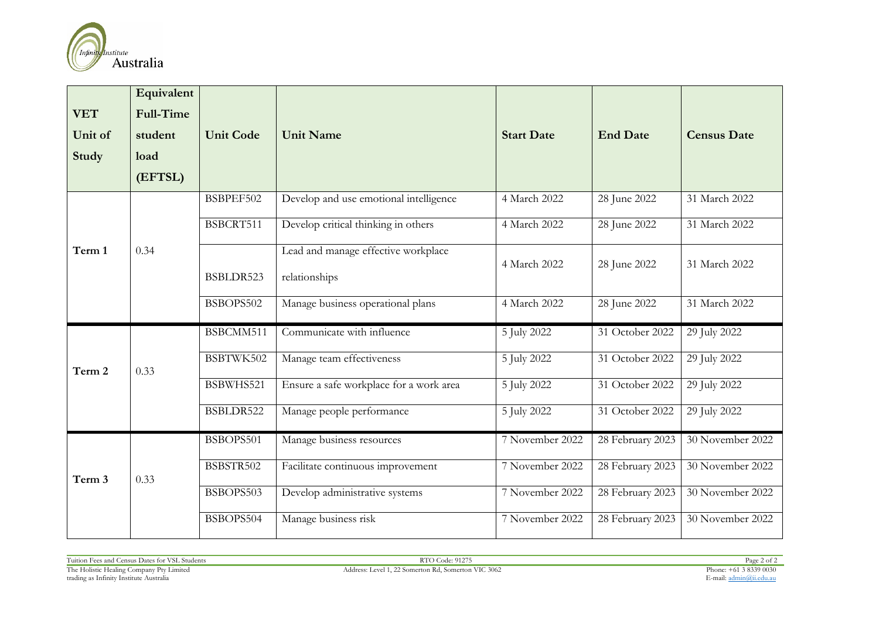| VET Unit of Study | Equivalent Full-Time student load (EFTSL) | Unit Code | Unit Name | Start Date | End Date | Census Date |
| --- | --- | --- | --- | --- | --- | --- |
| Term 1 | 0.34 | BSBPEF502 | Develop and use emotional intelligence | 4 March 2022 | 28 June 2022 | 31 March 2022 |
| | | BSBCRT511 | Develop critical thinking in others | 4 March 2022 | 28 June 2022 | 31 March 2022 |
| | | BSBLDR523 | Lead and manage effective workplace relationships | 4 March 2022 | 28 June 2022 | 31 March 2022 |
| | | BSBOPS502 | Manage business operational plans | 4 March 2022 | 28 June 2022 | 31 March 2022 |
| Term 2 | 0.33 | BSBCMM511 | Communicate with influence | 5 July 2022 | 31 October 2022 | 29 July 2022 |
| | | BSBTWK502 | Manage team effectiveness | 5 July 2022 | 31 October 2022 | 29 July 2022 |
| | | BSBWHS521 | Ensure a safe workplace for a work area | 5 July 2022 | 31 October 2022 | 29 July 2022 |
| | | BSBLDR522 | Manage people performance | 5 July 2022 | 31 October 2022 | 29 July 2022 |
| Term 3 | 0.33 | BSBOPS501 | Manage business resources | 7 November 2022 | 28 February 2023 | 30 November 2022 |
| | | BSBSTR502 | Facilitate continuous improvement | 7 November 2022 | 28 February 2023 | 30 November 2022 |
| | | BSBOPS503 | Develop administrative systems | 7 November 2022 | 28 February 2023 | 30 November 2022 |
| | | BSBOPS504 | Manage business risk | 7 November 2022 | 28 February 2023 | 30 November 2022 |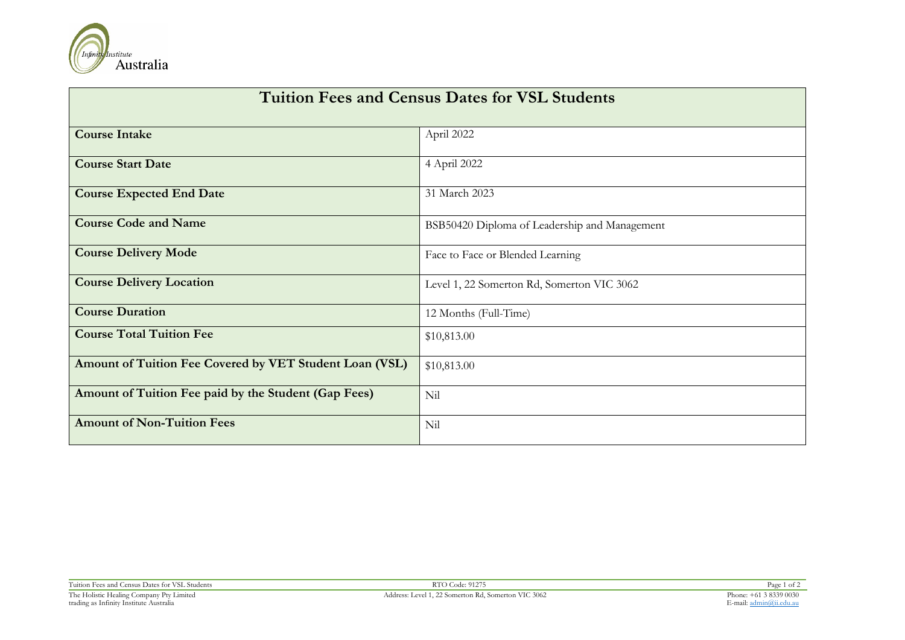| Tuition Fees and Census Dates for VSL Students | |
|---|---|
| **Course Intake** | April 2022 |
| **Course Start Date** | 4 April 2022 |
| **Course Expected End Date** | 31 March 2023 |
| **Course Code and Name** | BSB50420 Diploma of Leadership and Management |
| **Course Delivery Mode** | Face to Face or Blended Learning |
| **Course Delivery Location** | Level 1, 22 Somerton Rd, Somerton VIC 3062 |
| **Course Duration** | 12 Months (Full-Time) |
| **Course Total Tuition Fee** | $10,813.00 |
| **Amount of Tuition Fee Covered by VET Student Loan (VSL)** | $10,813.00 |
| **Amount of Tuition Fee paid by the Student (Gap Fees)** | Nil |
| **Amount of Non-Tuition Fees** | Nil |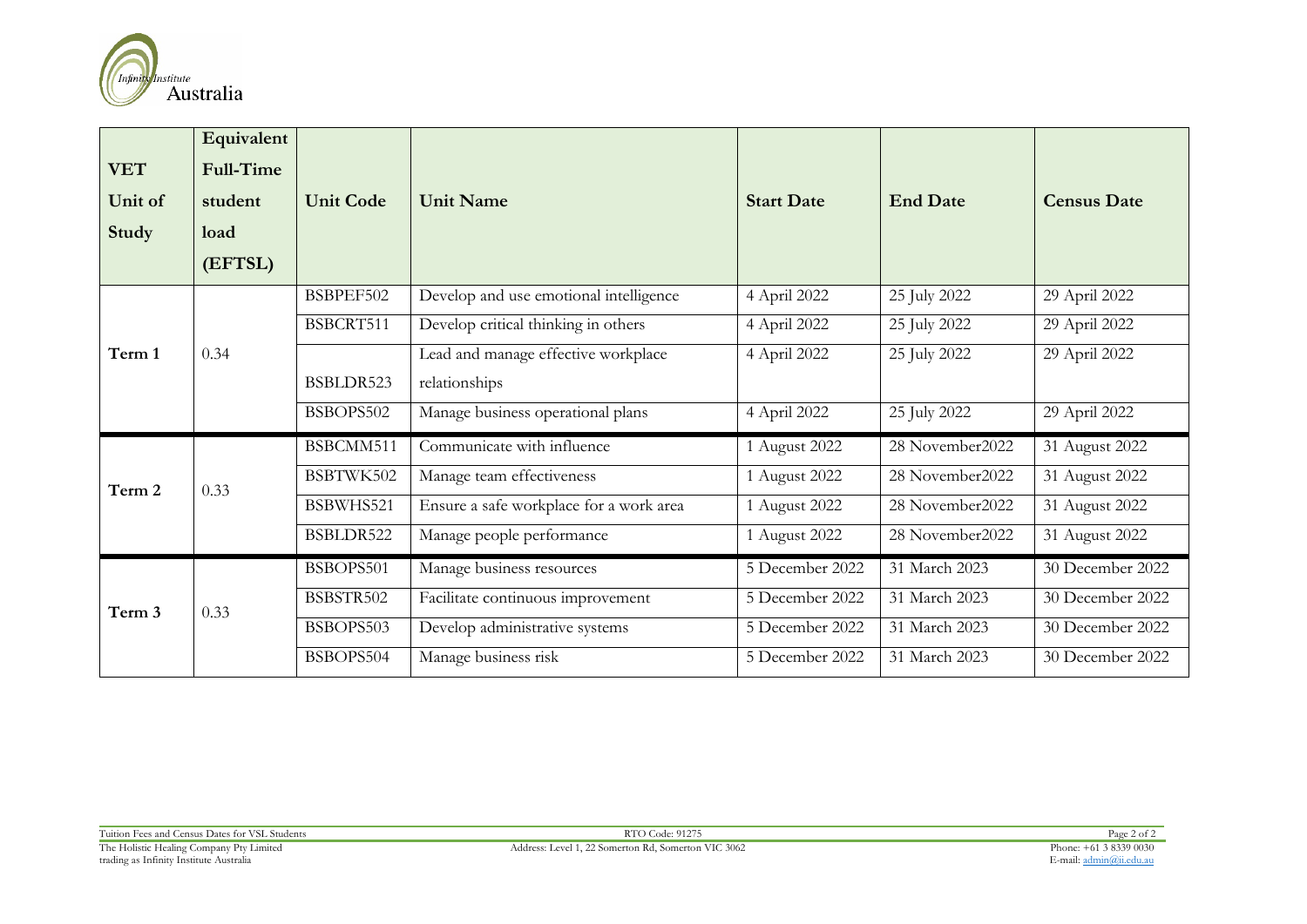| VET Unit of Study | Equivalent Full-Time student load (EFTSL) | Unit Code | Unit Name | Start Date | End Date | Census Date |
|---|---|---|---|---|---|---|
| Term 1 | 0.34 | BSBPEF502 | Develop and use emotional intelligence | 4 April 2022 | 25 July 2022 | 29 April 2022 |
| | | BSBCRT511 | Develop critical thinking in others | 4 April 2022 | 25 July 2022 | 29 April 2022 |
| | | BSBLDR523 | Lead and manage effective workplace relationships | 4 April 2022 | 25 July 2022 | 29 April 2022 |
| | | BSBOPS502 | Manage business operational plans | 4 April 2022 | 25 July 2022 | 29 April 2022 |
| Term 2 | 0.33 | BSBCMM511 | Communicate with influence | 1 August 2022 | 28 November2022 | 31 August 2022 |
| | | BSBTWK502 | Manage team effectiveness | 1 August 2022 | 28 November2022 | 31 August 2022 |
| | | BSBWHS521 | Ensure a safe workplace for a work area | 1 August 2022 | 28 November2022 | 31 August 2022 |
| | | BSBLDR522 | Manage people performance | 1 August 2022 | 28 November2022 | 31 August 2022 |
| Term 3 | 0.33 | BSBOPS501 | Manage business resources | 5 December 2022 | 31 March 2023 | 30 December 2022 |
| | | BSBSTR502 | Facilitate continuous improvement | 5 December 2022 | 31 March 2023 | 30 December 2022 |
| | | BSBOPS503 | Develop administrative systems | 5 December 2022 | 31 March 2023 | 30 December 2022 |
| | | BSBOPS504 | Manage business risk | 5 December 2022 | 31 March 2023 | 30 December 2022 |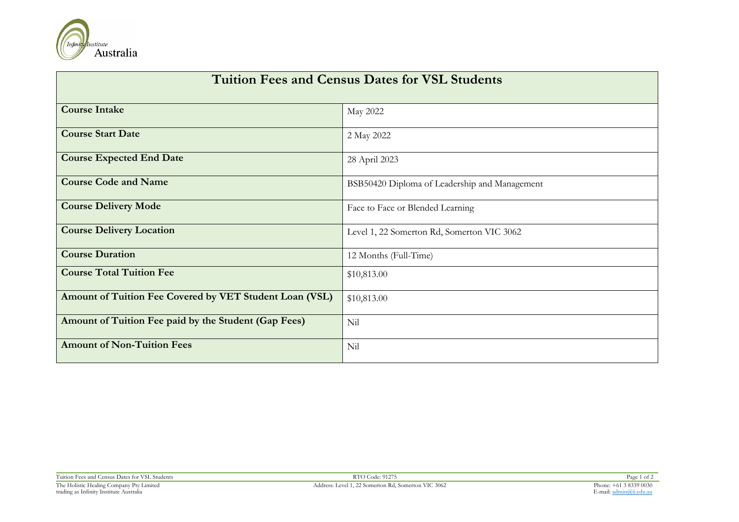| Tuition Fees and Census Dates for VSL Students | |
|---|---|
| **Course Intake** | May 2022 |
| **Course Start Date** | 2 May 2022 |
| **Course Expected End Date** | 28 April 2023 |
| **Course Code and Name** | BSB50420 Diploma of Leadership and Management |
| **Course Delivery Mode** | Face to Face or Blended Learning |
| **Course Delivery Location** | Level 1, 22 Somerton Rd, Somerton VIC 3062 |
| **Course Duration** | 12 Months (Full-Time) |
| **Course Total Tuition Fee** | $10,813.00 |
| **Amount of Tuition Fee Covered by VET Student Loan (VSL)** | $10,813.00 |
| **Amount of Tuition Fee paid by the Student (Gap Fees)** | Nil |
| **Amount of Non-Tuition Fees** | Nil |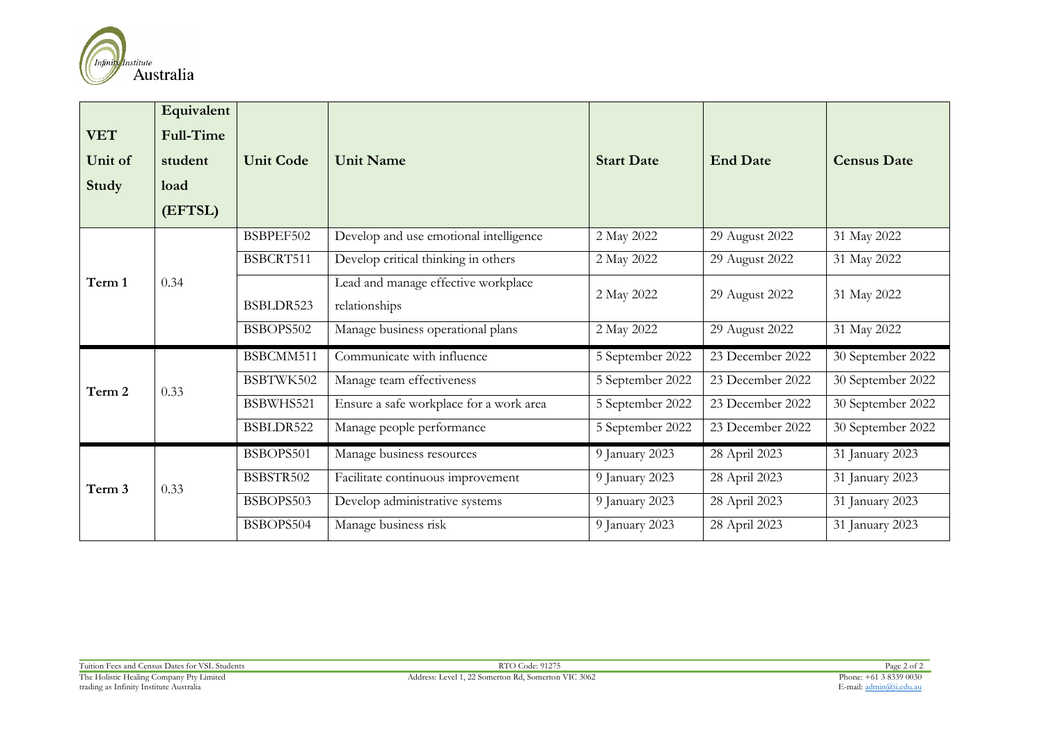| VET Unit of Study | Equivalent Full-Time student load (EFTSL) | Unit Code | Unit Name | Start Date | End Date | Census Date |
|---|---|---|---|---|---|---|
| Term 1 | 0.34 | BSBPEF502 | Develop and use emotional intelligence | 2 May 2022 | 29 August 2022 | 31 May 2022 |
| | | BSBCRT511 | Develop critical thinking in others | 2 May 2022 | 29 August 2022 | 31 May 2022 |
| | | BSBLDR523 | Lead and manage effective workplace relationships | 2 May 2022 | 29 August 2022 | 31 May 2022 |
| | | BSBOPS502 | Manage business operational plans | 2 May 2022 | 29 August 2022 | 31 May 2022 |
| Term 2 | 0.33 | BSBCMM511 | Communicate with influence | 5 September 2022 | 23 December 2022 | 30 September 2022 |
| | | BSBTWK502 | Manage team effectiveness | 5 September 2022 | 23 December 2022 | 30 September 2022 |
| | | BSBWHS521 | Ensure a safe workplace for a work area | 5 September 2022 | 23 December 2022 | 30 September 2022 |
| | | BSBLDR522 | Manage people performance | 5 September 2022 | 23 December 2022 | 30 September 2022 |
| Term 3 | 0.33 | BSBOPS501 | Manage business resources | 9 January 2023 | 28 April 2023 | 31 January 2023 |
| | | BSBSTR502 | Facilitate continuous improvement | 9 January 2023 | 28 April 2023 | 31 January 2023 |
| | | BSBOPS503 | Develop administrative systems | 9 January 2023 | 28 April 2023 | 31 January 2023 |
| | | BSBOPS504 | Manage business risk | 9 January 2023 | 28 April 2023 | 31 January 2023 |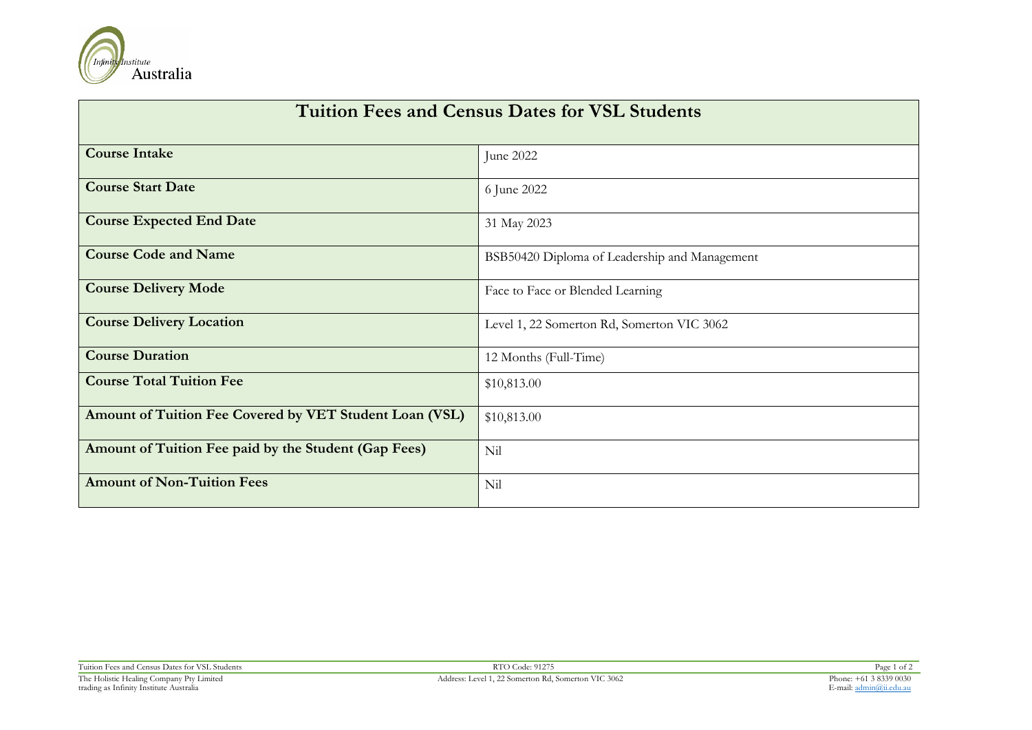| Tuition Fees and Census Dates for VSL Students | |
|---|---|
| **Course Intake** | June 2022 |
| **Course Start Date** | 6 June 2022 |
| **Course Expected End Date** | 31 May 2023 |
| **Course Code and Name** | BSB50420 Diploma of Leadership and Management |
| **Course Delivery Mode** | Face to Face or Blended Learning |
| **Course Delivery Location** | Level 1, 22 Somerton Rd, Somerton VIC 3062 |
| **Course Duration** | 12 Months (Full-Time) |
| **Course Total Tuition Fee** | $10,813.00 |
| **Amount of Tuition Fee Covered by VET Student Loan (VSL)** | $10,813.00 |
| **Amount of Tuition Fee paid by the Student (Gap Fees)** | Nil |
| **Amount of Non-Tuition Fees** | Nil |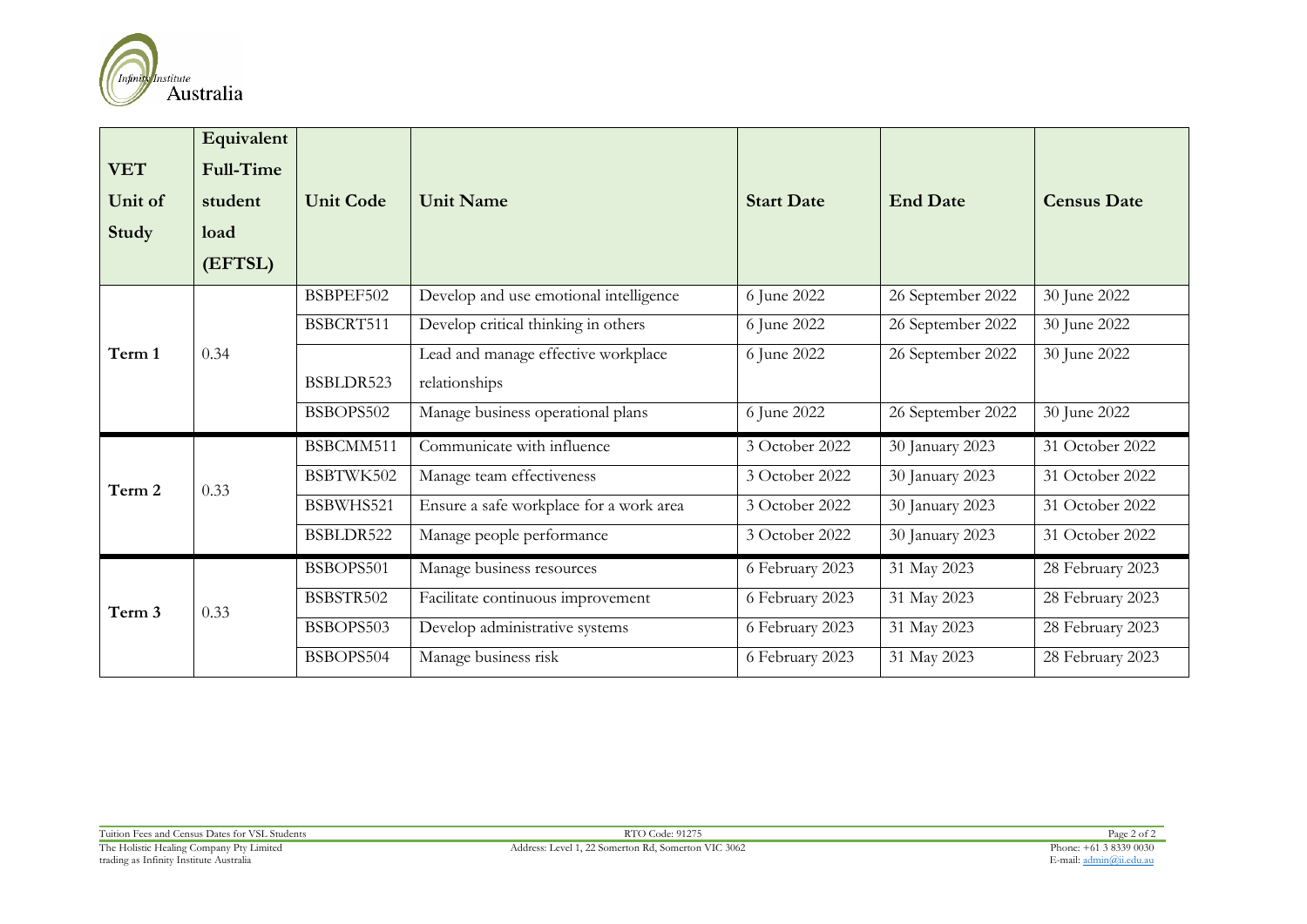| VET Unit of Study | Equivalent Full-Time student load (EFTSL) | Unit Code | Unit Name | Start Date | End Date | Census Date |
|---|---|---|---|---|---|---|
| Term 1 | 0.34 | BSBPEF502 | Develop and use emotional intelligence | 6 June 2022 | 26 September 2022 | 30 June 2022 |
| | | BSBCRT511 | Develop critical thinking in others | 6 June 2022 | 26 September 2022 | 30 June 2022 |
| | | BSBLDR523 | Lead and manage effective workplace relationships | 6 June 2022 | 26 September 2022 | 30 June 2022 |
| | | BSBOPS502 | Manage business operational plans | 6 June 2022 | 26 September 2022 | 30 June 2022 |
| Term 2 | 0.33 | BSBCMM511 | Communicate with influence | 3 October 2022 | 30 January 2023 | 31 October 2022 |
| | | BSBTWK502 | Manage team effectiveness | 3 October 2022 | 30 January 2023 | 31 October 2022 |
| | | BSBWHS521 | Ensure a safe workplace for a work area | 3 October 2022 | 30 January 2023 | 31 October 2022 |
| | | BSBLDR522 | Manage people performance | 3 October 2022 | 30 January 2023 | 31 October 2022 |
| Term 3 | 0.33 | BSBOPS501 | Manage business resources | 6 February 2023 | 31 May 2023 | 28 February 2023 |
| | | BSBSTR502 | Facilitate continuous improvement | 6 February 2023 | 31 May 2023 | 28 February 2023 |
| | | BSBOPS503 | Develop administrative systems | 6 February 2023 | 31 May 2023 | 28 February 2023 |
| | | BSBOPS504 | Manage business risk | 6 February 2023 | 31 May 2023 | 28 February 2023 |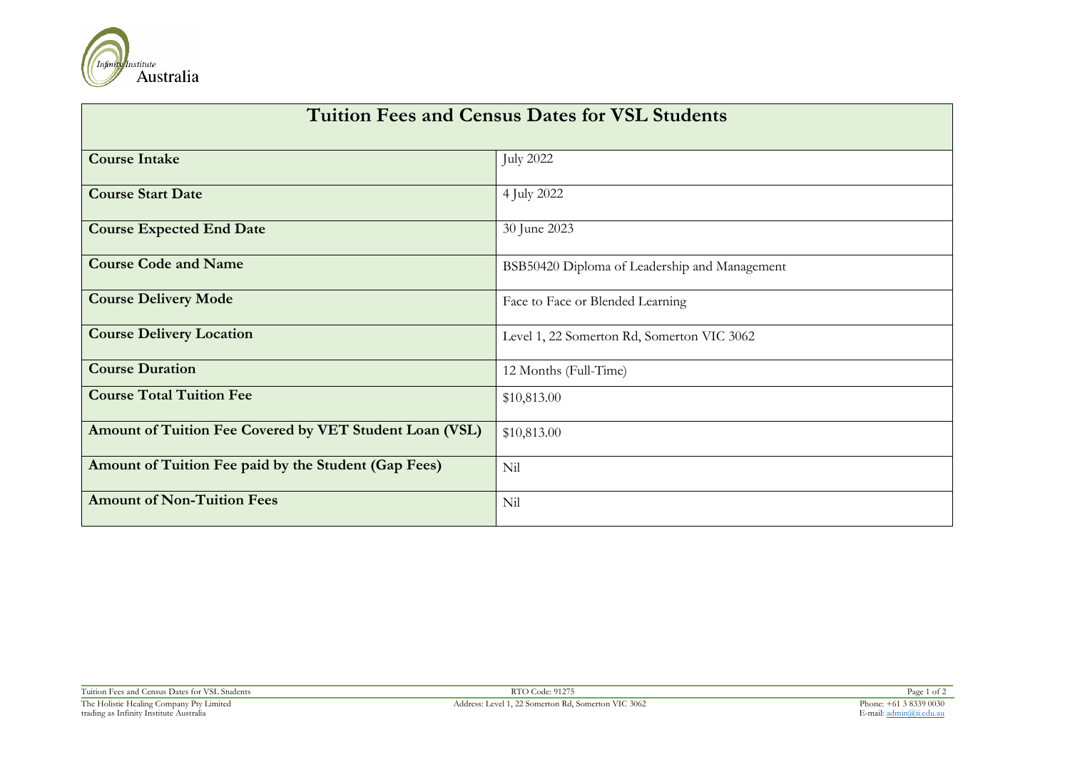| Tuition Fees and Census Dates for VSL Students | |
|---|---|
| **Course Intake** | July 2022 |
| **Course Start Date** | 4 July 2022 |
| **Course Expected End Date** | 30 June 2023 |
| **Course Code and Name** | BSB50420 Diploma of Leadership and Management |
| **Course Delivery Mode** | Face to Face or Blended Learning |
| **Course Delivery Location** | Level 1, 22 Somerton Rd, Somerton VIC 3062 |
| **Course Duration** | 12 Months (Full-Time) |
| **Course Total Tuition Fee** | $10,813.00 |
| **Amount of Tuition Fee Covered by VET Student Loan (VSL)** | $10,813.00 |
| **Amount of Tuition Fee paid by the Student (Gap Fees)** | Nil |
| **Amount of Non-Tuition Fees** | Nil |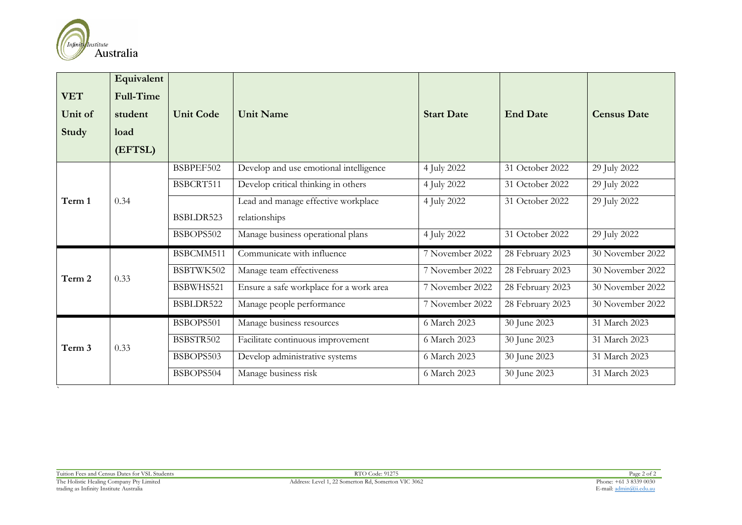| VET Unit of Study | Equivalent Full-Time student load (EFTSL) | Unit Code | Unit Name | Start Date | End Date | Census Date |
|---|---|---|---|---|---|---|
| Term 1 | 0.34 | BSBPEF502 | Develop and use emotional intelligence | 4 July 2022 | 31 October 2022 | 29 July 2022 |
| | | BSBCRT511 | Develop critical thinking in others | 4 July 2022 | 31 October 2022 | 29 July 2022 |
| | | BSBLDR523 | Lead and manage effective workplace relationships | 4 July 2022 | 31 October 2022 | 29 July 2022 |
| | | BSBOPS502 | Manage business operational plans | 4 July 2022 | 31 October 2022 | 29 July 2022 |
| Term 2 | 0.33 | BSBCMM511 | Communicate with influence | 7 November 2022 | 28 February 2023 | 30 November 2022 |
| | | BSBTWK502 | Manage team effectiveness | 7 November 2022 | 28 February 2023 | 30 November 2022 |
| | | BSBWHS521 | Ensure a safe workplace for a work area | 7 November 2022 | 28 February 2023 | 30 November 2022 |
| | | BSBLDR522 | Manage people performance | 7 November 2022 | 28 February 2023 | 30 November 2022 |
| Term 3 | 0.33 | BSBOPS501 | Manage business resources | 6 March 2023 | 30 June 2023 | 31 March 2023 |
| | | BSBSTR502 | Facilitate continuous improvement | 6 March 2023 | 30 June 2023 | 31 March 2023 |
| | | BSBOPS503 | Develop administrative systems | 6 March 2023 | 30 June 2023 | 31 March 2023 |
| | | BSBOPS504 | Manage business risk | 6 March 2023 | 30 June 2023 | 31 March 2023 |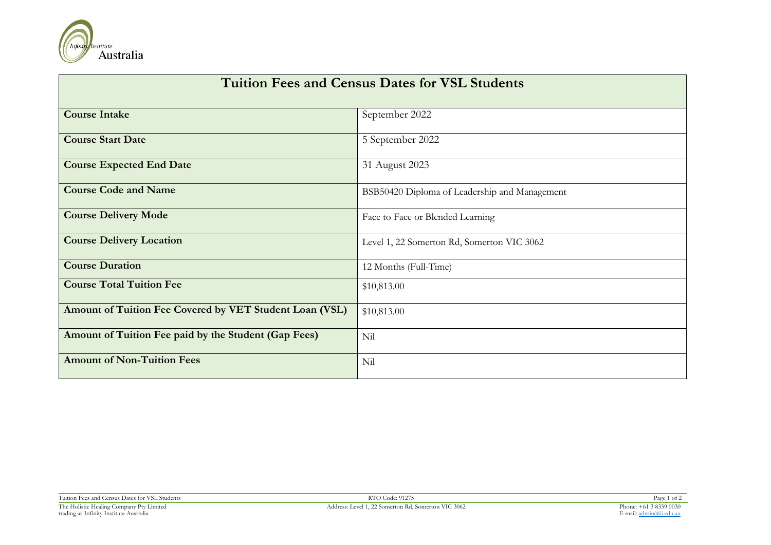| Tuition Fees and Census Dates for VSL Students | |
| --- | --- |
| **Course Intake** | September 2022 |
| **Course Start Date** | 5 September 2022 |
| **Course Expected End Date** | 31 August 2023 |
| **Course Code and Name** | BSB50420 Diploma of Leadership and Management |
| **Course Delivery Mode** | Face to Face or Blended Learning |
| **Course Delivery Location** | Level 1, 22 Somerton Rd, Somerton VIC 3062 |
| **Course Duration** | 12 Months (Full-Time) |
| **Course Total Tuition Fee** | $10,813.00 |
| **Amount of Tuition Fee Covered by VET Student Loan (VSL)** | $10,813.00 |
| **Amount of Tuition Fee paid by the Student (Gap Fees)** | Nil |
| **Amount of Non-Tuition Fees** | Nil |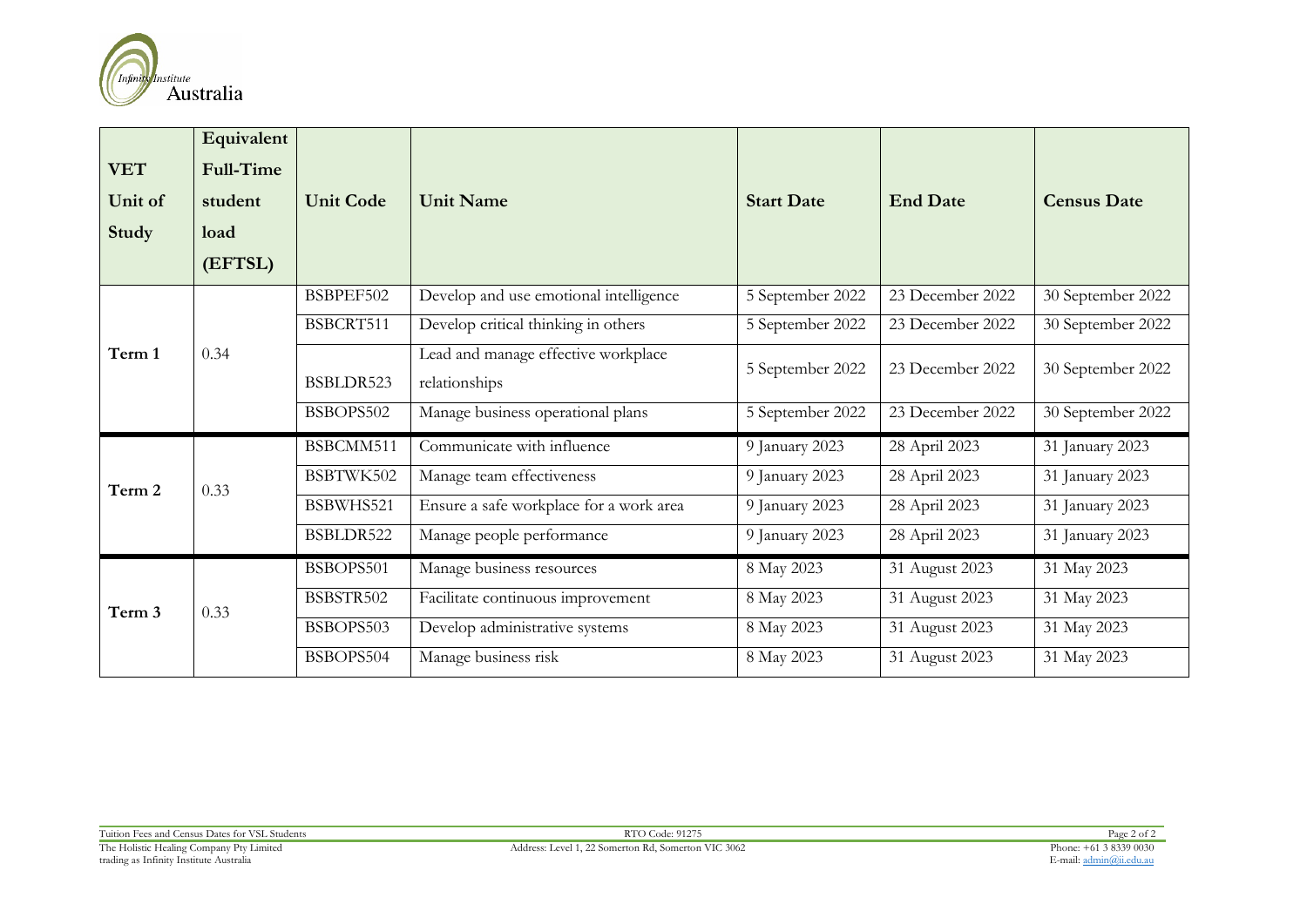| VET Unit of Study | Equivalent Full-Time student load (EFTSL) | Unit Code | Unit Name | Start Date | End Date | Census Date |
|---|---|---|---|---|---|---|
| Term 1 | 0.34 | BSBPEF502 | Develop and use emotional intelligence | 5 September 2022 | 23 December 2022 | 30 September 2022 |
| | | BSBCRT511 | Develop critical thinking in others | 5 September 2022 | 23 December 2022 | 30 September 2022 |
| | | BSBLDR523 | Lead and manage effective workplace relationships | 5 September 2022 | 23 December 2022 | 30 September 2022 |
| | | BSBOPS502 | Manage business operational plans | 5 September 2022 | 23 December 2022 | 30 September 2022 |
| Term 2 | 0.33 | BSBCMM511 | Communicate with influence | 9 January 2023 | 28 April 2023 | 31 January 2023 |
| | | BSBTWK502 | Manage team effectiveness | 9 January 2023 | 28 April 2023 | 31 January 2023 |
| | | BSBWHS521 | Ensure a safe workplace for a work area | 9 January 2023 | 28 April 2023 | 31 January 2023 |
| | | BSBLDR522 | Manage people performance | 9 January 2023 | 28 April 2023 | 31 January 2023 |
| Term 3 | 0.33 | BSBOPS501 | Manage business resources | 8 May 2023 | 31 August 2023 | 31 May 2023 |
| | | BSBSTR502 | Facilitate continuous improvement | 8 May 2023 | 31 August 2023 | 31 May 2023 |
| | | BSBOPS503 | Develop administrative systems | 8 May 2023 | 31 August 2023 | 31 May 2023 |
| | | BSBOPS504 | Manage business risk | 8 May 2023 | 31 August 2023 | 31 May 2023 |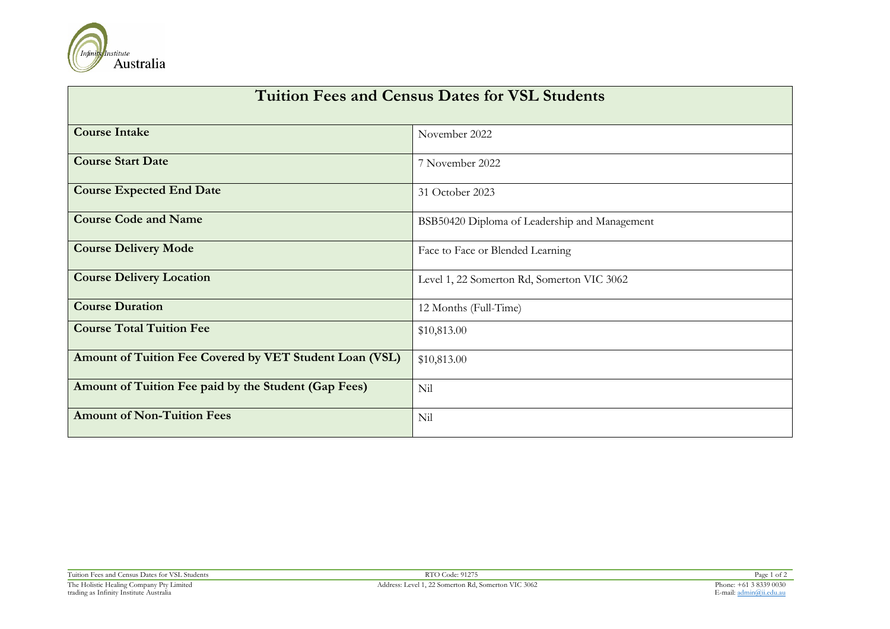| Tuition Fees and Census Dates for VSL Students | |
|---|---|
| **Course Intake** | November 2022 |
| **Course Start Date** | 7 November 2022 |
| **Course Expected End Date** | 31 October 2023 |
| **Course Code and Name** | BSB50420 Diploma of Leadership and Management |
| **Course Delivery Mode** | Face to Face or Blended Learning |
| **Course Delivery Location** | Level 1, 22 Somerton Rd, Somerton VIC 3062 |
| **Course Duration** | 12 Months (Full-Time) |
| **Course Total Tuition Fee** | $10,813.00 |
| **Amount of Tuition Fee Covered by VET Student Loan (VSL)** | $10,813.00 |
| **Amount of Tuition Fee paid by the Student (Gap Fees)** | Nil |
| **Amount of Non-Tuition Fees** | Nil |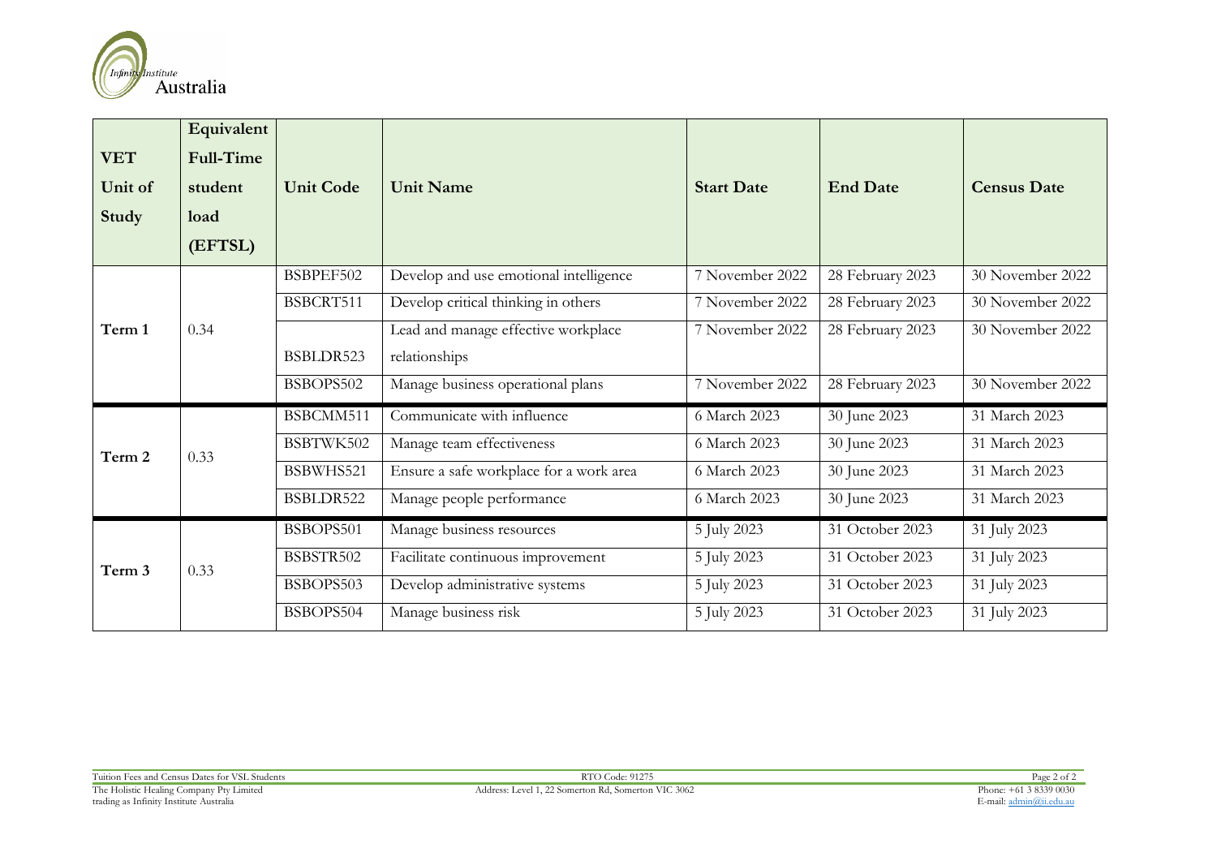| VET Unit of Study | Equivalent Full-Time student load (EFTSL) | Unit Code | Unit Name | Start Date | End Date | Census Date |
|---|---|---|---|---|---|---|
| Term 1 | 0.34 | BSBPEF502 | Develop and use emotional intelligence | 7 November 2022 | 28 February 2023 | 30 November 2022 |
| | | BSBCRT511 | Develop critical thinking in others | 7 November 2022 | 28 February 2023 | 30 November 2022 |
| | | BSBLDR523 | Lead and manage effective workplace relationships | 7 November 2022 | 28 February 2023 | 30 November 2022 |
| | | BSBOPS502 | Manage business operational plans | 7 November 2022 | 28 February 2023 | 30 November 2022 |
| Term 2 | 0.33 | BSBCMM511 | Communicate with influence | 6 March 2023 | 30 June 2023 | 31 March 2023 |
| | | BSBTWK502 | Manage team effectiveness | 6 March 2023 | 30 June 2023 | 31 March 2023 |
| | | BSBWHS521 | Ensure a safe workplace for a work area | 6 March 2023 | 30 June 2023 | 31 March 2023 |
| | | BSBLDR522 | Manage people performance | 6 March 2023 | 30 June 2023 | 31 March 2023 |
| Term 3 | 0.33 | BSBOPS501 | Manage business resources | 5 July 2023 | 31 October 2023 | 31 July 2023 |
| | | BSBSTR502 | Facilitate continuous improvement | 5 July 2023 | 31 October 2023 | 31 July 2023 |
| | | BSBOPS503 | Develop administrative systems | 5 July 2023 | 31 October 2023 | 31 July 2023 |
| | | BSBOPS504 | Manage business risk | 5 July 2023 | 31 October 2023 | 31 July 2023 |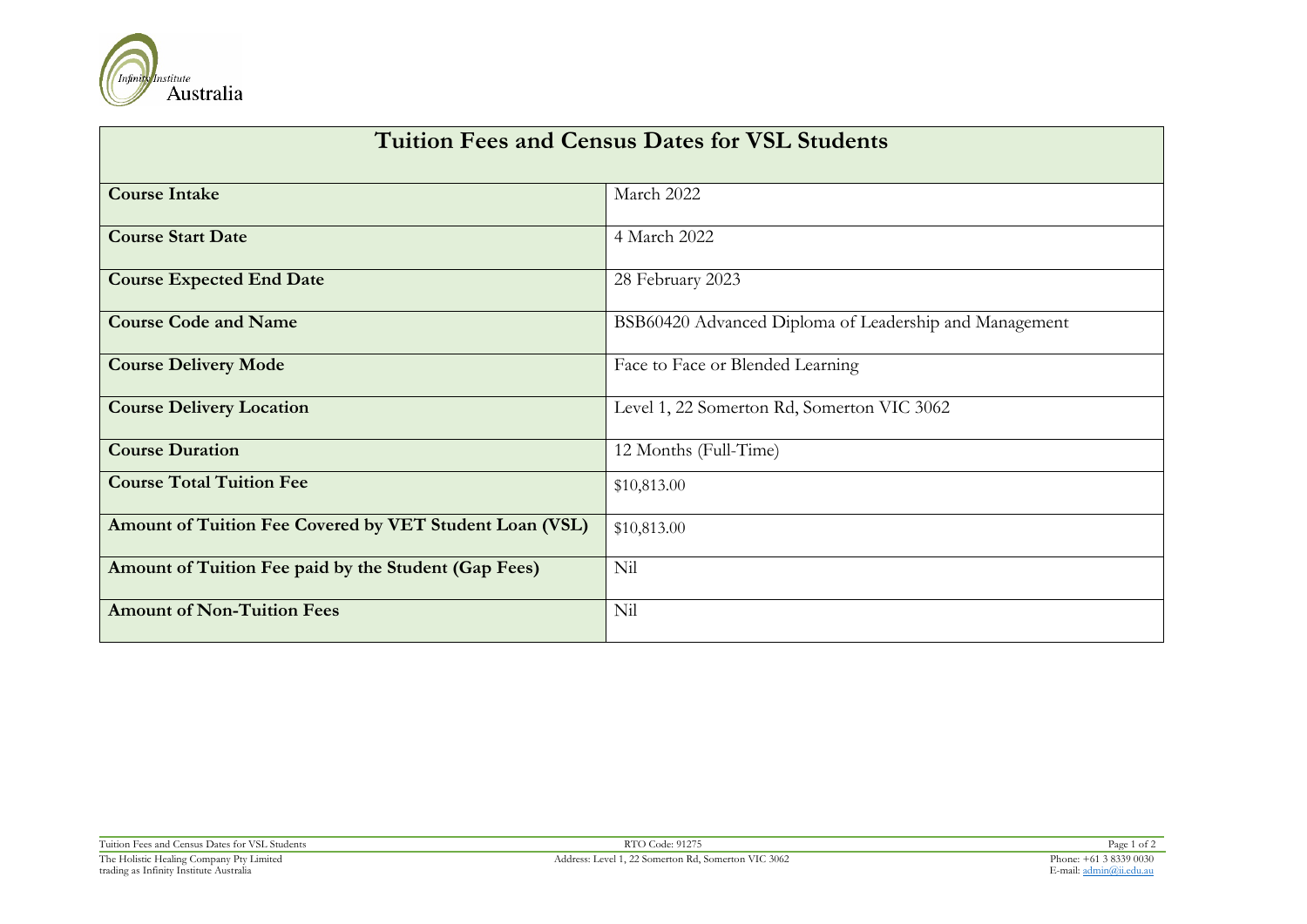| Tuition Fees and Census Dates for VSL Students | |
|---|---|
| **Course Intake** | March 2022 |
| **Course Start Date** | 4 March 2022 |
| **Course Expected End Date** | 28 February 2023 |
| **Course Code and Name** | BSB60420 Advanced Diploma of Leadership and Management |
| **Course Delivery Mode** | Face to Face or Blended Learning |
| **Course Delivery Location** | Level 1, 22 Somerton Rd, Somerton VIC 3062 |
| **Course Duration** | 12 Months (Full-Time) |
| **Course Total Tuition Fee** | $10,813.00 |
| **Amount of Tuition Fee Covered by VET Student Loan (VSL)** | $10,813.00 |
| **Amount of Tuition Fee paid by the Student (Gap Fees)** | Nil |
| **Amount of Non-Tuition Fees** | Nil |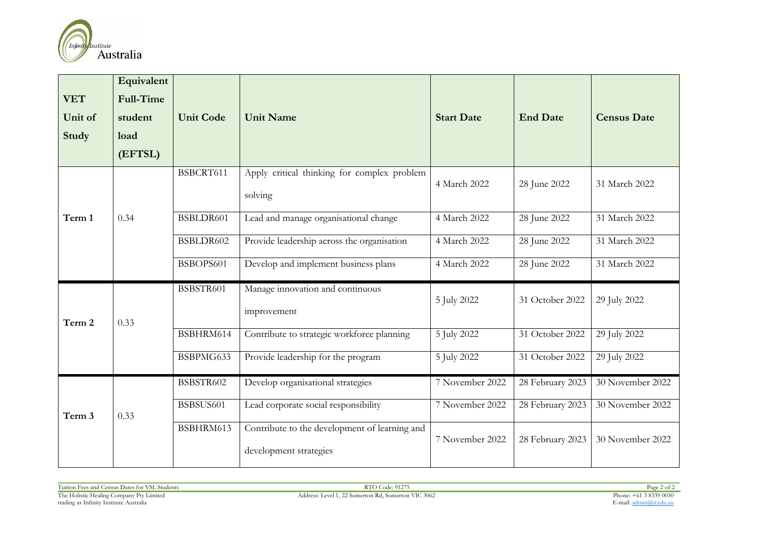| VET Unit of Study | Equivalent Full-Time student load (EFTSL) | Unit Code | Unit Name | Start Date | End Date | Census Date |
|---|---|---|---|---|---|---|
| Term 1 | 0.34 | BSBCRT611 | Apply critical thinking for complex problem solving | 4 March 2022 | 28 June 2022 | 31 March 2022 |
| | | BSBLDR601 | Lead and manage organisational change | 4 March 2022 | 28 June 2022 | 31 March 2022 |
| | | BSBLDR602 | Provide leadership across the organisation | 4 March 2022 | 28 June 2022 | 31 March 2022 |
| | | BSBOPS601 | Develop and implement business plans | 4 March 2022 | 28 June 2022 | 31 March 2022 |
| Term 2 | 0.33 | BSBSTR601 | Manage innovation and continuous improvement | 5 July 2022 | 31 October 2022 | 29 July 2022 |
| | | BSBHRM614 | Contribute to strategic workforce planning | 5 July 2022 | 31 October 2022 | 29 July 2022 |
| | | BSBPMG633 | Provide leadership for the program | 5 July 2022 | 31 October 2022 | 29 July 2022 |
| Term 3 | 0.33 | BSBSTR602 | Develop organisational strategies | 7 November 2022 | 28 February 2023 | 30 November 2022 |
| | | BSBSUS601 | Lead corporate social responsibility | 7 November 2022 | 28 February 2023 | 30 November 2022 |
| | | BSBHRM613 | Contribute to the development of learning and development strategies | 7 November 2022 | 28 February 2023 | 30 November 2022 |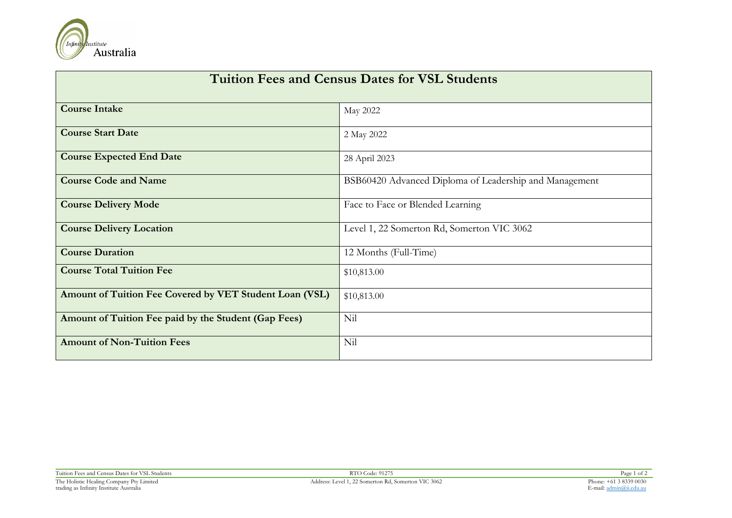| Tuition Fees and Census Dates for VSL Students | |
|---|---|
| **Course Intake** | May 2022 |
| **Course Start Date** | 2 May 2022 |
| **Course Expected End Date** | 28 April 2023 |
| **Course Code and Name** | BSB60420 Advanced Diploma of Leadership and Management |
| **Course Delivery Mode** | Face to Face or Blended Learning |
| **Course Delivery Location** | Level 1, 22 Somerton Rd, Somerton VIC 3062 |
| **Course Duration** | 12 Months (Full-Time) |
| **Course Total Tuition Fee** | $10,813.00 |
| **Amount of Tuition Fee Covered by VET Student Loan (VSL)** | $10,813.00 |
| **Amount of Tuition Fee paid by the Student (Gap Fees)** | Nil |
| **Amount of Non-Tuition Fees** | Nil |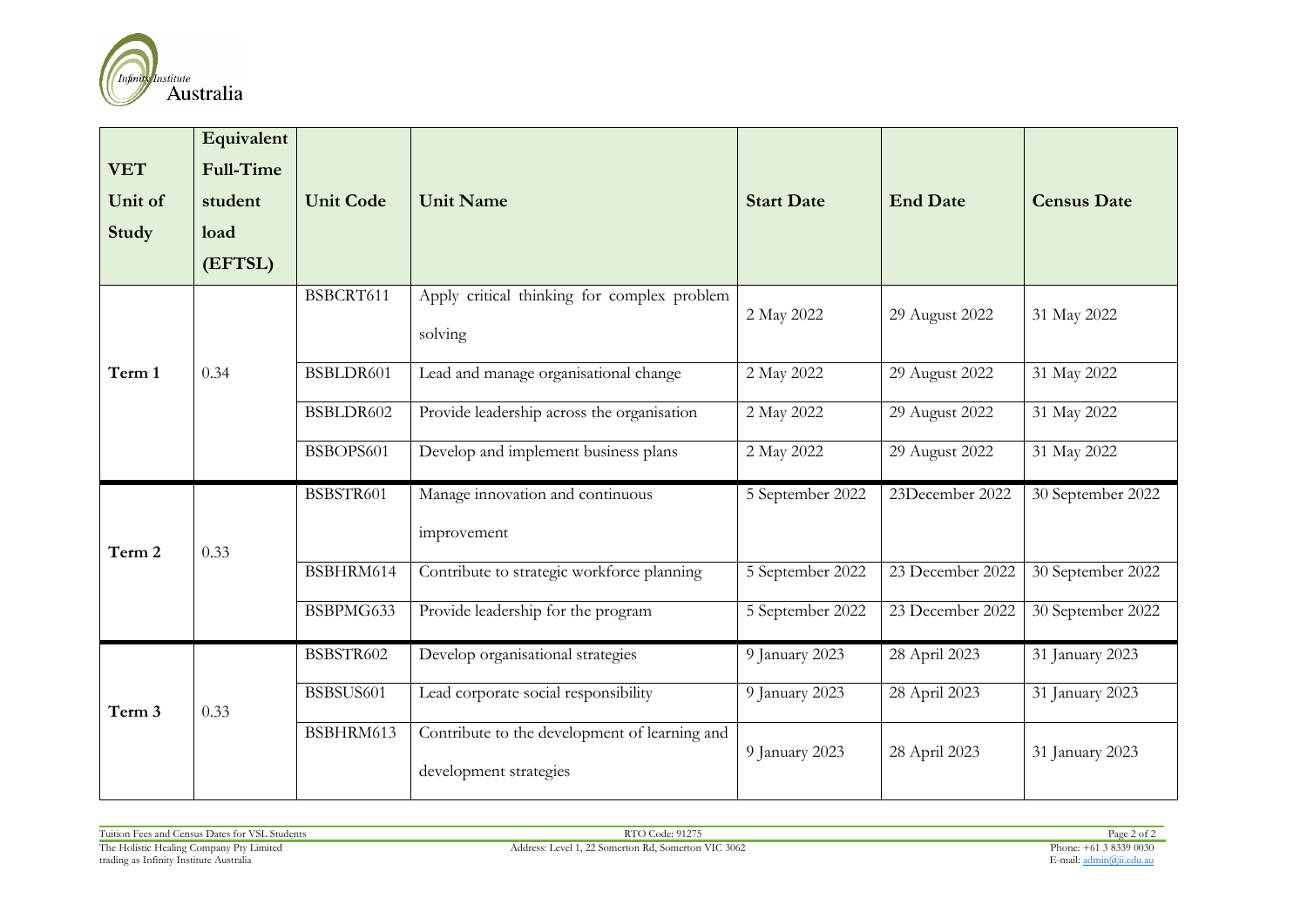| VET Unit of Study | Equivalent Full-Time student load (EFTSL) | Unit Code | Unit Name | Start Date | End Date | Census Date |
|---|---|---|---|---|---|---|
| Term 1 | 0.34 | BSBCRT611 | Apply critical thinking for complex problem solving | 2 May 2022 | 29 August 2022 | 31 May 2022 |
| | | BSBLDR601 | Lead and manage organisational change | 2 May 2022 | 29 August 2022 | 31 May 2022 |
| | | BSBLDR602 | Provide leadership across the organisation | 2 May 2022 | 29 August 2022 | 31 May 2022 |
| | | BSBOPS601 | Develop and implement business plans | 2 May 2022 | 29 August 2022 | 31 May 2022 |
| Term 2 | 0.33 | BSBSTR601 | Manage innovation and continuous improvement | 5 September 2022 | 23December 2022 | 30 September 2022 |
| | | BSBHRM614 | Contribute to strategic workforce planning | 5 September 2022 | 23 December 2022 | 30 September 2022 |
| | | BSBPMG633 | Provide leadership for the program | 5 September 2022 | 23 December 2022 | 30 September 2022 |
| Term 3 | 0.33 | BSBSTR602 | Develop organisational strategies | 9 January 2023 | 28 April 2023 | 31 January 2023 |
| | | BSBSUS601 | Lead corporate social responsibility | 9 January 2023 | 28 April 2023 | 31 January 2023 |
| | | BSBHRM613 | Contribute to the development of learning and development strategies | 9 January 2023 | 28 April 2023 | 31 January 2023 |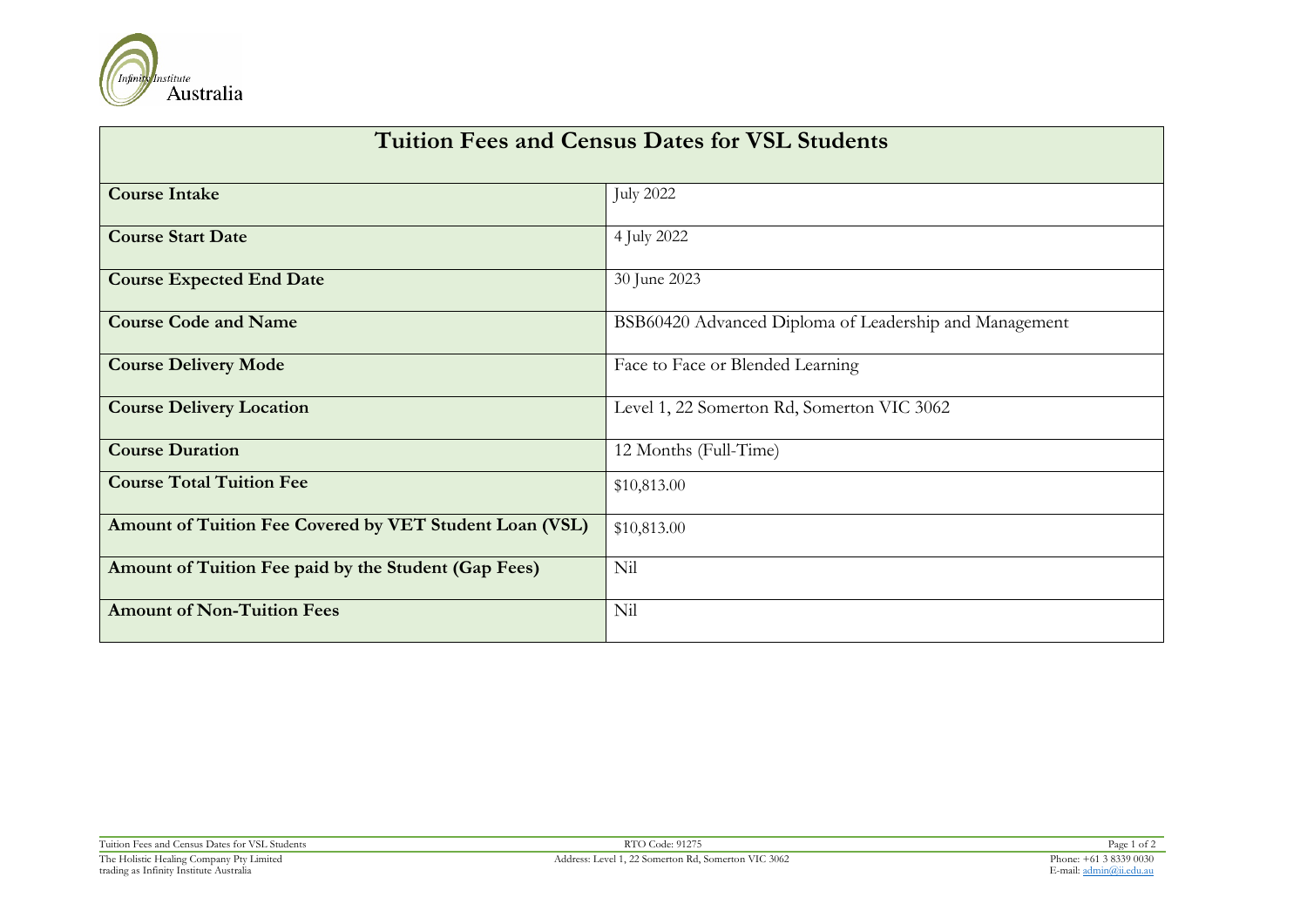| Tuition Fees and Census Dates for VSL Students | |
|---|---|
| **Course Intake** | July 2022 |
| **Course Start Date** | 4 July 2022 |
| **Course Expected End Date** | 30 June 2023 |
| **Course Code and Name** | BSB60420 Advanced Diploma of Leadership and Management |
| **Course Delivery Mode** | Face to Face or Blended Learning |
| **Course Delivery Location** | Level 1, 22 Somerton Rd, Somerton VIC 3062 |
| **Course Duration** | 12 Months (Full-Time) |
| **Course Total Tuition Fee** | $10,813.00 |
| **Amount of Tuition Fee Covered by VET Student Loan (VSL)** | $10,813.00 |
| **Amount of Tuition Fee paid by the Student (Gap Fees)** | Nil |
| **Amount of Non-Tuition Fees** | Nil |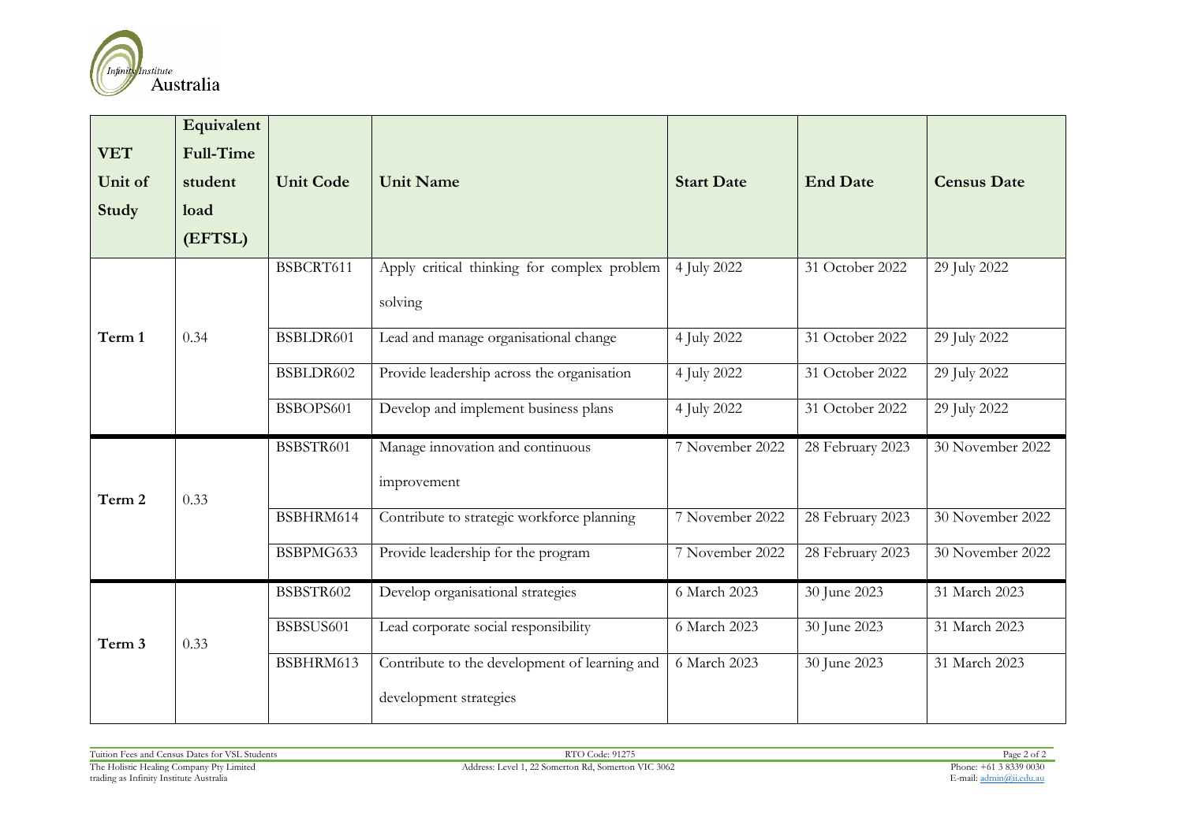| VET Unit of Study | Equivalent Full-Time student load (EFTSL) | Unit Code | Unit Name | Start Date | End Date | Census Date |
|---|---|---|---|---|---|---|
| Term 1 | 0.34 | BSBCRT611 | Apply critical thinking for complex problem solving | 4 July 2022 | 31 October 2022 | 29 July 2022 |
| | | BSBLDR601 | Lead and manage organisational change | 4 July 2022 | 31 October 2022 | 29 July 2022 |
| | | BSBLDR602 | Provide leadership across the organisation | 4 July 2022 | 31 October 2022 | 29 July 2022 |
| | | BSBOPS601 | Develop and implement business plans | 4 July 2022 | 31 October 2022 | 29 July 2022 |
| Term 2 | 0.33 | BSBSTR601 | Manage innovation and continuous improvement | 7 November 2022 | 28 February 2023 | 30 November 2022 |
| | | BSBHRM614 | Contribute to strategic workforce planning | 7 November 2022 | 28 February 2023 | 30 November 2022 |
| | | BSBPMG633 | Provide leadership for the program | 7 November 2022 | 28 February 2023 | 30 November 2022 |
| Term 3 | 0.33 | BSBSTR602 | Develop organisational strategies | 6 March 2023 | 30 June 2023 | 31 March 2023 |
| | | BSBSUS601 | Lead corporate social responsibility | 6 March 2023 | 30 June 2023 | 31 March 2023 |
| | | BSBHRM613 | Contribute to the development of learning and development strategies | 6 March 2023 | 30 June 2023 | 31 March 2023 |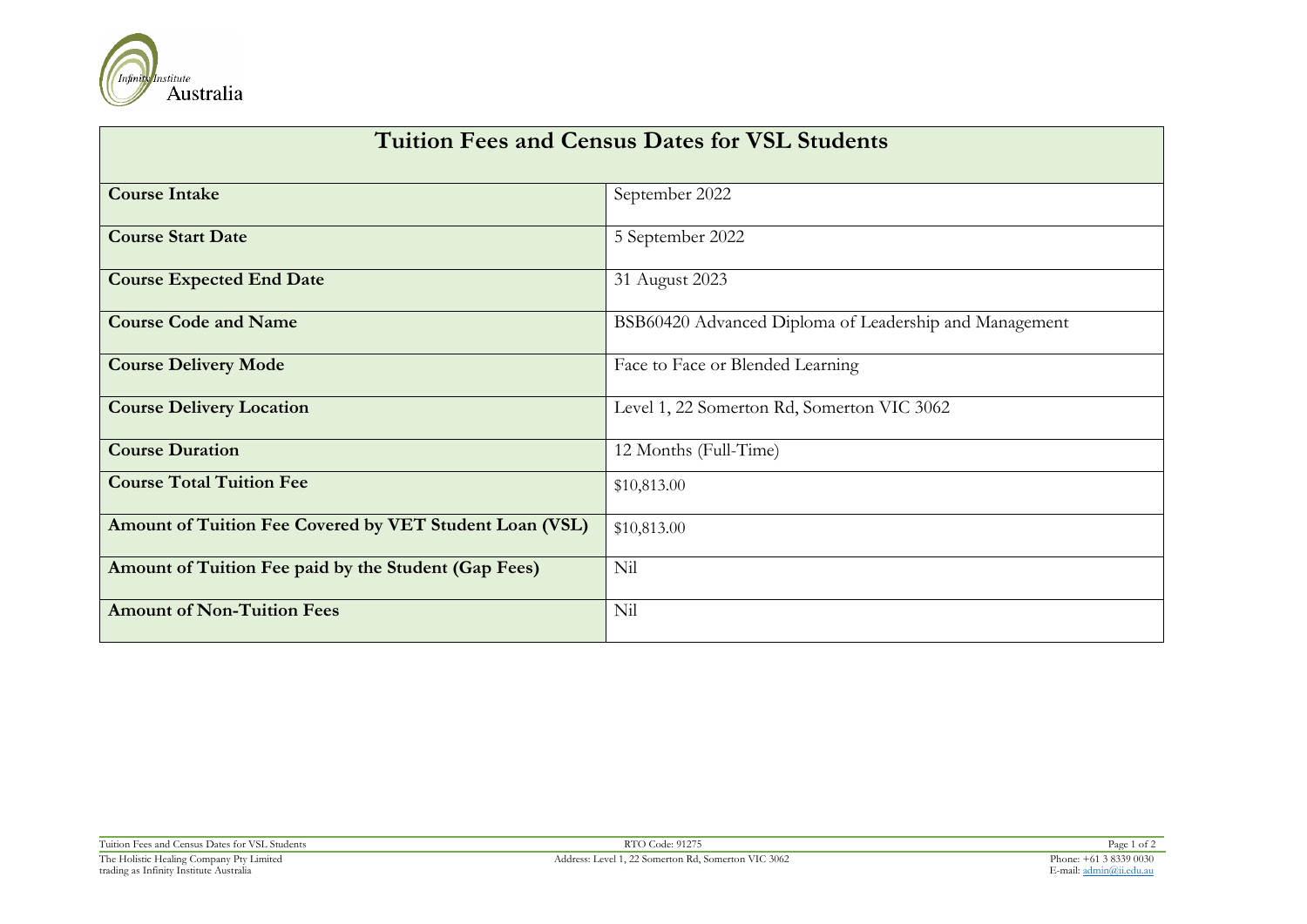| Tuition Fees and Census Dates for VSL Students | |
| --- | --- |
| **Course Intake** | September 2022 |
| **Course Start Date** | 5 September 2022 |
| **Course Expected End Date** | 31 August 2023 |
| **Course Code and Name** | BSB60420 Advanced Diploma of Leadership and Management |
| **Course Delivery Mode** | Face to Face or Blended Learning |
| **Course Delivery Location** | Level 1, 22 Somerton Rd, Somerton VIC 3062 |
| **Course Duration** | 12 Months (Full-Time) |
| **Course Total Tuition Fee** | $10,813.00 |
| **Amount of Tuition Fee Covered by VET Student Loan (VSL)** | $10,813.00 |
| **Amount of Tuition Fee paid by the Student (Gap Fees)** | Nil |
| **Amount of Non-Tuition Fees** | Nil |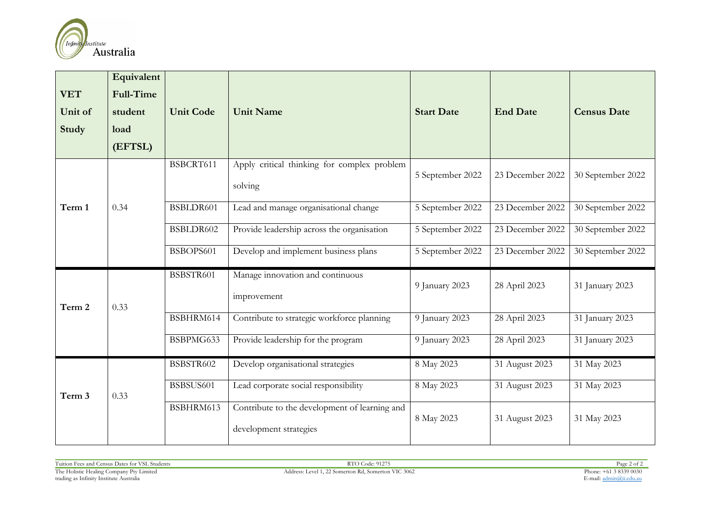| VET Unit of Study | Equivalent Full-Time student load (EFTSL) | Unit Code | Unit Name | Start Date | End Date | Census Date |
|---|---|---|---|---|---|---|
| Term 1 | 0.34 | BSBCRT611 | Apply critical thinking for complex problem solving | 5 September 2022 | 23 December 2022 | 30 September 2022 |
| | | BSBLDR601 | Lead and manage organisational change | 5 September 2022 | 23 December 2022 | 30 September 2022 |
| | | BSBLDR602 | Provide leadership across the organisation | 5 September 2022 | 23 December 2022 | 30 September 2022 |
| | | BSBOPS601 | Develop and implement business plans | 5 September 2022 | 23 December 2022 | 30 September 2022 |
| Term 2 | 0.33 | BSBSTR601 | Manage innovation and continuous improvement | 9 January 2023 | 28 April 2023 | 31 January 2023 |
| | | BSBHRM614 | Contribute to strategic workforce planning | 9 January 2023 | 28 April 2023 | 31 January 2023 |
| | | BSBPMG633 | Provide leadership for the program | 9 January 2023 | 28 April 2023 | 31 January 2023 |
| Term 3 | 0.33 | BSBSTR602 | Develop organisational strategies | 8 May 2023 | 31 August 2023 | 31 May 2023 |
| | | BSBSUS601 | Lead corporate social responsibility | 8 May 2023 | 31 August 2023 | 31 May 2023 |
| | | BSBHRM613 | Contribute to the development of learning and development strategies | 8 May 2023 | 31 August 2023 | 31 May 2023 |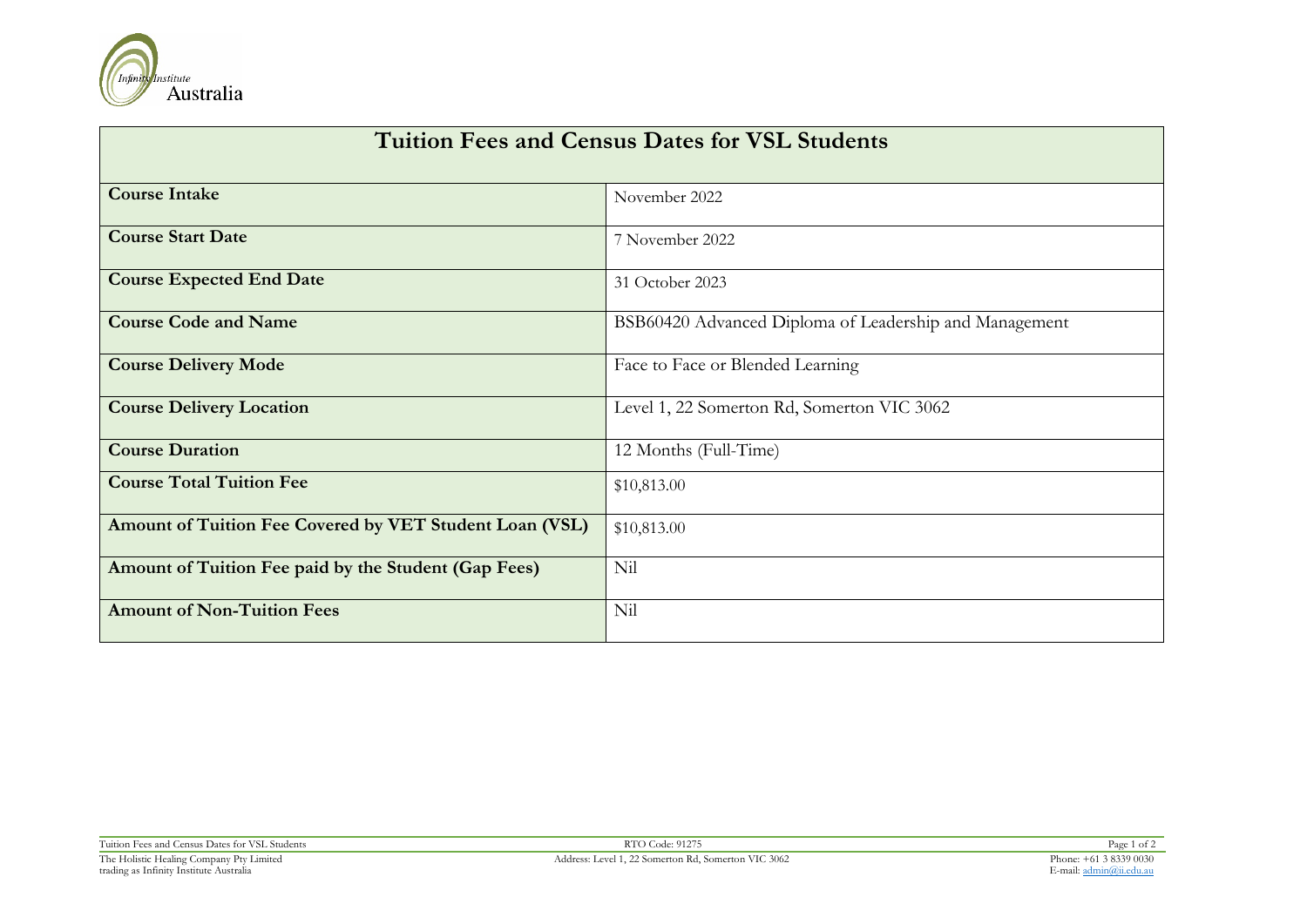| Tuition Fees and Census Dates for VSL Students | |
|---|---|
| **Course Intake** | November 2022 |
| **Course Start Date** | 7 November 2022 |
| **Course Expected End Date** | 31 October 2023 |
| **Course Code and Name** | BSB60420 Advanced Diploma of Leadership and Management |
| **Course Delivery Mode** | Face to Face or Blended Learning |
| **Course Delivery Location** | Level 1, 22 Somerton Rd, Somerton VIC 3062 |
| **Course Duration** | 12 Months (Full-Time) |
| **Course Total Tuition Fee** | $10,813.00 |
| **Amount of Tuition Fee Covered by VET Student Loan (VSL)** | $10,813.00 |
| **Amount of Tuition Fee paid by the Student (Gap Fees)** | Nil |
| **Amount of Non-Tuition Fees** | Nil |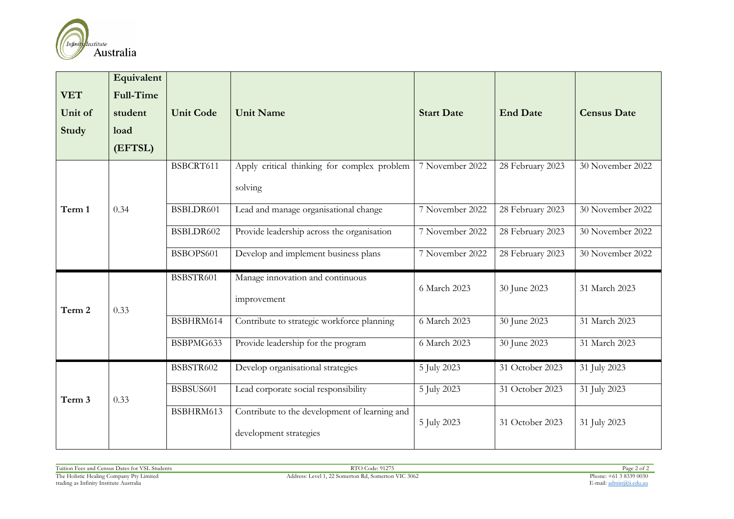| VET Unit of Study | Equivalent Full-Time student load (EFTSL) | Unit Code | Unit Name | Start Date | End Date | Census Date |
|---|---|---|---|---|---|---|
| Term 1 | 0.34 | BSBCRT611 | Apply critical thinking for complex problem solving | 7 November 2022 | 28 February 2023 | 30 November 2022 |
| | | BSBLDR601 | Lead and manage organisational change | 7 November 2022 | 28 February 2023 | 30 November 2022 |
| | | BSBLDR602 | Provide leadership across the organisation | 7 November 2022 | 28 February 2023 | 30 November 2022 |
| | | BSBOPS601 | Develop and implement business plans | 7 November 2022 | 28 February 2023 | 30 November 2022 |
| Term 2 | 0.33 | BSBSTR601 | Manage innovation and continuous improvement | 6 March 2023 | 30 June 2023 | 31 March 2023 |
| | | BSBHRM614 | Contribute to strategic workforce planning | 6 March 2023 | 30 June 2023 | 31 March 2023 |
| | | BSBPMG633 | Provide leadership for the program | 6 March 2023 | 30 June 2023 | 31 March 2023 |
| Term 3 | 0.33 | BSBSTR602 | Develop organisational strategies | 5 July 2023 | 31 October 2023 | 31 July 2023 |
| | | BSBSUS601 | Lead corporate social responsibility | 5 July 2023 | 31 October 2023 | 31 July 2023 |
| | | BSBHRM613 | Contribute to the development of learning and development strategies | 5 July 2023 | 31 October 2023 | 31 July 2023 |